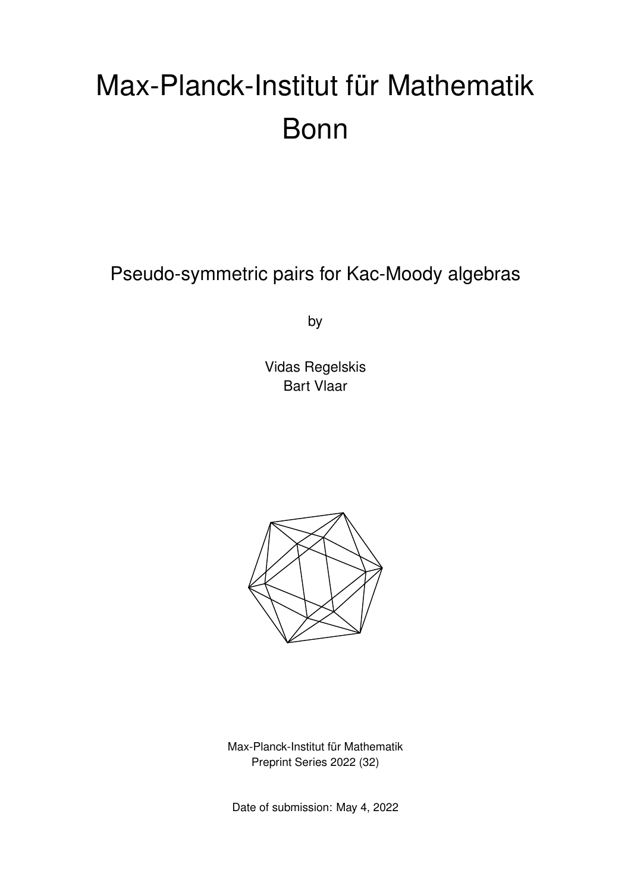# Max-Planck-Institut für Mathematik Bonn

## Pseudo-symmetric pairs for Kac-Moody algebras

by

Vidas Regelskis
Bart Vlaar

Max-Planck-Institut für Mathematik
Preprint Series 2022 (32)

Date of submission: May 4, 2022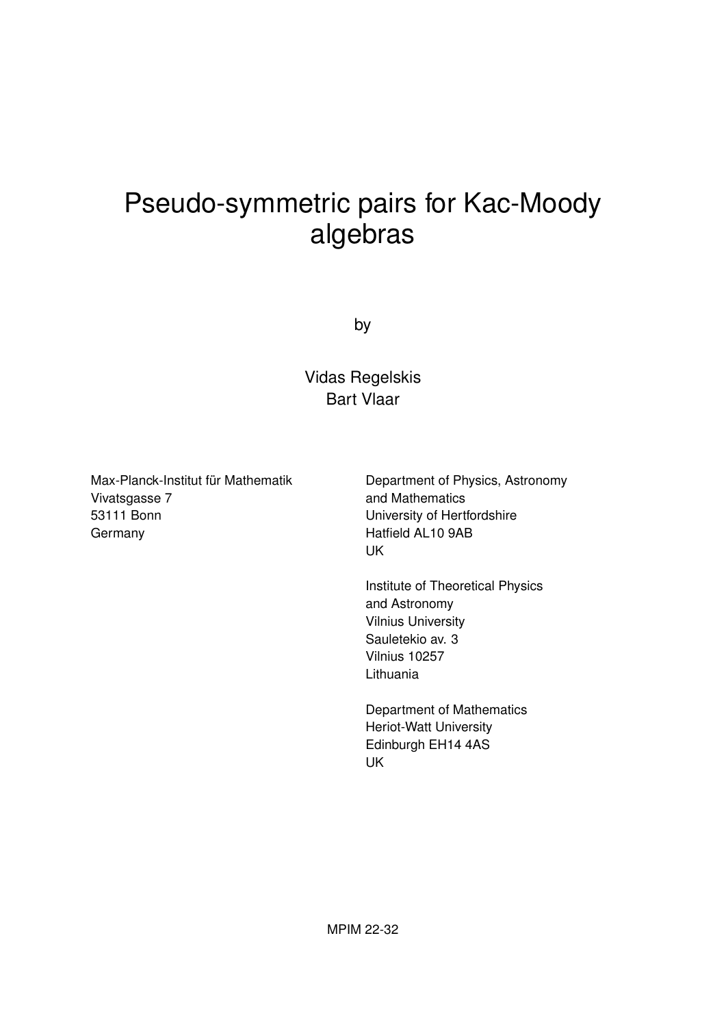# Pseudo-symmetric pairs for Kac-Moody algebras

by

Vidas Regelskis
Bart Vlaar

Max-Planck-Institut für Mathematik
Vivatsgasse 7
53111 Bonn
Germany

Department of Physics, Astronomy
and Mathematics
University of Hertfordshire
Hatfield AL10 9AB
UK

Institute of Theoretical Physics
and Astronomy
Vilnius University
Sauletekio av. 3
Vilnius 10257
Lithuania

Department of Mathematics
Heriot-Watt University
Edinburgh EH14 4AS
UK

MPIM 22-32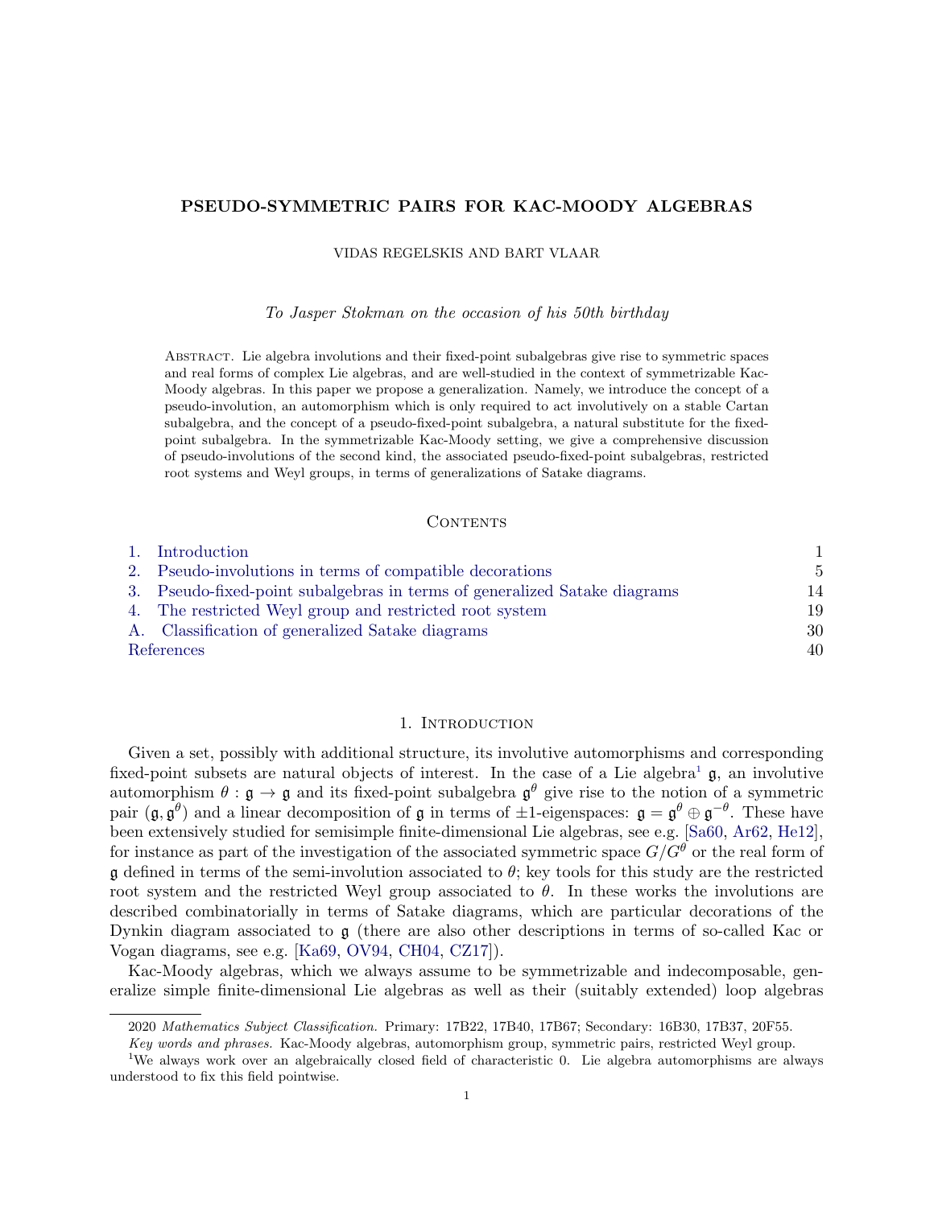# PSEUDO-SYMMETRIC PAIRS FOR KAC-MOODY ALGEBRAS

VIDAS REGELSKIS AND BART VLAAR

*To Jasper Stokman on the occasion of his 50th birthday*

Abstract. Lie algebra involutions and their fixed-point subalgebras give rise to symmetric spaces and real forms of complex Lie algebras, and are well-studied in the context of symmetrizable Kac-Moody algebras. In this paper we propose a generalization. Namely, we introduce the concept of a pseudo-involution, an automorphism which is only required to act involutively on a stable Cartan subalgebra, and the concept of a pseudo-fixed-point subalgebra, a natural substitute for the fixed-point subalgebra. In the symmetrizable Kac-Moody setting, we give a comprehensive discussion of pseudo-involutions of the second kind, the associated pseudo-fixed-point subalgebras, restricted root systems and Weyl groups, in terms of generalizations of Satake diagrams.

## Contents

1. Introduction — 1
2. Pseudo-involutions in terms of compatible decorations — 5
3. Pseudo-fixed-point subalgebras in terms of generalized Satake diagrams — 14
4. The restricted Weyl group and restricted root system — 19

A. Classification of generalized Satake diagrams — 30

References — 40

## 1. Introduction

Given a set, possibly with additional structure, its involutive automorphisms and corresponding fixed-point subsets are natural objects of interest. In the case of a Lie algebra[1] $\mathfrak{g}$, an involutive automorphism $\theta : \mathfrak{g} \to \mathfrak{g}$ and its fixed-point subalgebra $\mathfrak{g}^\theta$ give rise to the notion of a symmetric pair $(\mathfrak{g}, \mathfrak{g}^\theta)$ and a linear decomposition of $\mathfrak{g}$ in terms of $\pm 1$-eigenspaces: $\mathfrak{g} = \mathfrak{g}^\theta \oplus \mathfrak{g}^{-\theta}$. These have been extensively studied for semisimple finite-dimensional Lie algebras, see e.g. [Sa60, Ar62, He12], for instance as part of the investigation of the associated symmetric space $G/G^\theta$ or the real form of $\mathfrak{g}$ defined in terms of the semi-involution associated to $\theta$; key tools for this study are the restricted root system and the restricted Weyl group associated to $\theta$. In these works the involutions are described combinatorially in terms of Satake diagrams, which are particular decorations of the Dynkin diagram associated to $\mathfrak{g}$ (there are also other descriptions in terms of so-called Kac or Vogan diagrams, see e.g. [Ka69, OV94, CH04, CZ17]).

Kac-Moody algebras, which we always assume to be symmetrizable and indecomposable, generalize simple finite-dimensional Lie algebras as well as their (suitably extended) loop algebras

2020 *Mathematics Subject Classification.* Primary: 17B22, 17B40, 17B67; Secondary: 16B30, 17B37, 20F55.

*Key words and phrases.* Kac-Moody algebras, automorphism group, symmetric pairs, restricted Weyl group.

[1] We always work over an algebraically closed field of characteristic 0. Lie algebra automorphisms are always understood to fix this field pointwise.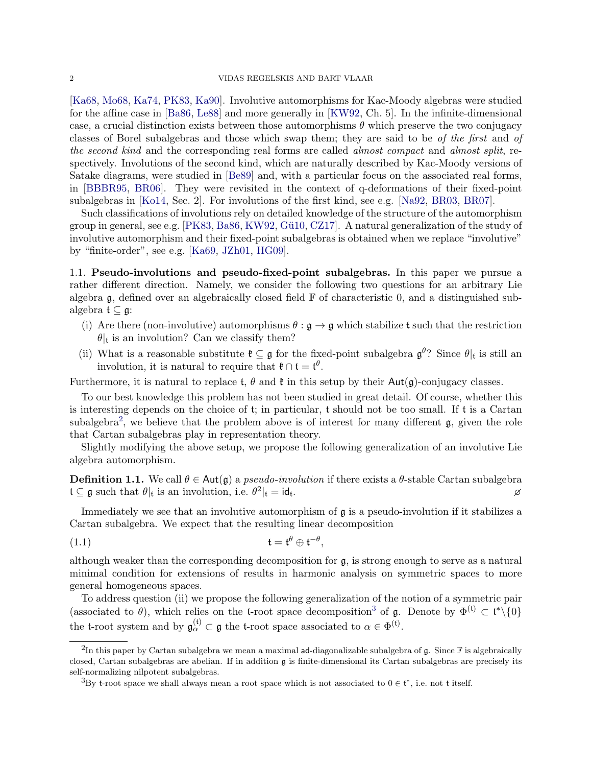[Ka68, Mo68, Ka74, PK83, Ka90]. Involutive automorphisms for Kac-Moody algebras were studied for the affine case in [Ba86, Le88] and more generally in [KW92, Ch. 5]. In the infinite-dimensional case, a crucial distinction exists between those automorphisms $\theta$ which preserve the two conjugacy classes of Borel subalgebras and those which swap them; they are said to be *of the first* and *of the second kind* and the corresponding real forms are called *almost compact* and *almost split*, respectively. Involutions of the second kind, which are naturally described by Kac-Moody versions of Satake diagrams, were studied in [Be89] and, with a particular focus on the associated real forms, in [BBBR95, BR06]. They were revisited in the context of q-deformations of their fixed-point subalgebras in [Ko14, Sec. 2]. For involutions of the first kind, see e.g. [Na92, BR03, BR07].

Such classifications of involutions rely on detailed knowledge of the structure of the automorphism group in general, see e.g. [PK83, Ba86, KW92, Gü10, CZ17]. A natural generalization of the study of involutive automorphism and their fixed-point subalgebras is obtained when we replace "involutive" by "finite-order", see e.g. [Ka69, JZh01, HG09].

### 1.1. Pseudo-involutions and pseudo-fixed-point subalgebras.

In this paper we pursue a rather different direction. Namely, we consider the following two questions for an arbitrary Lie algebra $\mathfrak{g}$, defined over an algebraically closed field $\mathbb{F}$ of characteristic 0, and a distinguished subalgebra $\mathfrak{t} \subseteq \mathfrak{g}$:

(i) Are there (non-involutive) automorphisms $\theta : \mathfrak{g} \to \mathfrak{g}$ which stabilize $\mathfrak{t}$ such that the restriction $\theta|_{\mathfrak{t}}$ is an involution? Can we classify them?

(ii) What is a reasonable substitute $\mathfrak{k} \subseteq \mathfrak{g}$ for the fixed-point subalgebra $\mathfrak{g}^\theta$? Since $\theta|_{\mathfrak{t}}$ is still an involution, it is natural to require that $\mathfrak{k} \cap \mathfrak{t} = \mathfrak{t}^\theta$.

Furthermore, it is natural to replace $\mathfrak{t}$, $\theta$ and $\mathfrak{k}$ in this setup by their $\mathsf{Aut}(\mathfrak{g})$-conjugacy classes.

To our best knowledge this problem has not been studied in great detail. Of course, whether this is interesting depends on the choice of $\mathfrak{t}$; in particular, $\mathfrak{t}$ should not be too small. If $\mathfrak{t}$ is a Cartan subalgebra[2], we believe that the problem above is of interest for many different $\mathfrak{g}$, given the role that Cartan subalgebras play in representation theory.

Slightly modifying the above setup, we propose the following generalization of an involutive Lie algebra automorphism.

**Definition 1.1.** We call $\theta \in \mathsf{Aut}(\mathfrak{g})$ a *pseudo-involution* if there exists a $\theta$-stable Cartan subalgebra $\mathfrak{t} \subseteq \mathfrak{g}$ such that $\theta|_{\mathfrak{t}}$ is an involution, i.e. $\theta^2|_{\mathfrak{t}} = \mathsf{id}_{\mathfrak{t}}$. ⌀

Immediately we see that an involutive automorphism of $\mathfrak{g}$ is a pseudo-involution if it stabilizes a Cartan subalgebra. We expect that the resulting linear decomposition

$$\mathfrak{t} = \mathfrak{t}^\theta \oplus \mathfrak{t}^{-\theta}, \tag{1.1}$$

although weaker than the corresponding decomposition for $\mathfrak{g}$, is strong enough to serve as a natural minimal condition for extensions of results in harmonic analysis on symmetric spaces to more general homogeneous spaces.

To address question (ii) we propose the following generalization of the notion of a symmetric pair (associated to $\theta$), which relies on the $\mathfrak{t}$-root space decomposition[3] of $\mathfrak{g}$. Denote by $\Phi^{(\mathfrak{t})} \subset \mathfrak{t}^* \backslash \{0\}$ the $\mathfrak{t}$-root system and by $\mathfrak{g}^{(\mathfrak{t})}_\alpha \subset \mathfrak{g}$ the $\mathfrak{t}$-root space associated to $\alpha \in \Phi^{(\mathfrak{t})}$.

---

[2] In this paper by Cartan subalgebra we mean a maximal $\mathsf{ad}$-diagonalizable subalgebra of $\mathfrak{g}$. Since $\mathbb{F}$ is algebraically closed, Cartan subalgebras are abelian. If in addition $\mathfrak{g}$ is finite-dimensional its Cartan subalgebras are precisely its self-normalizing nilpotent subalgebras.

[3] By $\mathfrak{t}$-root space we shall always mean a root space which is not associated to $0 \in \mathfrak{t}^*$, i.e. not $\mathfrak{t}$ itself.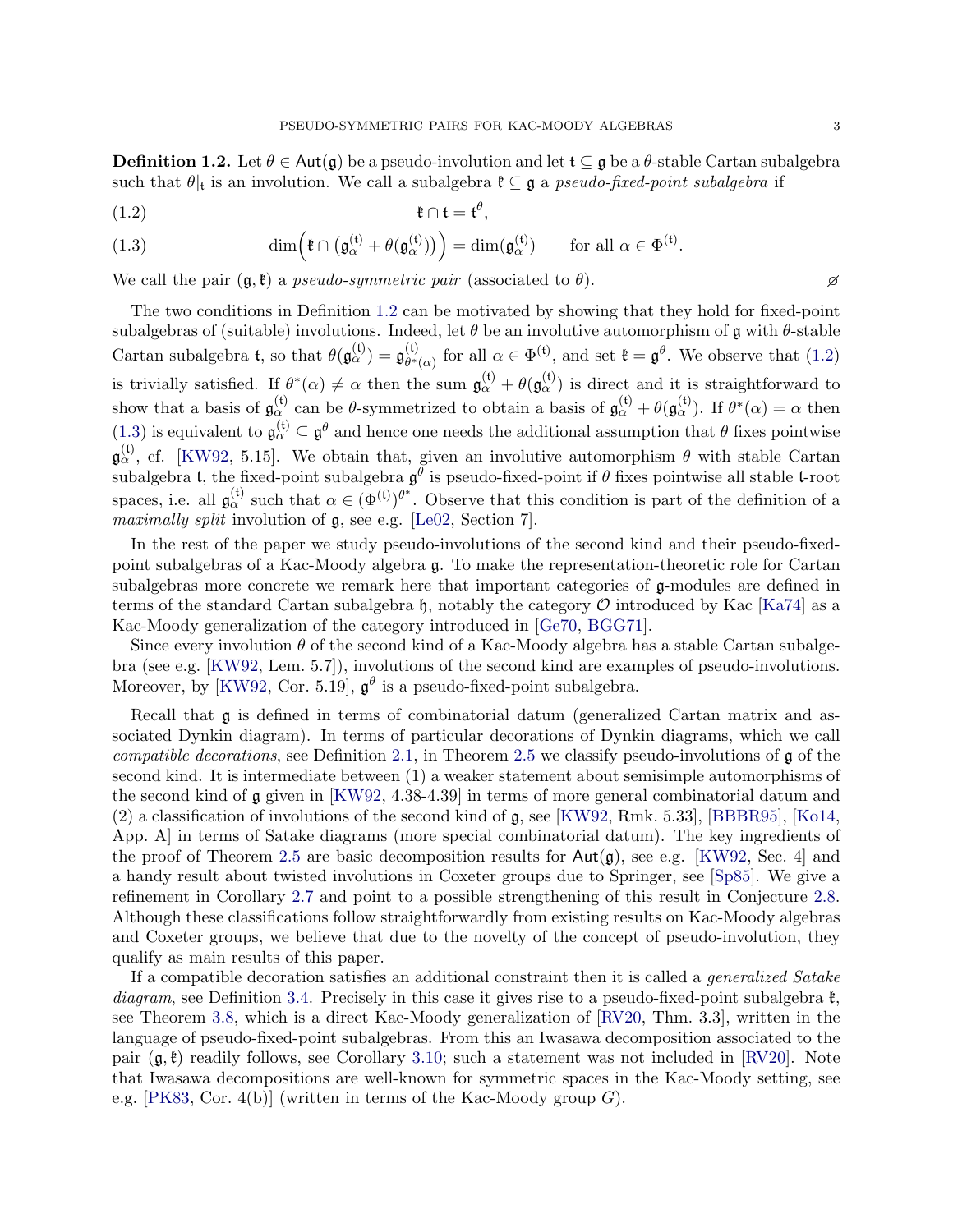**Definition 1.2.** Let $\theta \in \mathsf{Aut}(\mathfrak{g})$ be a pseudo-involution and let $\mathfrak{t} \subseteq \mathfrak{g}$ be a $\theta$-stable Cartan subalgebra such that $\theta|_{\mathfrak{t}}$ is an involution. We call a subalgebra $\mathfrak{k} \subseteq \mathfrak{g}$ a *pseudo-fixed-point subalgebra* if

$$\mathfrak{k} \cap \mathfrak{t} = \mathfrak{t}^\theta, \tag{1.2}$$

$$\dim\Big(\mathfrak{k} \cap \big(\mathfrak{g}^{(\mathfrak{t})}_\alpha + \theta(\mathfrak{g}^{(\mathfrak{t})}_\alpha)\big)\Big) = \dim(\mathfrak{g}^{(\mathfrak{t})}_\alpha) \qquad \text{for all } \alpha \in \Phi^{(\mathfrak{t})}. \tag{1.3}$$

We call the pair $(\mathfrak{g}, \mathfrak{k})$ a *pseudo-symmetric pair* (associated to $\theta$). $\varnothing$

The two conditions in Definition 1.2 can be motivated by showing that they hold for fixed-point subalgebras of (suitable) involutions. Indeed, let $\theta$ be an involutive automorphism of $\mathfrak{g}$ with $\theta$-stable Cartan subalgebra $\mathfrak{t}$, so that $\theta(\mathfrak{g}^{(\mathfrak{t})}_\alpha) = \mathfrak{g}^{(\mathfrak{t})}_{\theta^*(\alpha)}$ for all $\alpha \in \Phi^{(\mathfrak{t})}$, and set $\mathfrak{k} = \mathfrak{g}^\theta$. We observe that (1.2) is trivially satisfied. If $\theta^*(\alpha) \neq \alpha$ then the sum $\mathfrak{g}^{(\mathfrak{t})}_\alpha + \theta(\mathfrak{g}^{(\mathfrak{t})}_\alpha)$ is direct and it is straightforward to show that a basis of $\mathfrak{g}^{(\mathfrak{t})}_\alpha$ can be $\theta$-symmetrized to obtain a basis of $\mathfrak{g}^{(\mathfrak{t})}_\alpha + \theta(\mathfrak{g}^{(\mathfrak{t})}_\alpha)$. If $\theta^*(\alpha) = \alpha$ then (1.3) is equivalent to $\mathfrak{g}^{(\mathfrak{t})}_\alpha \subseteq \mathfrak{g}^\theta$ and hence one needs the additional assumption that $\theta$ fixes pointwise $\mathfrak{g}^{(\mathfrak{t})}_\alpha$, cf. [KW92, 5.15]. We obtain that, given an involutive automorphism $\theta$ with stable Cartan subalgebra $\mathfrak{t}$, the fixed-point subalgebra $\mathfrak{g}^\theta$ is pseudo-fixed-point if $\theta$ fixes pointwise all stable $\mathfrak{t}$-root spaces, i.e. all $\mathfrak{g}^{(\mathfrak{t})}_\alpha$ such that $\alpha \in (\Phi^{(\mathfrak{t})})^{\theta^*}$. Observe that this condition is part of the definition of a *maximally split* involution of $\mathfrak{g}$, see e.g. [Le02, Section 7].

In the rest of the paper we study pseudo-involutions of the second kind and their pseudo-fixed-point subalgebras of a Kac-Moody algebra $\mathfrak{g}$. To make the representation-theoretic role for Cartan subalgebras more concrete we remark here that important categories of $\mathfrak{g}$-modules are defined in terms of the standard Cartan subalgebra $\mathfrak{h}$, notably the category $\mathcal{O}$ introduced by Kac [Ka74] as a Kac-Moody generalization of the category introduced in [Ge70, BGG71].

Since every involution $\theta$ of the second kind of a Kac-Moody algebra has a stable Cartan subalgebra (see e.g. [KW92, Lem. 5.7]), involutions of the second kind are examples of pseudo-involutions. Moreover, by [KW92, Cor. 5.19], $\mathfrak{g}^\theta$ is a pseudo-fixed-point subalgebra.

Recall that $\mathfrak{g}$ is defined in terms of combinatorial datum (generalized Cartan matrix and associated Dynkin diagram). In terms of particular decorations of Dynkin diagrams, which we call *compatible decorations*, see Definition 2.1, in Theorem 2.5 we classify pseudo-involutions of $\mathfrak{g}$ of the second kind. It is intermediate between (1) a weaker statement about semisimple automorphisms of the second kind of $\mathfrak{g}$ given in [KW92, 4.38-4.39] in terms of more general combinatorial datum and (2) a classification of involutions of the second kind of $\mathfrak{g}$, see [KW92, Rmk. 5.33], [BBBR95], [Ko14, App. A] in terms of Satake diagrams (more special combinatorial datum). The key ingredients of the proof of Theorem 2.5 are basic decomposition results for $\mathsf{Aut}(\mathfrak{g})$, see e.g. [KW92, Sec. 4] and a handy result about twisted involutions in Coxeter groups due to Springer, see [Sp85]. We give a refinement in Corollary 2.7 and point to a possible strengthening of this result in Conjecture 2.8. Although these classifications follow straightforwardly from existing results on Kac-Moody algebras and Coxeter groups, we believe that due to the novelty of the concept of pseudo-involution, they qualify as main results of this paper.

If a compatible decoration satisfies an additional constraint then it is called a *generalized Satake diagram*, see Definition 3.4. Precisely in this case it gives rise to a pseudo-fixed-point subalgebra $\mathfrak{k}$, see Theorem 3.8, which is a direct Kac-Moody generalization of [RV20, Thm. 3.3], written in the language of pseudo-fixed-point subalgebras. From this an Iwasawa decomposition associated to the pair $(\mathfrak{g}, \mathfrak{k})$ readily follows, see Corollary 3.10; such a statement was not included in [RV20]. Note that Iwasawa decompositions are well-known for symmetric spaces in the Kac-Moody setting, see e.g. [PK83, Cor. 4(b)] (written in terms of the Kac-Moody group $G$).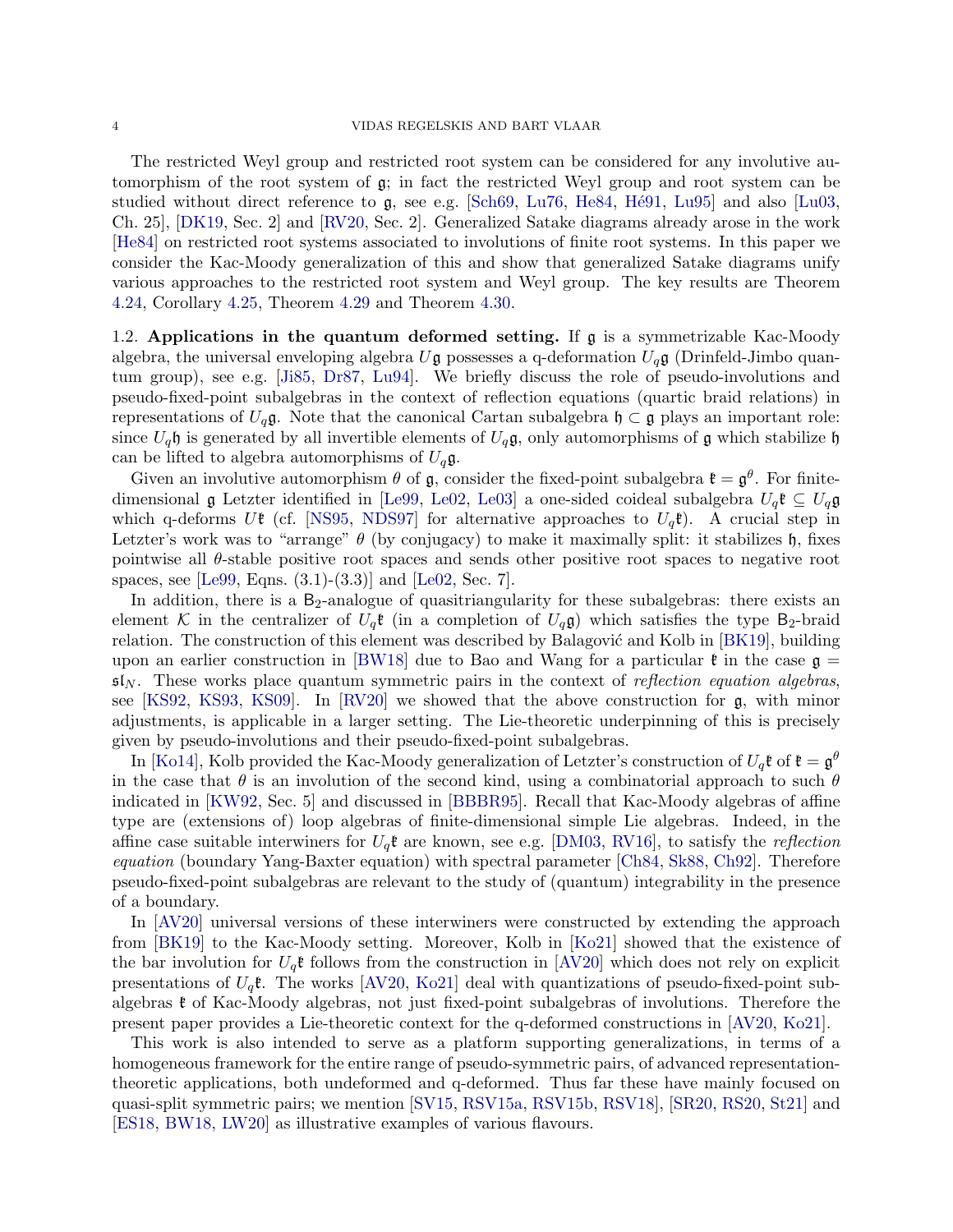The restricted Weyl group and restricted root system can be considered for any involutive automorphism of the root system of $\mathfrak{g}$; in fact the restricted Weyl group and root system can be studied without direct reference to $\mathfrak{g}$, see e.g. [Sch69, Lu76, He84, Hé91, Lu95] and also [Lu03, Ch. 25], [DK19, Sec. 2] and [RV20, Sec. 2]. Generalized Satake diagrams already arose in the work [He84] on restricted root systems associated to involutions of finite root systems. In this paper we consider the Kac-Moody generalization of this and show that generalized Satake diagrams unify various approaches to the restricted root system and Weyl group. The key results are Theorem 4.24, Corollary 4.25, Theorem 4.29 and Theorem 4.30.

1.2. **Applications in the quantum deformed setting.** If $\mathfrak{g}$ is a symmetrizable Kac-Moody algebra, the universal enveloping algebra $U\mathfrak{g}$ possesses a q-deformation $U_q\mathfrak{g}$ (Drinfeld-Jimbo quantum group), see e.g. [Ji85, Dr87, Lu94]. We briefly discuss the role of pseudo-involutions and pseudo-fixed-point subalgebras in the context of reflection equations (quartic braid relations) in representations of $U_q\mathfrak{g}$. Note that the canonical Cartan subalgebra $\mathfrak{h} \subset \mathfrak{g}$ plays an important role: since $U_q\mathfrak{h}$ is generated by all invertible elements of $U_q\mathfrak{g}$, only automorphisms of $\mathfrak{g}$ which stabilize $\mathfrak{h}$ can be lifted to algebra automorphisms of $U_q\mathfrak{g}$.

Given an involutive automorphism $\theta$ of $\mathfrak{g}$, consider the fixed-point subalgebra $\mathfrak{k} = \mathfrak{g}^\theta$. For finite-dimensional $\mathfrak{g}$ Letzter identified in [Le99, Le02, Le03] a one-sided coideal subalgebra $U_q\mathfrak{k} \subseteq U_q\mathfrak{g}$ which q-deforms $U\mathfrak{k}$ (cf. [NS95, NDS97] for alternative approaches to $U_q\mathfrak{k}$). A crucial step in Letzter's work was to "arrange" $\theta$ (by conjugacy) to make it maximally split: it stabilizes $\mathfrak{h}$, fixes pointwise all $\theta$-stable positive root spaces and sends other positive root spaces to negative root spaces, see [Le99, Eqns. (3.1)-(3.3)] and [Le02, Sec. 7].

In addition, there is a $\mathsf{B}_2$-analogue of quasitriangularity for these subalgebras: there exists an element $\mathcal{K}$ in the centralizer of $U_q\mathfrak{k}$ (in a completion of $U_q\mathfrak{g}$) which satisfies the type $\mathsf{B}_2$-braid relation. The construction of this element was described by Balagović and Kolb in [BK19], building upon an earlier construction in [BW18] due to Bao and Wang for a particular $\mathfrak{k}$ in the case $\mathfrak{g} = \mathfrak{sl}_N$. These works place quantum symmetric pairs in the context of *reflection equation algebras*, see [KS92, KS93, KS09]. In [RV20] we showed that the above construction for $\mathfrak{g}$, with minor adjustments, is applicable in a larger setting. The Lie-theoretic underpinning of this is precisely given by pseudo-involutions and their pseudo-fixed-point subalgebras.

In [Ko14], Kolb provided the Kac-Moody generalization of Letzter's construction of $U_q\mathfrak{k}$ of $\mathfrak{k} = \mathfrak{g}^\theta$ in the case that $\theta$ is an involution of the second kind, using a combinatorial approach to such $\theta$ indicated in [KW92, Sec. 5] and discussed in [BBBR95]. Recall that Kac-Moody algebras of affine type are (extensions of) loop algebras of finite-dimensional simple Lie algebras. Indeed, in the affine case suitable interwiners for $U_q\mathfrak{k}$ are known, see e.g. [DM03, RV16], to satisfy the *reflection equation* (boundary Yang-Baxter equation) with spectral parameter [Ch84, Sk88, Ch92]. Therefore pseudo-fixed-point subalgebras are relevant to the study of (quantum) integrability in the presence of a boundary.

In [AV20] universal versions of these interwiners were constructed by extending the approach from [BK19] to the Kac-Moody setting. Moreover, Kolb in [Ko21] showed that the existence of the bar involution for $U_q\mathfrak{k}$ follows from the construction in [AV20] which does not rely on explicit presentations of $U_q\mathfrak{k}$. The works [AV20, Ko21] deal with quantizations of pseudo-fixed-point subalgebras $\mathfrak{k}$ of Kac-Moody algebras, not just fixed-point subalgebras of involutions. Therefore the present paper provides a Lie-theoretic context for the q-deformed constructions in [AV20, Ko21].

This work is also intended to serve as a platform supporting generalizations, in terms of a homogeneous framework for the entire range of pseudo-symmetric pairs, of advanced representation-theoretic applications, both undeformed and q-deformed. Thus far these have mainly focused on quasi-split symmetric pairs; we mention [SV15, RSV15a, RSV15b, RSV18], [SR20, RS20, St21] and [ES18, BW18, LW20] as illustrative examples of various flavours.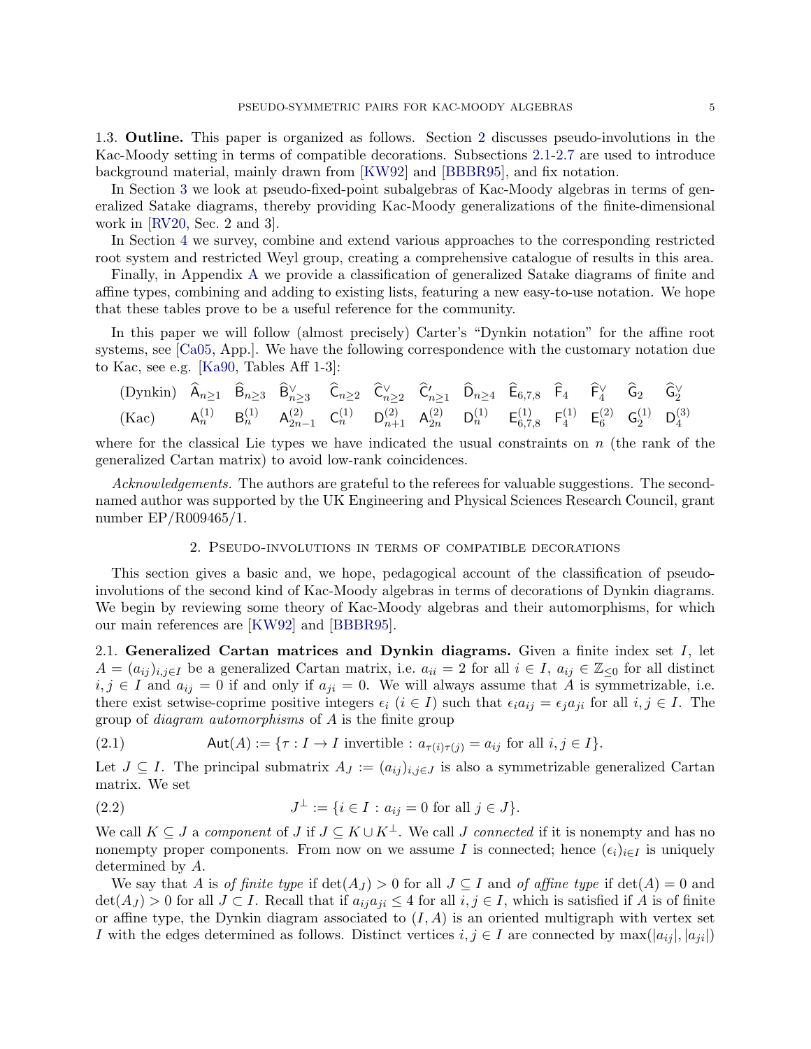1.3. **Outline.** This paper is organized as follows. Section 2 discusses pseudo-involutions in the Kac-Moody setting in terms of compatible decorations. Subsections 2.1-2.7 are used to introduce background material, mainly drawn from [KW92] and [BBBR95], and fix notation.

In Section 3 we look at pseudo-fixed-point subalgebras of Kac-Moody algebras in terms of generalized Satake diagrams, thereby providing Kac-Moody generalizations of the finite-dimensional work in [RV20, Sec. 2 and 3].

In Section 4 we survey, combine and extend various approaches to the corresponding restricted root system and restricted Weyl group, creating a comprehensive catalogue of results in this area.

Finally, in Appendix A we provide a classification of generalized Satake diagrams of finite and affine types, combining and adding to existing lists, featuring a new easy-to-use notation. We hope that these tables prove to be a useful reference for the community.

In this paper we will follow (almost precisely) Carter's "Dynkin notation" for the affine root systems, see [Ca05, App.]. We have the following correspondence with the customary notation due to Kac, see e.g. [Ka90, Tables Aff 1-3]:

| (Dynkin) | $\widehat{\mathsf{A}}_{n\geq 1}$ | $\widehat{\mathsf{B}}_{n\geq 3}$ | $\widehat{\mathsf{B}}^\vee_{n\geq 3}$ | $\widehat{\mathsf{C}}_{n\geq 2}$ | $\widehat{\mathsf{C}}^\vee_{n\geq 2}$ | $\widehat{\mathsf{C}}'_{n\geq 1}$ | $\widehat{\mathsf{D}}_{n\geq 4}$ | $\widehat{\mathsf{E}}_{6,7,8}$ | $\widehat{\mathsf{F}}_4$ | $\widehat{\mathsf{F}}^\vee_4$ | $\widehat{\mathsf{G}}_2$ | $\widehat{\mathsf{G}}^\vee_2$ |
|---|---|---|---|---|---|---|---|---|---|---|---|---|
| (Kac) | $\mathsf{A}^{(1)}_n$ | $\mathsf{B}^{(1)}_n$ | $\mathsf{A}^{(2)}_{2n-1}$ | $\mathsf{C}^{(1)}_n$ | $\mathsf{D}^{(2)}_{n+1}$ | $\mathsf{A}^{(2)}_{2n}$ | $\mathsf{D}^{(1)}_n$ | $\mathsf{E}^{(1)}_{6,7,8}$ | $\mathsf{F}^{(1)}_4$ | $\mathsf{E}^{(2)}_6$ | $\mathsf{G}^{(1)}_2$ | $\mathsf{D}^{(3)}_4$ |

where for the classical Lie types we have indicated the usual constraints on $n$ (the rank of the generalized Cartan matrix) to avoid low-rank coincidences.

*Acknowledgements.* The authors are grateful to the referees for valuable suggestions. The second-named author was supported by the UK Engineering and Physical Sciences Research Council, grant number EP/R009465/1.

## 2. Pseudo-involutions in terms of compatible decorations

This section gives a basic and, we hope, pedagogical account of the classification of pseudo-involutions of the second kind of Kac-Moody algebras in terms of decorations of Dynkin diagrams. We begin by reviewing some theory of Kac-Moody algebras and their automorphisms, for which our main references are [KW92] and [BBBR95].

2.1. **Generalized Cartan matrices and Dynkin diagrams.** Given a finite index set $I$, let $A = (a_{ij})_{i,j\in I}$ be a generalized Cartan matrix, i.e. $a_{ii} = 2$ for all $i \in I$, $a_{ij} \in \mathbb{Z}_{\leq 0}$ for all distinct $i, j \in I$ and $a_{ij} = 0$ if and only if $a_{ji} = 0$. We will always assume that $A$ is symmetrizable, i.e. there exist setwise-coprime positive integers $\epsilon_i$ ($i \in I$) such that $\epsilon_i a_{ij} = \epsilon_j a_{ji}$ for all $i, j \in I$. The group of *diagram automorphisms* of $A$ is the finite group

$$\mathsf{Aut}(A) := \{\tau : I \to I \text{ invertible} : a_{\tau(i)\tau(j)} = a_{ij} \text{ for all } i, j \in I\}. \tag{2.1}$$

Let $J \subseteq I$. The principal submatrix $A_J := (a_{ij})_{i,j\in J}$ is also a symmetrizable generalized Cartan matrix. We set

$$J^\perp := \{i \in I : a_{ij} = 0 \text{ for all } j \in J\}. \tag{2.2}$$

We call $K \subseteq J$ a *component* of $J$ if $J \subseteq K \cup K^\perp$. We call $J$ *connected* if it is nonempty and has no nonempty proper components. From now on we assume $I$ is connected; hence $(\epsilon_i)_{i\in I}$ is uniquely determined by $A$.

We say that $A$ is *of finite type* if $\det(A_J) > 0$ for all $J \subseteq I$ and *of affine type* if $\det(A) = 0$ and $\det(A_J) > 0$ for all $J \subset I$. Recall that if $a_{ij}a_{ji} \leq 4$ for all $i, j \in I$, which is satisfied if $A$ is of finite or affine type, the Dynkin diagram associated to $(I, A)$ is an oriented multigraph with vertex set $I$ with the edges determined as follows. Distinct vertices $i, j \in I$ are connected by $\max(|a_{ij}|, |a_{ji}|)$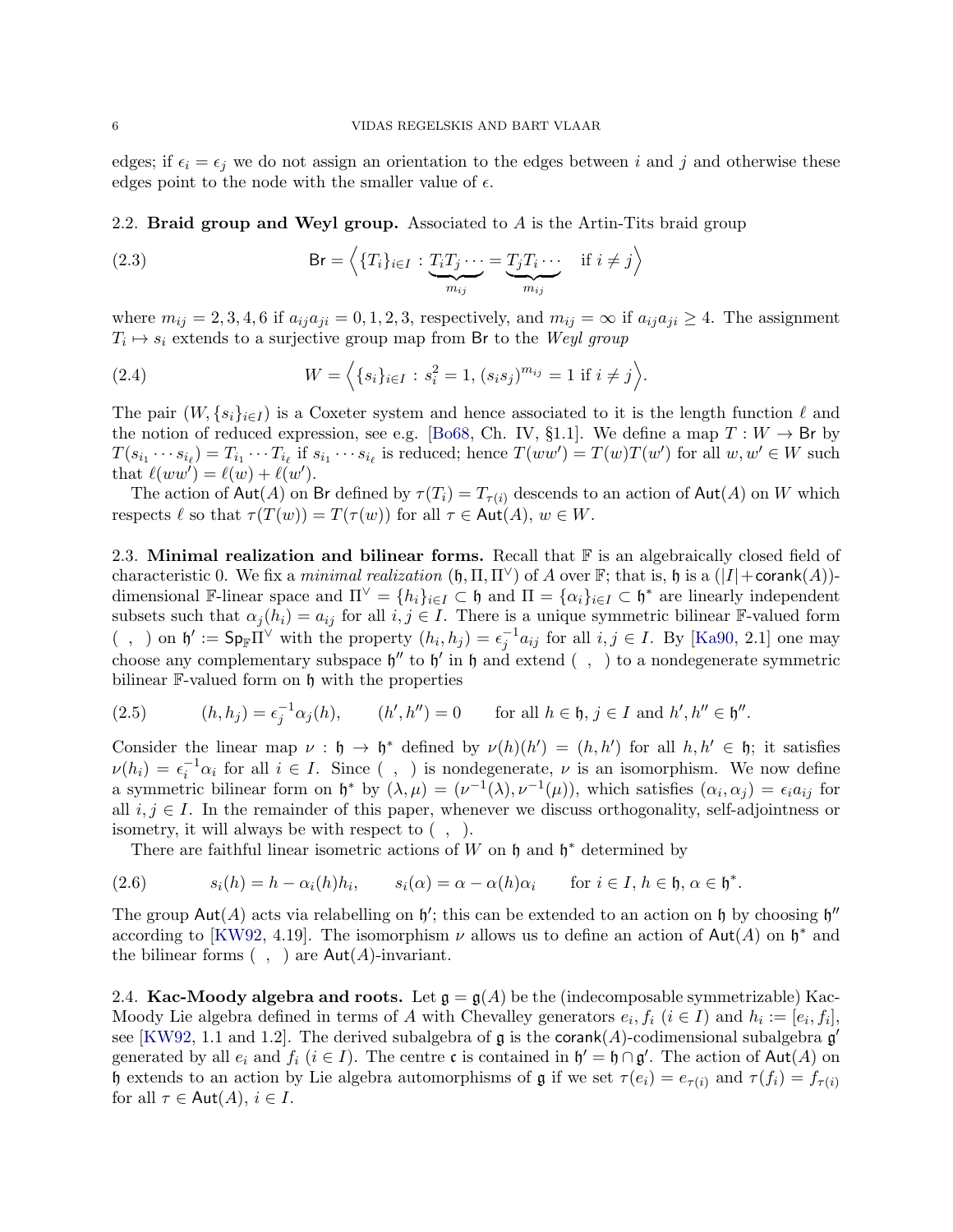edges; if $\epsilon_i = \epsilon_j$ we do not assign an orientation to the edges between $i$ and $j$ and otherwise these edges point to the node with the smaller value of $\epsilon$.

### 2.2. Braid group and Weyl group.

Associated to $A$ is the Artin-Tits braid group

$$\mathsf{Br} = \Big\langle \{T_i\}_{i \in I} : \underbrace{T_i T_j \cdots}_{m_{ij}} = \underbrace{T_j T_i \cdots}_{m_{ij}} \quad \text{if } i \neq j \Big\rangle \tag{2.3}$$

where $m_{ij} = 2, 3, 4, 6$ if $a_{ij}a_{ji} = 0, 1, 2, 3$, respectively, and $m_{ij} = \infty$ if $a_{ij}a_{ji} \geq 4$. The assignment $T_i \mapsto s_i$ extends to a surjective group map from $\mathsf{Br}$ to the *Weyl group*

$$W = \Big\langle \{s_i\}_{i \in I} : s_i^2 = 1, \, (s_i s_j)^{m_{ij}} = 1 \text{ if } i \neq j \Big\rangle. \tag{2.4}$$

The pair $(W, \{s_i\}_{i \in I})$ is a Coxeter system and hence associated to it is the length function $\ell$ and the notion of reduced expression, see e.g. [Bo68, Ch. IV, §1.1]. We define a map $T : W \to \mathsf{Br}$ by $T(s_{i_1} \cdots s_{i_\ell}) = T_{i_1} \cdots T_{i_\ell}$ if $s_{i_1} \cdots s_{i_\ell}$ is reduced; hence $T(ww') = T(w)T(w')$ for all $w, w' \in W$ such that $\ell(ww') = \ell(w) + \ell(w')$.

The action of $\mathsf{Aut}(A)$ on $\mathsf{Br}$ defined by $\tau(T_i) = T_{\tau(i)}$ descends to an action of $\mathsf{Aut}(A)$ on $W$ which respects $\ell$ so that $\tau(T(w)) = T(\tau(w))$ for all $\tau \in \mathsf{Aut}(A)$, $w \in W$.

### 2.3. Minimal realization and bilinear forms.

Recall that $\mathbb{F}$ is an algebraically closed field of characteristic 0. We fix a *minimal realization* $(\mathfrak{h}, \Pi, \Pi^\vee)$ of $A$ over $\mathbb{F}$; that is, $\mathfrak{h}$ is a $(|I| + \mathsf{corank}(A))$-dimensional $\mathbb{F}$-linear space and $\Pi^\vee = \{h_i\}_{i \in I} \subset \mathfrak{h}$ and $\Pi = \{\alpha_i\}_{i \in I} \subset \mathfrak{h}^*$ are linearly independent subsets such that $\alpha_j(h_i) = a_{ij}$ for all $i, j \in I$. There is a unique symmetric bilinear $\mathbb{F}$-valued form $(\ ,\ )$ on $\mathfrak{h}' := \mathsf{Sp}_{\mathbb{F}}\Pi^\vee$ with the property $(h_i, h_j) = \epsilon_j^{-1} a_{ij}$ for all $i, j \in I$. By [Ka90, 2.1] one may choose any complementary subspace $\mathfrak{h}''$ to $\mathfrak{h}'$ in $\mathfrak{h}$ and extend $(\ ,\ )$ to a nondegenerate symmetric bilinear $\mathbb{F}$-valued form on $\mathfrak{h}$ with the properties

$$(h, h_j) = \epsilon_j^{-1}\alpha_j(h), \qquad (h', h'') = 0 \qquad \text{for all } h \in \mathfrak{h}, j \in I \text{ and } h', h'' \in \mathfrak{h}''. \tag{2.5}$$

Consider the linear map $\nu : \mathfrak{h} \to \mathfrak{h}^*$ defined by $\nu(h)(h') = (h, h')$ for all $h, h' \in \mathfrak{h}$; it satisfies $\nu(h_i) = \epsilon_i^{-1}\alpha_i$ for all $i \in I$. Since $(\ ,\ )$ is nondegenerate, $\nu$ is an isomorphism. We now define a symmetric bilinear form on $\mathfrak{h}^*$ by $(\lambda, \mu) = (\nu^{-1}(\lambda), \nu^{-1}(\mu))$, which satisfies $(\alpha_i, \alpha_j) = \epsilon_i a_{ij}$ for all $i, j \in I$. In the remainder of this paper, whenever we discuss orthogonality, self-adjointness or isometry, it will always be with respect to $(\ ,\ )$.

There are faithful linear isometric actions of $W$ on $\mathfrak{h}$ and $\mathfrak{h}^*$ determined by

$$s_i(h) = h - \alpha_i(h)h_i, \qquad s_i(\alpha) = \alpha - \alpha(h)\alpha_i \qquad \text{for } i \in I, h \in \mathfrak{h}, \alpha \in \mathfrak{h}^*. \tag{2.6}$$

The group $\mathsf{Aut}(A)$ acts via relabelling on $\mathfrak{h}'$; this can be extended to an action on $\mathfrak{h}$ by choosing $\mathfrak{h}''$ according to [KW92, 4.19]. The isomorphism $\nu$ allows us to define an action of $\mathsf{Aut}(A)$ on $\mathfrak{h}^*$ and the bilinear forms $(\ ,\ )$ are $\mathsf{Aut}(A)$-invariant.

### 2.4. Kac-Moody algebra and roots.

Let $\mathfrak{g} = \mathfrak{g}(A)$ be the (indecomposable symmetrizable) Kac-Moody Lie algebra defined in terms of $A$ with Chevalley generators $e_i, f_i$ ($i \in I$) and $h_i := [e_i, f_i]$, see [KW92, 1.1 and 1.2]. The derived subalgebra of $\mathfrak{g}$ is the $\mathsf{corank}(A)$-codimensional subalgebra $\mathfrak{g}'$ generated by all $e_i$ and $f_i$ ($i \in I$). The centre $\mathfrak{c}$ is contained in $\mathfrak{h}' = \mathfrak{h} \cap \mathfrak{g}'$. The action of $\mathsf{Aut}(A)$ on $\mathfrak{h}$ extends to an action by Lie algebra automorphisms of $\mathfrak{g}$ if we set $\tau(e_i) = e_{\tau(i)}$ and $\tau(f_i) = f_{\tau(i)}$ for all $\tau \in \mathsf{Aut}(A)$, $i \in I$.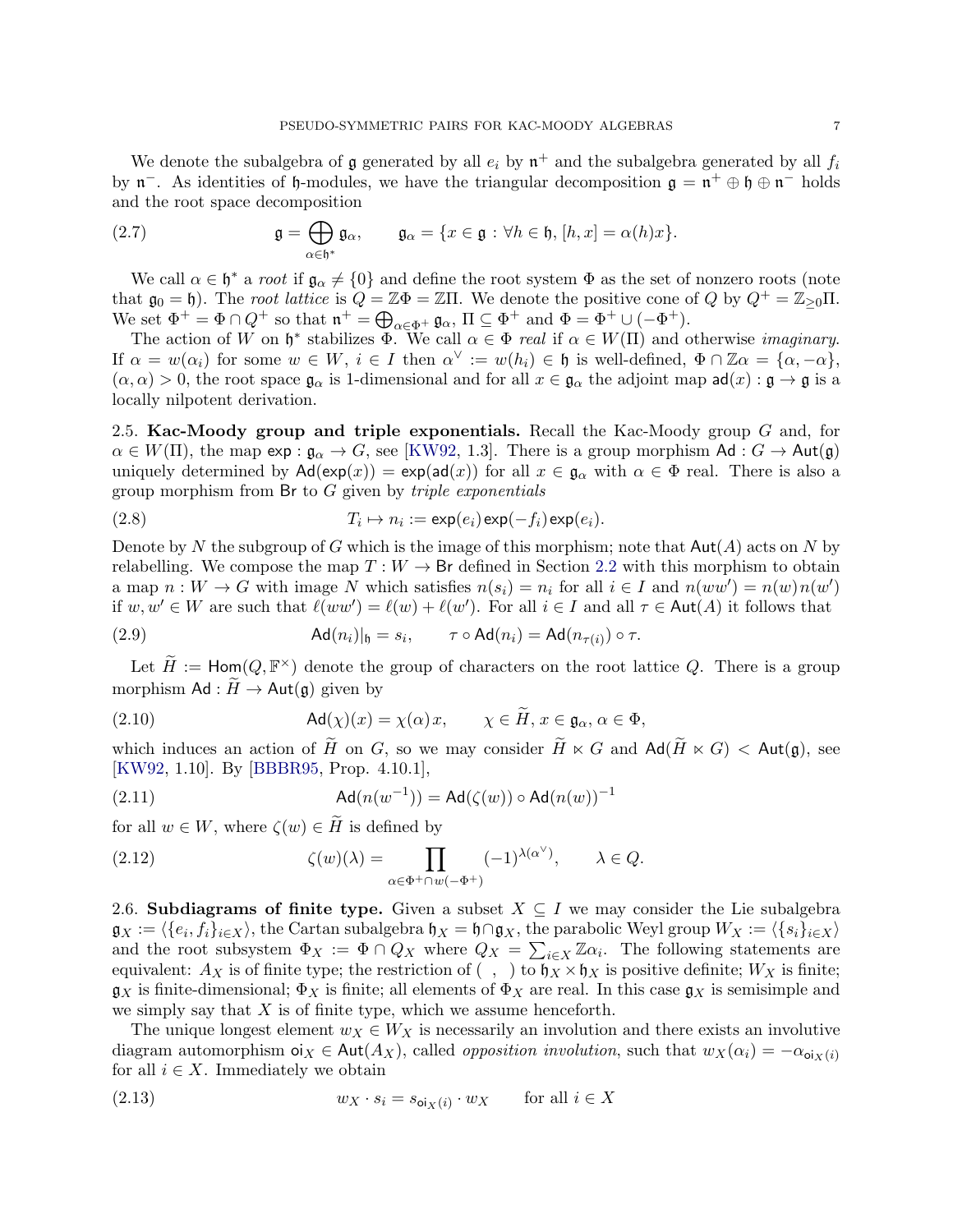We denote the subalgebra of $\mathfrak{g}$ generated by all $e_i$ by $\mathfrak{n}^+$ and the subalgebra generated by all $f_i$ by $\mathfrak{n}^-$. As identities of $\mathfrak{h}$-modules, we have the triangular decomposition $\mathfrak{g} = \mathfrak{n}^+ \oplus \mathfrak{h} \oplus \mathfrak{n}^-$ holds and the root space decomposition

$$\mathfrak{g} = \bigoplus_{\alpha \in \mathfrak{h}^*} \mathfrak{g}_\alpha, \qquad \mathfrak{g}_\alpha = \{x \in \mathfrak{g} : \forall h \in \mathfrak{h}, [h,x] = \alpha(h)x\}. \tag{2.7}$$

We call $\alpha \in \mathfrak{h}^*$ a *root* if $\mathfrak{g}_\alpha \neq \{0\}$ and define the root system $\Phi$ as the set of nonzero roots (note that $\mathfrak{g}_0 = \mathfrak{h}$). The *root lattice* is $Q = \mathbb{Z}\Phi = \mathbb{Z}\Pi$. We denote the positive cone of $Q$ by $Q^+ = \mathbb{Z}_{\geq 0}\Pi$. We set $\Phi^+ = \Phi \cap Q^+$ so that $\mathfrak{n}^+ = \bigoplus_{\alpha \in \Phi^+} \mathfrak{g}_\alpha$, $\Pi \subseteq \Phi^+$ and $\Phi = \Phi^+ \cup (-\Phi^+)$.

The action of $W$ on $\mathfrak{h}^*$ stabilizes $\Phi$. We call $\alpha \in \Phi$ *real* if $\alpha \in W(\Pi)$ and otherwise *imaginary*. If $\alpha = w(\alpha_i)$ for some $w \in W$, $i \in I$ then $\alpha^\vee := w(h_i) \in \mathfrak{h}$ is well-defined, $\Phi \cap \mathbb{Z}\alpha = \{\alpha, -\alpha\}$, $(\alpha,\alpha) > 0$, the root space $\mathfrak{g}_\alpha$ is 1-dimensional and for all $x \in \mathfrak{g}_\alpha$ the adjoint map $\mathsf{ad}(x) : \mathfrak{g} \to \mathfrak{g}$ is a locally nilpotent derivation.

**2.5. Kac-Moody group and triple exponentials.** Recall the Kac-Moody group $G$ and, for $\alpha \in W(\Pi)$, the map $\exp : \mathfrak{g}_\alpha \to G$, see [KW92, 1.3]. There is a group morphism $\mathsf{Ad} : G \to \mathsf{Aut}(\mathfrak{g})$ uniquely determined by $\mathsf{Ad}(\exp(x)) = \exp(\mathsf{ad}(x))$ for all $x \in \mathfrak{g}_\alpha$ with $\alpha \in \Phi$ real. There is also a group morphism from $\mathsf{Br}$ to $G$ given by *triple exponentials*

$$T_i \mapsto n_i := \exp(e_i)\exp(-f_i)\exp(e_i). \tag{2.8}$$

Denote by $N$ the subgroup of $G$ which is the image of this morphism; note that $\mathsf{Aut}(A)$ acts on $N$ by relabelling. We compose the map $T : W \to \mathsf{Br}$ defined in Section 2.2 with this morphism to obtain a map $n : W \to G$ with image $N$ which satisfies $n(s_i) = n_i$ for all $i \in I$ and $n(ww') = n(w)n(w')$ if $w, w' \in W$ are such that $\ell(ww') = \ell(w) + \ell(w')$. For all $i \in I$ and all $\tau \in \mathsf{Aut}(A)$ it follows that

$$\mathsf{Ad}(n_i)|_{\mathfrak{h}} = s_i, \qquad \tau \circ \mathsf{Ad}(n_i) = \mathsf{Ad}(n_{\tau(i)}) \circ \tau. \tag{2.9}$$

Let $\widetilde{H} := \mathsf{Hom}(Q, \mathbb{F}^\times)$ denote the group of characters on the root lattice $Q$. There is a group morphism $\mathsf{Ad} : \widetilde{H} \to \mathsf{Aut}(\mathfrak{g})$ given by

$$\mathsf{Ad}(\chi)(x) = \chi(\alpha)\, x, \qquad \chi \in \widetilde{H}, x \in \mathfrak{g}_\alpha, \alpha \in \Phi, \tag{2.10}$$

which induces an action of $\widetilde{H}$ on $G$, so we may consider $\widetilde{H} \ltimes G$ and $\mathsf{Ad}(\widetilde{H} \ltimes G) < \mathsf{Aut}(\mathfrak{g})$, see [KW92, 1.10]. By [BBBR95, Prop. 4.10.1],

$$\mathsf{Ad}(n(w^{-1})) = \mathsf{Ad}(\zeta(w)) \circ \mathsf{Ad}(n(w))^{-1} \tag{2.11}$$

for all $w \in W$, where $\zeta(w) \in \widetilde{H}$ is defined by

$$\zeta(w)(\lambda) = \prod_{\alpha \in \Phi^+ \cap w(-\Phi^+)} (-1)^{\lambda(\alpha^\vee)}, \qquad \lambda \in Q. \tag{2.12}$$

**2.6. Subdiagrams of finite type.** Given a subset $X \subseteq I$ we may consider the Lie subalgebra $\mathfrak{g}_X := \langle \{e_i, f_i\}_{i \in X} \rangle$, the Cartan subalgebra $\mathfrak{h}_X = \mathfrak{h} \cap \mathfrak{g}_X$, the parabolic Weyl group $W_X := \langle \{s_i\}_{i \in X} \rangle$ and the root subsystem $\Phi_X := \Phi \cap Q_X$ where $Q_X = \sum_{i \in X} \mathbb{Z}\alpha_i$. The following statements are equivalent: $A_X$ is of finite type; the restriction of $(\ ,\ )$ to $\mathfrak{h}_X \times \mathfrak{h}_X$ is positive definite; $W_X$ is finite; $\mathfrak{g}_X$ is finite-dimensional; $\Phi_X$ is finite; all elements of $\Phi_X$ are real. In this case $\mathfrak{g}_X$ is semisimple and we simply say that $X$ is of finite type, which we assume henceforth.

The unique longest element $w_X \in W_X$ is necessarily an involution and there exists an involutive diagram automorphism $\mathsf{oi}_X \in \mathsf{Aut}(A_X)$, called *opposition involution*, such that $w_X(\alpha_i) = -\alpha_{\mathsf{oi}_X(i)}$ for all $i \in X$. Immediately we obtain

$$w_X \cdot s_i = s_{\mathsf{oi}_X(i)} \cdot w_X \qquad \text{for all } i \in X \tag{2.13}$$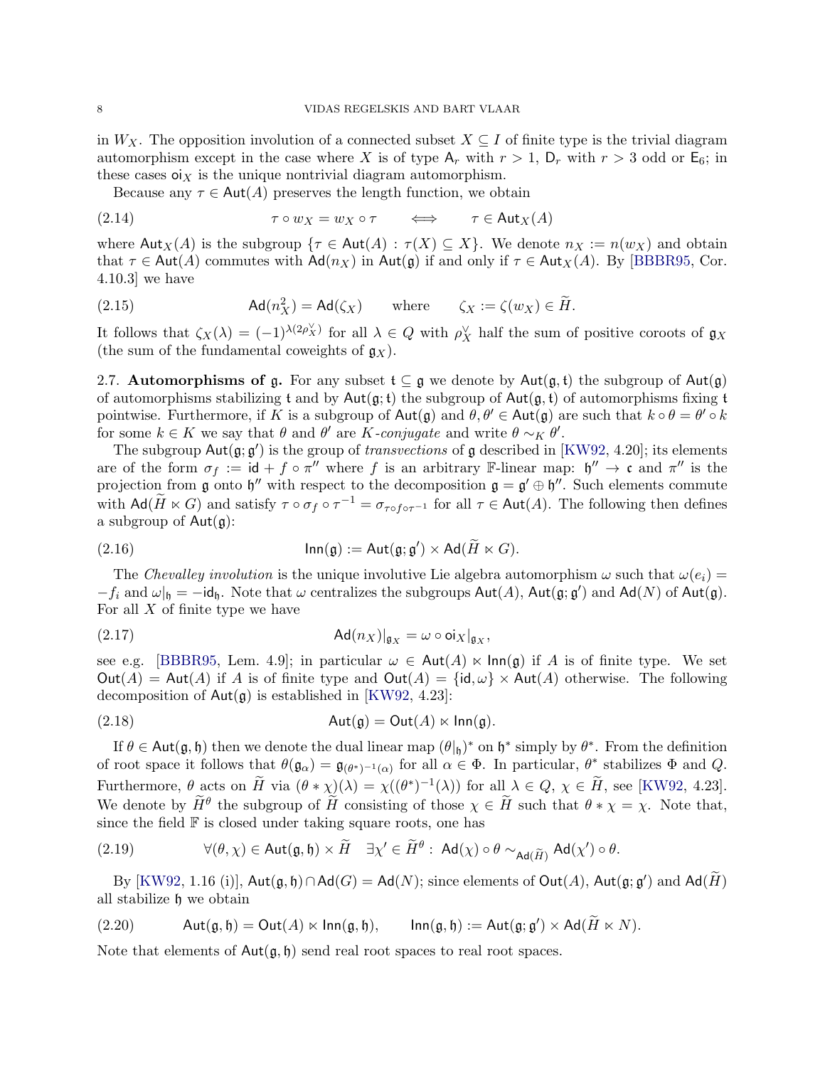in $W_X$. The opposition involution of a connected subset $X \subseteq I$ of finite type is the trivial diagram automorphism except in the case where $X$ is of type $\mathsf{A}_r$ with $r > 1$, $\mathsf{D}_r$ with $r > 3$ odd or $\mathsf{E}_6$; in these cases $\mathsf{oi}_X$ is the unique nontrivial diagram automorphism.

Because any $\tau \in \mathsf{Aut}(A)$ preserves the length function, we obtain

$$\tau \circ w_X = w_X \circ \tau \qquad \Longleftrightarrow \qquad \tau \in \mathsf{Aut}_X(A) \tag{2.14}$$

where $\mathsf{Aut}_X(A)$ is the subgroup $\{\tau \in \mathsf{Aut}(A) : \tau(X) \subseteq X\}$. We denote $n_X := n(w_X)$ and obtain that $\tau \in \mathsf{Aut}(A)$ commutes with $\mathsf{Ad}(n_X)$ in $\mathsf{Aut}(\mathfrak{g})$ if and only if $\tau \in \mathsf{Aut}_X(A)$. By [BBBR95, Cor. 4.10.3] we have

$$\mathsf{Ad}(n_X^2) = \mathsf{Ad}(\zeta_X) \qquad \text{where} \qquad \zeta_X := \zeta(w_X) \in \widetilde{H}. \tag{2.15}$$

It follows that $\zeta_X(\lambda) = (-1)^{\lambda(2\rho_X^\vee)}$ for all $\lambda \in Q$ with $\rho_X^\vee$ half the sum of positive coroots of $\mathfrak{g}_X$ (the sum of the fundamental coweights of $\mathfrak{g}_X$).

2.7. **Automorphisms of $\mathfrak{g}$.** For any subset $\mathfrak{t} \subseteq \mathfrak{g}$ we denote by $\mathsf{Aut}(\mathfrak{g}, \mathfrak{t})$ the subgroup of $\mathsf{Aut}(\mathfrak{g})$ of automorphisms stabilizing $\mathfrak{t}$ and by $\mathsf{Aut}(\mathfrak{g}; \mathfrak{t})$ the subgroup of $\mathsf{Aut}(\mathfrak{g}, \mathfrak{t})$ of automorphisms fixing $\mathfrak{t}$ pointwise. Furthermore, if $K$ is a subgroup of $\mathsf{Aut}(\mathfrak{g})$ and $\theta, \theta' \in \mathsf{Aut}(\mathfrak{g})$ are such that $k \circ \theta = \theta' \circ k$ for some $k \in K$ we say that $\theta$ and $\theta'$ are *$K$-conjugate* and write $\theta \sim_K \theta'$.

The subgroup $\mathsf{Aut}(\mathfrak{g}; \mathfrak{g}')$ is the group of *transvections* of $\mathfrak{g}$ described in [KW92, 4.20]; its elements are of the form $\sigma_f := \mathsf{id} + f \circ \pi''$ where $f$ is an arbitrary $\mathbb{F}$-linear map: $\mathfrak{h}'' \to \mathfrak{c}$ and $\pi''$ is the projection from $\mathfrak{g}$ onto $\mathfrak{h}''$ with respect to the decomposition $\mathfrak{g} = \mathfrak{g}' \oplus \mathfrak{h}''$. Such elements commute with $\mathsf{Ad}(\widetilde{H} \ltimes G)$ and satisfy $\tau \circ \sigma_f \circ \tau^{-1} = \sigma_{\tau \circ f \circ \tau^{-1}}$ for all $\tau \in \mathsf{Aut}(A)$. The following then defines a subgroup of $\mathsf{Aut}(\mathfrak{g})$:

$$\mathsf{Inn}(\mathfrak{g}) := \mathsf{Aut}(\mathfrak{g}; \mathfrak{g}') \times \mathsf{Ad}(\widetilde{H} \ltimes G). \tag{2.16}$$

The *Chevalley involution* is the unique involutive Lie algebra automorphism $\omega$ such that $\omega(e_i) = -f_i$ and $\omega|_{\mathfrak{h}} = -\mathsf{id}_{\mathfrak{h}}$. Note that $\omega$ centralizes the subgroups $\mathsf{Aut}(A)$, $\mathsf{Aut}(\mathfrak{g}; \mathfrak{g}')$ and $\mathsf{Ad}(N)$ of $\mathsf{Aut}(\mathfrak{g})$. For all $X$ of finite type we have

$$\mathsf{Ad}(n_X)|_{\mathfrak{g}_X} = \omega \circ \mathsf{oi}_X|_{\mathfrak{g}_X}, \tag{2.17}$$

see e.g. [BBBR95, Lem. 4.9]; in particular $\omega \in \mathsf{Aut}(A) \ltimes \mathsf{Inn}(\mathfrak{g})$ if $A$ is of finite type. We set $\mathsf{Out}(A) = \mathsf{Aut}(A)$ if $A$ is of finite type and $\mathsf{Out}(A) = \{\mathsf{id}, \omega\} \times \mathsf{Aut}(A)$ otherwise. The following decomposition of $\mathsf{Aut}(\mathfrak{g})$ is established in [KW92, 4.23]:

$$\mathsf{Aut}(\mathfrak{g}) = \mathsf{Out}(A) \ltimes \mathsf{Inn}(\mathfrak{g}). \tag{2.18}$$

If $\theta \in \mathsf{Aut}(\mathfrak{g}, \mathfrak{h})$ then we denote the dual linear map $(\theta|_{\mathfrak{h}})^*$ on $\mathfrak{h}^*$ simply by $\theta^*$. From the definition of root space it follows that $\theta(\mathfrak{g}_\alpha) = \mathfrak{g}_{(\theta^*)^{-1}(\alpha)}$ for all $\alpha \in \Phi$. In particular, $\theta^*$ stabilizes $\Phi$ and $Q$. Furthermore, $\theta$ acts on $\widetilde{H}$ via $(\theta * \chi)(\lambda) = \chi((\theta^*)^{-1}(\lambda))$ for all $\lambda \in Q$, $\chi \in \widetilde{H}$, see [KW92, 4.23]. We denote by $\widetilde{H}^\theta$ the subgroup of $\widetilde{H}$ of those $\chi \in \widetilde{H}$ such that $\theta * \chi = \chi$. Note that, since the field $\mathbb{F}$ is closed under taking square roots, one has

$$\forall (\theta, \chi) \in \mathsf{Aut}(\mathfrak{g}, \mathfrak{h}) \times \widetilde{H} \quad \exists \chi' \in \widetilde{H}^\theta : \; \mathsf{Ad}(\chi) \circ \theta \sim_{\mathsf{Ad}(\widetilde{H})} \mathsf{Ad}(\chi') \circ \theta. \tag{2.19}$$

By [KW92, 1.16 (i)], $\mathsf{Aut}(\mathfrak{g}, \mathfrak{h}) \cap \mathsf{Ad}(G) = \mathsf{Ad}(N)$; since elements of $\mathsf{Out}(A)$, $\mathsf{Aut}(\mathfrak{g}; \mathfrak{g}')$ and $\mathsf{Ad}(\widetilde{H})$ all stabilize $\mathfrak{h}$ we obtain

$$\mathsf{Aut}(\mathfrak{g}, \mathfrak{h}) = \mathsf{Out}(A) \ltimes \mathsf{Inn}(\mathfrak{g}, \mathfrak{h}), \qquad \mathsf{Inn}(\mathfrak{g}, \mathfrak{h}) := \mathsf{Aut}(\mathfrak{g}; \mathfrak{g}') \times \mathsf{Ad}(\widetilde{H} \ltimes N). \tag{2.20}$$

Note that elements of $\mathsf{Aut}(\mathfrak{g}, \mathfrak{h})$ send real root spaces to real root spaces.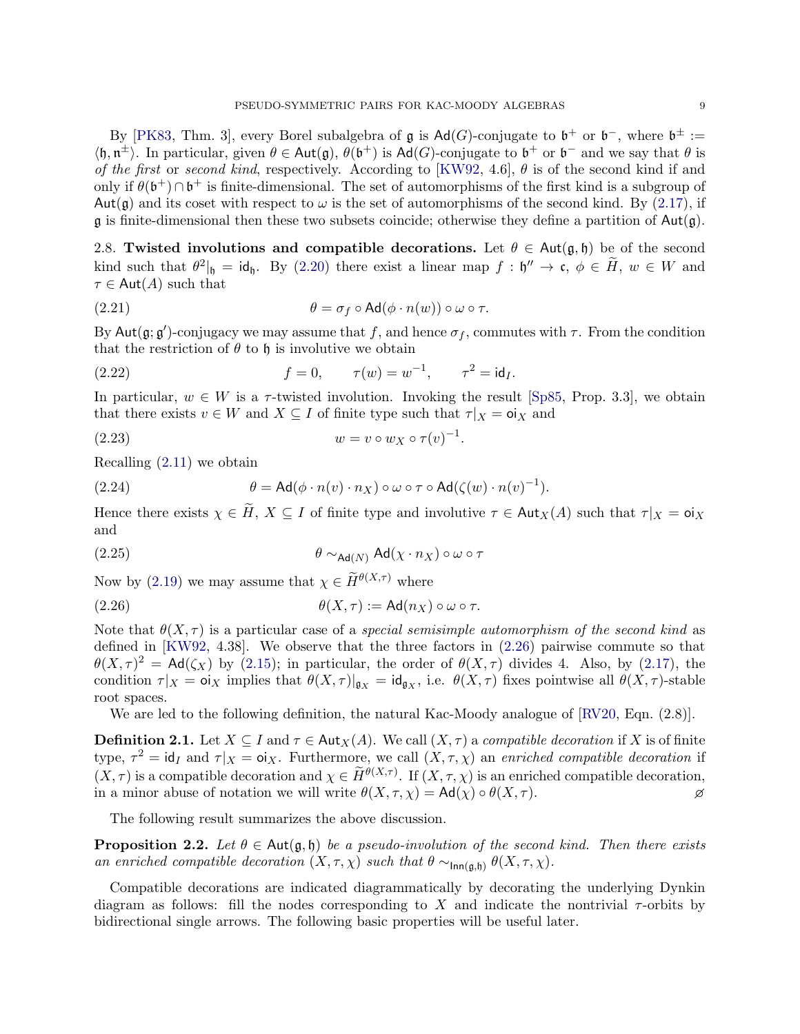By [PK83, Thm. 3], every Borel subalgebra of $\mathfrak{g}$ is $\mathsf{Ad}(G)$-conjugate to $\mathfrak{b}^+$ or $\mathfrak{b}^-$, where $\mathfrak{b}^\pm := \langle \mathfrak{h}, \mathfrak{n}^\pm \rangle$. In particular, given $\theta \in \mathsf{Aut}(\mathfrak{g})$, $\theta(\mathfrak{b}^+)$ is $\mathsf{Ad}(G)$-conjugate to $\mathfrak{b}^+$ or $\mathfrak{b}^-$ and we say that $\theta$ is *of the first* or *second kind*, respectively. According to [KW92, 4.6], $\theta$ is of the second kind if and only if $\theta(\mathfrak{b}^+) \cap \mathfrak{b}^+$ is finite-dimensional. The set of automorphisms of the first kind is a subgroup of $\mathsf{Aut}(\mathfrak{g})$ and its coset with respect to $\omega$ is the set of automorphisms of the second kind. By (2.17), if $\mathfrak{g}$ is finite-dimensional then these two subsets coincide; otherwise they define a partition of $\mathsf{Aut}(\mathfrak{g})$.

**2.8. Twisted involutions and compatible decorations.** Let $\theta \in \mathsf{Aut}(\mathfrak{g}, \mathfrak{h})$ be of the second kind such that $\theta^2|_{\mathfrak{h}} = \mathsf{id}_{\mathfrak{h}}$. By (2.20) there exist a linear map $f : \mathfrak{h}'' \to \mathfrak{c}$, $\phi \in \widetilde{H}$, $w \in W$ and $\tau \in \mathsf{Aut}(A)$ such that

$$\theta = \sigma_f \circ \mathsf{Ad}(\phi \cdot n(w)) \circ \omega \circ \tau. \tag{2.21}$$

By $\mathsf{Aut}(\mathfrak{g}; \mathfrak{g}')$-conjugacy we may assume that $f$, and hence $\sigma_f$, commutes with $\tau$. From the condition that the restriction of $\theta$ to $\mathfrak{h}$ is involutive we obtain

$$f = 0, \qquad \tau(w) = w^{-1}, \qquad \tau^2 = \mathsf{id}_I. \tag{2.22}$$

In particular, $w \in W$ is a $\tau$-twisted involution. Invoking the result [Sp85, Prop. 3.3], we obtain that there exists $v \in W$ and $X \subseteq I$ of finite type such that $\tau|_X = \mathsf{oi}_X$ and

$$w = v \circ w_X \circ \tau(v)^{-1}. \tag{2.23}$$

Recalling (2.11) we obtain

$$\theta = \mathsf{Ad}(\phi \cdot n(v) \cdot n_X) \circ \omega \circ \tau \circ \mathsf{Ad}(\zeta(w) \cdot n(v)^{-1}). \tag{2.24}$$

Hence there exists $\chi \in \widetilde{H}$, $X \subseteq I$ of finite type and involutive $\tau \in \mathsf{Aut}_X(A)$ such that $\tau|_X = \mathsf{oi}_X$ and

$$\theta \sim_{\mathsf{Ad}(N)} \mathsf{Ad}(\chi \cdot n_X) \circ \omega \circ \tau \tag{2.25}$$

Now by (2.19) we may assume that $\chi \in \widetilde{H}^{\theta(X,\tau)}$ where

$$\theta(X, \tau) := \mathsf{Ad}(n_X) \circ \omega \circ \tau. \tag{2.26}$$

Note that $\theta(X, \tau)$ is a particular case of a *special semisimple automorphism of the second kind* as defined in [KW92, 4.38]. We observe that the three factors in (2.26) pairwise commute so that $\theta(X, \tau)^2 = \mathsf{Ad}(\zeta_X)$ by (2.15); in particular, the order of $\theta(X, \tau)$ divides 4. Also, by (2.17), the condition $\tau|_X = \mathsf{oi}_X$ implies that $\theta(X, \tau)|_{\mathfrak{g}_X} = \mathsf{id}_{\mathfrak{g}_X}$, i.e. $\theta(X, \tau)$ fixes pointwise all $\theta(X, \tau)$-stable root spaces.

We are led to the following definition, the natural Kac-Moody analogue of [RV20, Eqn. (2.8)].

**Definition 2.1.** Let $X \subseteq I$ and $\tau \in \mathsf{Aut}_X(A)$. We call $(X, \tau)$ a *compatible decoration* if $X$ is of finite type, $\tau^2 = \mathsf{id}_I$ and $\tau|_X = \mathsf{oi}_X$. Furthermore, we call $(X, \tau, \chi)$ an *enriched compatible decoration* if $(X, \tau)$ is a compatible decoration and $\chi \in \widetilde{H}^{\theta(X,\tau)}$. If $(X, \tau, \chi)$ is an enriched compatible decoration, in a minor abuse of notation we will write $\theta(X, \tau, \chi) = \mathsf{Ad}(\chi) \circ \theta(X, \tau)$. ⌀

The following result summarizes the above discussion.

**Proposition 2.2.** *Let $\theta \in \mathsf{Aut}(\mathfrak{g}, \mathfrak{h})$ be a pseudo-involution of the second kind. Then there exists an enriched compatible decoration $(X, \tau, \chi)$ such that $\theta \sim_{\mathsf{Inn}(\mathfrak{g},\mathfrak{h})} \theta(X, \tau, \chi)$.*

Compatible decorations are indicated diagrammatically by decorating the underlying Dynkin diagram as follows: fill the nodes corresponding to $X$ and indicate the nontrivial $\tau$-orbits by bidirectional single arrows. The following basic properties will be useful later.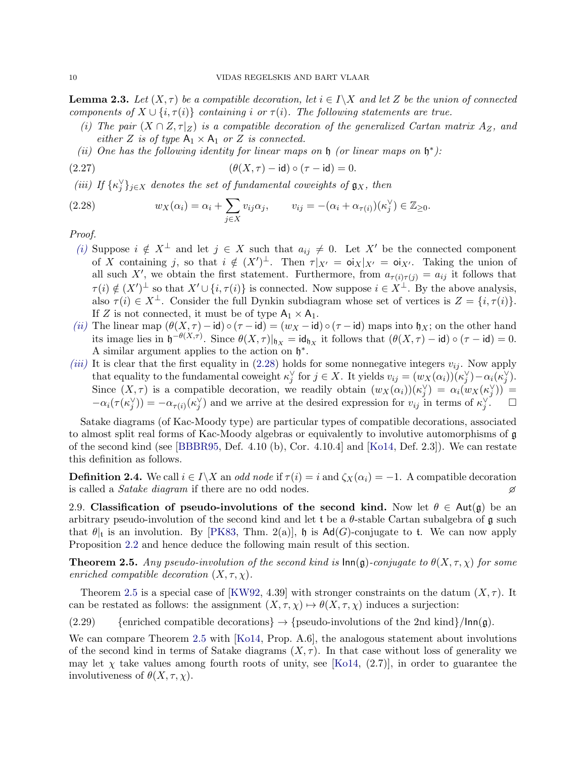**Lemma 2.3.** *Let $(X, \tau)$ be a compatible decoration, let $i \in I \backslash X$ and let $Z$ be the union of connected components of $X \cup \{i, \tau(i)\}$ containing $i$ or $\tau(i)$. The following statements are true.*

*(i) The pair $(X \cap Z, \tau|_Z)$ is a compatible decoration of the generalized Cartan matrix $A_Z$, and either $Z$ is of type $\mathsf{A}_1 \times \mathsf{A}_1$ or $Z$ is connected.*

*(ii) One has the following identity for linear maps on $\mathfrak{h}$ (or linear maps on $\mathfrak{h}^*$):*

$$(\theta(X,\tau) - \mathsf{id}) \circ (\tau - \mathsf{id}) = 0. \tag{2.27}$$

*(iii) If $\{\kappa_j^\vee\}_{j \in X}$ denotes the set of fundamental coweights of $\mathfrak{g}_X$, then*

$$w_X(\alpha_i) = \alpha_i + \sum_{j \in X} v_{ij} \alpha_j, \qquad v_{ij} = -(\alpha_i + \alpha_{\tau(i)})(\kappa_j^\vee) \in \mathbb{Z}_{\geq 0}. \tag{2.28}$$

*Proof.*

*(i)* Suppose $i \notin X^\perp$ and let $j \in X$ such that $a_{ij} \neq 0$. Let $X'$ be the connected component of $X$ containing $j$, so that $i \notin (X')^\perp$. Then $\tau|_{X'} = \mathsf{oi}_X|_{X'} = \mathsf{oi}_{X'}$. Taking the union of all such $X'$, we obtain the first statement. Furthermore, from $a_{\tau(i)\tau(j)} = a_{ij}$ it follows that $\tau(i) \notin (X')^\perp$ so that $X' \cup \{i, \tau(i)\}$ is connected. Now suppose $i \in X^\perp$. By the above analysis, also $\tau(i) \in X^\perp$. Consider the full Dynkin subdiagram whose set of vertices is $Z = \{i, \tau(i)\}$. If $Z$ is not connected, it must be of type $\mathsf{A}_1 \times \mathsf{A}_1$.

*(ii)* The linear map $(\theta(X,\tau) - \mathsf{id}) \circ (\tau - \mathsf{id}) = (w_X - \mathsf{id}) \circ (\tau - \mathsf{id})$ maps into $\mathfrak{h}_X$; on the other hand its image lies in $\mathfrak{h}^{-\theta(X,\tau)}$. Since $\theta(X,\tau)|_{\mathfrak{h}_X} = \mathsf{id}_{\mathfrak{h}_X}$ it follows that $(\theta(X,\tau) - \mathsf{id}) \circ (\tau - \mathsf{id}) = 0$. A similar argument applies to the action on $\mathfrak{h}^*$.

*(iii)* It is clear that the first equality in (2.28) holds for some nonnegative integers $v_{ij}$. Now apply that equality to the fundamental coweight $\kappa_j^\vee$ for $j \in X$. It yields $v_{ij} = (w_X(\alpha_i))(\kappa_j^\vee) - \alpha_i(\kappa_j^\vee)$. Since $(X, \tau)$ is a compatible decoration, we readily obtain $(w_X(\alpha_i))(\kappa_j^\vee) = \alpha_i(w_X(\kappa_j^\vee)) = -\alpha_i(\tau(\kappa_j^\vee)) = -\alpha_{\tau(i)}(\kappa_j^\vee)$ and we arrive at the desired expression for $v_{ij}$ in terms of $\kappa_j^\vee$. □

Satake diagrams (of Kac-Moody type) are particular types of compatible decorations, associated to almost split real forms of Kac-Moody algebras or equivalently to involutive automorphisms of $\mathfrak{g}$ of the second kind (see [BBBR95, Def. 4.10 (b), Cor. 4.10.4] and [Ko14, Def. 2.3]). We can restate this definition as follows.

**Definition 2.4.** We call $i \in I \backslash X$ an *odd node* if $\tau(i) = i$ and $\zeta_X(\alpha_i) = -1$. A compatible decoration is called a *Satake diagram* if there are no odd nodes. ⌀

2.9. **Classification of pseudo-involutions of the second kind.** Now let $\theta \in \mathsf{Aut}(\mathfrak{g})$ be an arbitrary pseudo-involution of the second kind and let $\mathfrak{t}$ be a $\theta$-stable Cartan subalgebra of $\mathfrak{g}$ such that $\theta|_\mathfrak{t}$ is an involution. By [PK83, Thm. 2(a)], $\mathfrak{h}$ is $\mathsf{Ad}(G)$-conjugate to $\mathfrak{t}$. We can now apply Proposition 2.2 and hence deduce the following main result of this section.

**Theorem 2.5.** *Any pseudo-involution of the second kind is $\mathsf{Inn}(\mathfrak{g})$-conjugate to $\theta(X, \tau, \chi)$ for some enriched compatible decoration $(X, \tau, \chi)$.*

Theorem 2.5 is a special case of [KW92, 4.39] with stronger constraints on the datum $(X, \tau)$. It can be restated as follows: the assignment $(X, \tau, \chi) \mapsto \theta(X, \tau, \chi)$ induces a surjection:

$$\{\text{enriched compatible decorations}\} \to \{\text{pseudo-involutions of the 2nd kind}\}/\mathsf{Inn}(\mathfrak{g}). \tag{2.29}$$

We can compare Theorem 2.5 with [Ko14, Prop. A.6], the analogous statement about involutions of the second kind in terms of Satake diagrams $(X, \tau)$. In that case without loss of generality we may let $\chi$ take values among fourth roots of unity, see [Ko14, (2.7)], in order to guarantee the involutiveness of $\theta(X, \tau, \chi)$.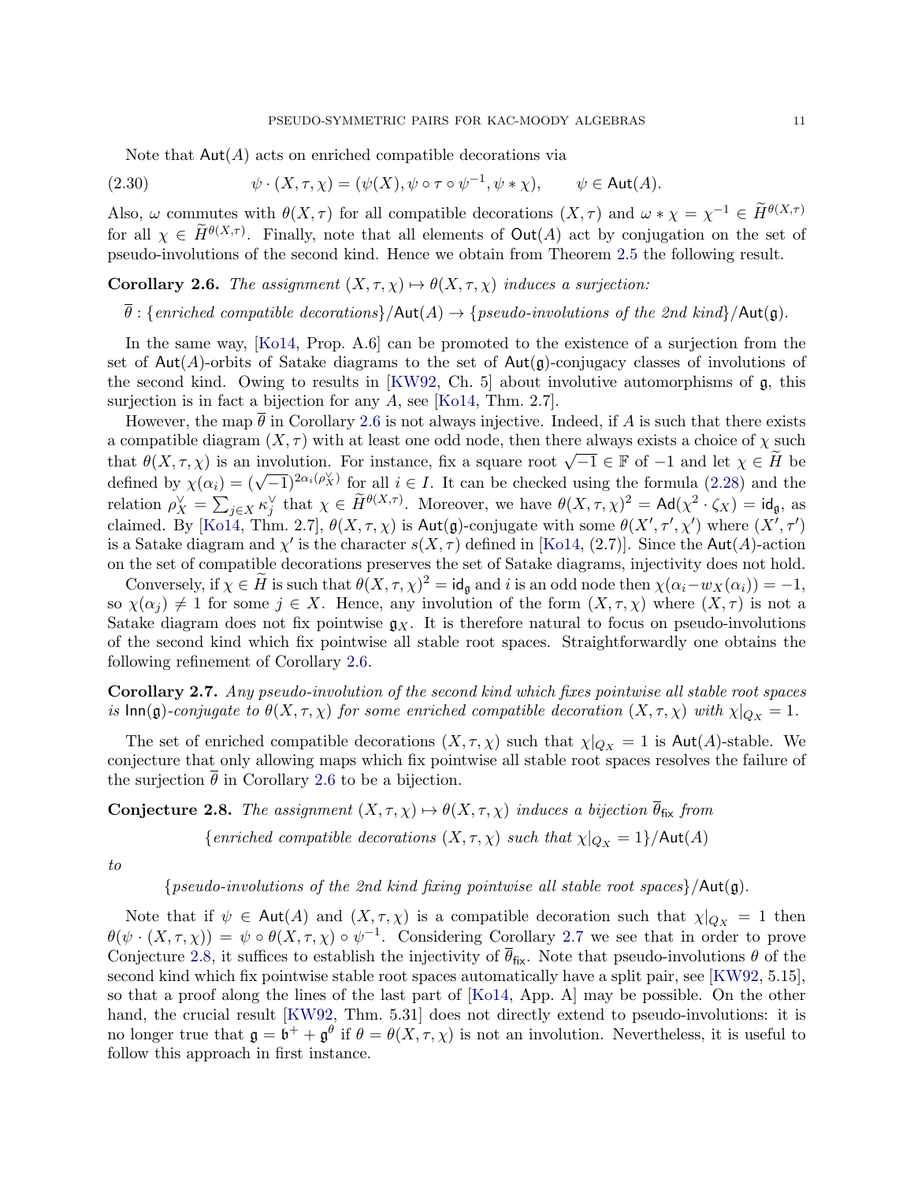Note that $\mathsf{Aut}(A)$ acts on enriched compatible decorations via

$$\psi \cdot (X, \tau, \chi) = (\psi(X), \psi \circ \tau \circ \psi^{-1}, \psi * \chi), \qquad \psi \in \mathsf{Aut}(A). \tag{2.30}$$

Also, $\omega$ commutes with $\theta(X,\tau)$ for all compatible decorations $(X,\tau)$ and $\omega * \chi = \chi^{-1} \in \widetilde{H}^{\theta(X,\tau)}$ for all $\chi \in \widetilde{H}^{\theta(X,\tau)}$. Finally, note that all elements of $\mathsf{Out}(A)$ act by conjugation on the set of pseudo-involutions of the second kind. Hence we obtain from Theorem 2.5 the following result.

**Corollary 2.6.** *The assignment $(X,\tau,\chi) \mapsto \theta(X,\tau,\chi)$ induces a surjection:*

$$\overline{\theta} : \{\textit{enriched compatible decorations}\}/\mathsf{Aut}(A) \to \{\textit{pseudo-involutions of the 2nd kind}\}/\mathsf{Aut}(\mathfrak{g}).$$

In the same way, [Ko14, Prop. A.6] can be promoted to the existence of a surjection from the set of $\mathsf{Aut}(A)$-orbits of Satake diagrams to the set of $\mathsf{Aut}(\mathfrak{g})$-conjugacy classes of involutions of the second kind. Owing to results in [KW92, Ch. 5] about involutive automorphisms of $\mathfrak{g}$, this surjection is in fact a bijection for any $A$, see [Ko14, Thm. 2.7].

However, the map $\overline{\theta}$ in Corollary 2.6 is not always injective. Indeed, if $A$ is such that there exists a compatible diagram $(X,\tau)$ with at least one odd node, then there always exists a choice of $\chi$ such that $\theta(X,\tau,\chi)$ is an involution. For instance, fix a square root $\sqrt{-1} \in \mathbb{F}$ of $-1$ and let $\chi \in \widetilde{H}$ be defined by $\chi(\alpha_i) = (\sqrt{-1})^{2\alpha_i(\rho_X^\vee)}$ for all $i \in I$. It can be checked using the formula (2.28) and the relation $\rho_X^\vee = \sum_{j \in X} \kappa_j^\vee$ that $\chi \in \widetilde{H}^{\theta(X,\tau)}$. Moreover, we have $\theta(X,\tau,\chi)^2 = \mathsf{Ad}(\chi^2 \cdot \zeta_X) = \mathsf{id}_{\mathfrak{g}}$, as claimed. By [Ko14, Thm. 2.7], $\theta(X,\tau,\chi)$ is $\mathsf{Aut}(\mathfrak{g})$-conjugate with some $\theta(X',\tau',\chi')$ where $(X',\tau')$ is a Satake diagram and $\chi'$ is the character $s(X,\tau)$ defined in [Ko14, (2.7)]. Since the $\mathsf{Aut}(A)$-action on the set of compatible decorations preserves the set of Satake diagrams, injectivity does not hold.

Conversely, if $\chi \in \widetilde{H}$ is such that $\theta(X,\tau,\chi)^2 = \mathsf{id}_{\mathfrak{g}}$ and $i$ is an odd node then $\chi(\alpha_i - w_X(\alpha_i)) = -1$, so $\chi(\alpha_j) \neq 1$ for some $j \in X$. Hence, any involution of the form $(X,\tau,\chi)$ where $(X,\tau)$ is not a Satake diagram does not fix pointwise $\mathfrak{g}_X$. It is therefore natural to focus on pseudo-involutions of the second kind which fix pointwise all stable root spaces. Straightforwardly one obtains the following refinement of Corollary 2.6.

**Corollary 2.7.** *Any pseudo-involution of the second kind which fixes pointwise all stable root spaces is $\mathsf{Inn}(\mathfrak{g})$-conjugate to $\theta(X,\tau,\chi)$ for some enriched compatible decoration $(X,\tau,\chi)$ with $\chi|_{Q_X} = 1$.*

The set of enriched compatible decorations $(X,\tau,\chi)$ such that $\chi|_{Q_X} = 1$ is $\mathsf{Aut}(A)$-stable. We conjecture that only allowing maps which fix pointwise all stable root spaces resolves the failure of the surjection $\overline{\theta}$ in Corollary 2.6 to be a bijection.

**Conjecture 2.8.** *The assignment $(X,\tau,\chi) \mapsto \theta(X,\tau,\chi)$ induces a bijection $\overline{\theta}_{\mathsf{fix}}$ from*

$$\{\textit{enriched compatible decorations } (X,\tau,\chi) \textit{ such that } \chi|_{Q_X} = 1\}/\mathsf{Aut}(A)$$

*to*

$$\{\textit{pseudo-involutions of the 2nd kind fixing pointwise all stable root spaces}\}/\mathsf{Aut}(\mathfrak{g}).$$

Note that if $\psi \in \mathsf{Aut}(A)$ and $(X,\tau,\chi)$ is a compatible decoration such that $\chi|_{Q_X} = 1$ then $\theta(\psi \cdot (X,\tau,\chi)) = \psi \circ \theta(X,\tau,\chi) \circ \psi^{-1}$. Considering Corollary 2.7 we see that in order to prove Conjecture 2.8, it suffices to establish the injectivity of $\overline{\theta}_{\mathsf{fix}}$. Note that pseudo-involutions $\theta$ of the second kind which fix pointwise stable root spaces automatically have a split pair, see [KW92, 5.15], so that a proof along the lines of the last part of [Ko14, App. A] may be possible. On the other hand, the crucial result [KW92, Thm. 5.31] does not directly extend to pseudo-involutions: it is no longer true that $\mathfrak{g} = \mathfrak{b}^+ + \mathfrak{g}^\theta$ if $\theta = \theta(X,\tau,\chi)$ is not an involution. Nevertheless, it is useful to follow this approach in first instance.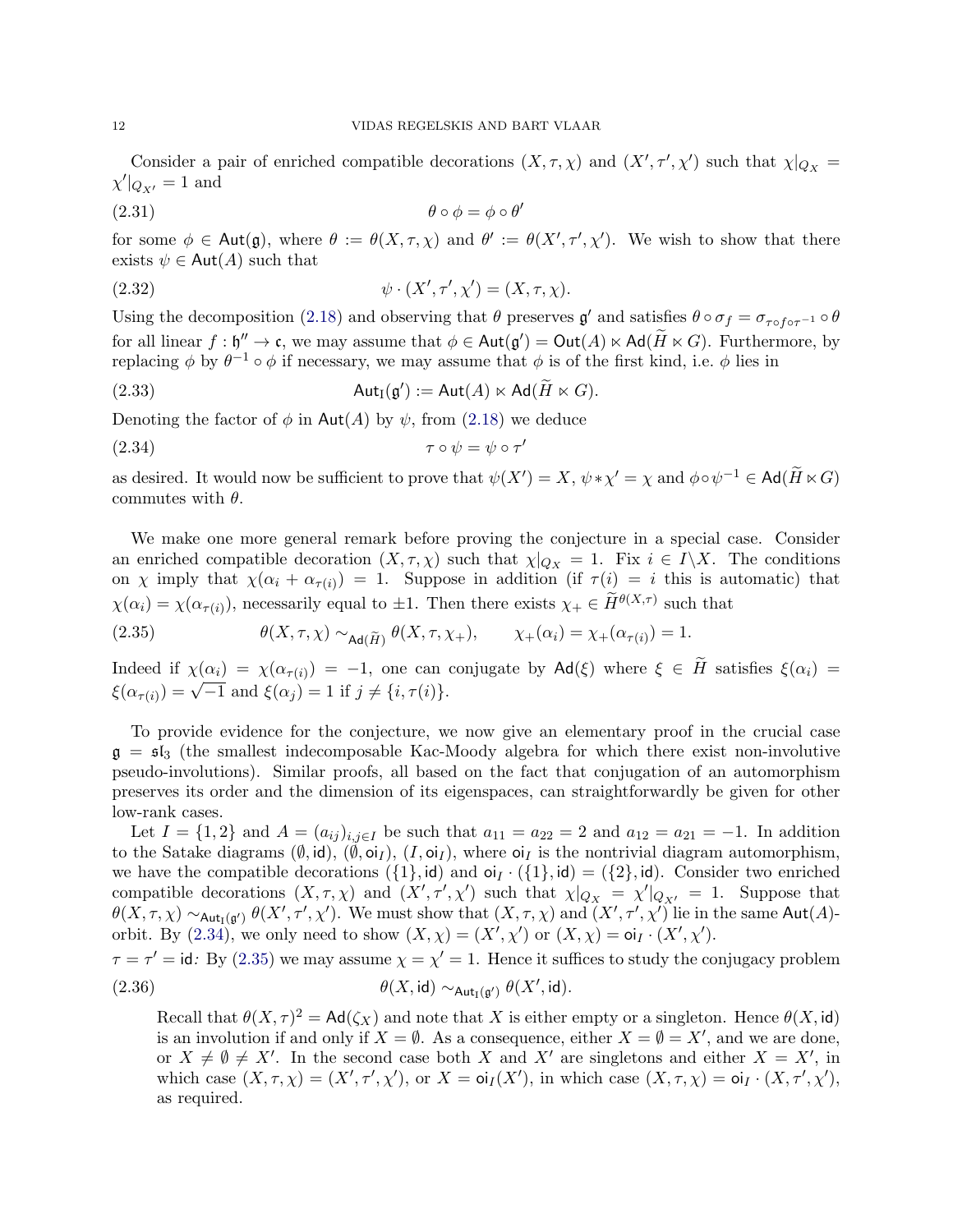Consider a pair of enriched compatible decorations $(X,\tau,\chi)$ and $(X',\tau',\chi')$ such that $\chi|_{Q_X} = \chi'|_{Q_{X'}} = 1$ and

$$\theta \circ \phi = \phi \circ \theta' \tag{2.31}$$

for some $\phi \in \mathsf{Aut}(\mathfrak{g})$, where $\theta := \theta(X,\tau,\chi)$ and $\theta' := \theta(X',\tau',\chi')$. We wish to show that there exists $\psi \in \mathsf{Aut}(A)$ such that

$$\psi \cdot (X',\tau',\chi') = (X,\tau,\chi). \tag{2.32}$$

Using the decomposition (2.18) and observing that $\theta$ preserves $\mathfrak{g}'$ and satisfies $\theta \circ \sigma_f = \sigma_{\tau\circ f\circ\tau^{-1}} \circ \theta$ for all linear $f : \mathfrak{h}'' \to \mathfrak{c}$, we may assume that $\phi \in \mathsf{Aut}(\mathfrak{g}') = \mathsf{Out}(A) \ltimes \mathsf{Ad}(\widetilde{H} \ltimes G)$. Furthermore, by replacing $\phi$ by $\theta^{-1} \circ \phi$ if necessary, we may assume that $\phi$ is of the first kind, i.e. $\phi$ lies in

$$\mathsf{Aut}_{\mathsf{I}}(\mathfrak{g}') := \mathsf{Aut}(A) \ltimes \mathsf{Ad}(\widetilde{H} \ltimes G). \tag{2.33}$$

Denoting the factor of $\phi$ in $\mathsf{Aut}(A)$ by $\psi$, from (2.18) we deduce

$$\tau \circ \psi = \psi \circ \tau' \tag{2.34}$$

as desired. It would now be sufficient to prove that $\psi(X') = X$, $\psi * \chi' = \chi$ and $\phi \circ \psi^{-1} \in \mathsf{Ad}(\widetilde{H} \ltimes G)$ commutes with $\theta$.

We make one more general remark before proving the conjecture in a special case. Consider an enriched compatible decoration $(X,\tau,\chi)$ such that $\chi|_{Q_X} = 1$. Fix $i \in I\backslash X$. The conditions on $\chi$ imply that $\chi(\alpha_i + \alpha_{\tau(i)}) = 1$. Suppose in addition (if $\tau(i) = i$ this is automatic) that $\chi(\alpha_i) = \chi(\alpha_{\tau(i)})$, necessarily equal to $\pm 1$. Then there exists $\chi_+ \in \widetilde{H}^{\theta(X,\tau)}$ such that

$$\theta(X,\tau,\chi) \sim_{\mathsf{Ad}(\widetilde{H})} \theta(X,\tau,\chi_+), \qquad \chi_+(\alpha_i) = \chi_+(\alpha_{\tau(i)}) = 1. \tag{2.35}$$

Indeed if $\chi(\alpha_i) = \chi(\alpha_{\tau(i)}) = -1$, one can conjugate by $\mathsf{Ad}(\xi)$ where $\xi \in \widetilde{H}$ satisfies $\xi(\alpha_i) = \xi(\alpha_{\tau(i)}) = \sqrt{-1}$ and $\xi(\alpha_j) = 1$ if $j \neq \{i,\tau(i)\}$.

To provide evidence for the conjecture, we now give an elementary proof in the crucial case $\mathfrak{g} = \mathfrak{sl}_3$ (the smallest indecomposable Kac-Moody algebra for which there exist non-involutive pseudo-involutions). Similar proofs, all based on the fact that conjugation of an automorphism preserves its order and the dimension of its eigenspaces, can straightforwardly be given for other low-rank cases.

Let $I = \{1,2\}$ and $A = (a_{ij})_{i,j\in I}$ be such that $a_{11} = a_{22} = 2$ and $a_{12} = a_{21} = -1$. In addition to the Satake diagrams $(\emptyset,\mathsf{id})$, $(\emptyset,\mathsf{oi}_I)$, $(I,\mathsf{oi}_I)$, where $\mathsf{oi}_I$ is the nontrivial diagram automorphism, we have the compatible decorations $(\{1\},\mathsf{id})$ and $\mathsf{oi}_I \cdot (\{1\},\mathsf{id}) = (\{2\},\mathsf{id})$. Consider two enriched compatible decorations $(X,\tau,\chi)$ and $(X',\tau',\chi')$ such that $\chi|_{Q_X} = \chi'|_{Q_{X'}} = 1$. Suppose that $\theta(X,\tau,\chi) \sim_{\mathsf{Aut}_{\mathsf{I}}(\mathfrak{g}')} \theta(X',\tau',\chi')$. We must show that $(X,\tau,\chi)$ and $(X',\tau',\chi')$ lie in the same $\mathsf{Aut}(A)$-orbit. By (2.34), we only need to show $(X,\chi) = (X',\chi')$ or $(X,\chi) = \mathsf{oi}_I \cdot (X',\chi')$.

*$\tau = \tau' = \mathsf{id}$:* By (2.35) we may assume $\chi = \chi' = 1$. Hence it suffices to study the conjugacy problem

$$\theta(X,\mathsf{id}) \sim_{\mathsf{Aut}_{\mathsf{I}}(\mathfrak{g}')} \theta(X',\mathsf{id}). \tag{2.36}$$

Recall that $\theta(X,\tau)^2 = \mathsf{Ad}(\zeta_X)$ and note that $X$ is either empty or a singleton. Hence $\theta(X,\mathsf{id})$ is an involution if and only if $X = \emptyset$. As a consequence, either $X = \emptyset = X'$, and we are done, or $X \neq \emptyset \neq X'$. In the second case both $X$ and $X'$ are singletons and either $X = X'$, in which case $(X,\tau,\chi) = (X',\tau',\chi')$, or $X = \mathsf{oi}_I(X')$, in which case $(X,\tau,\chi) = \mathsf{oi}_I \cdot (X',\tau',\chi')$, as required.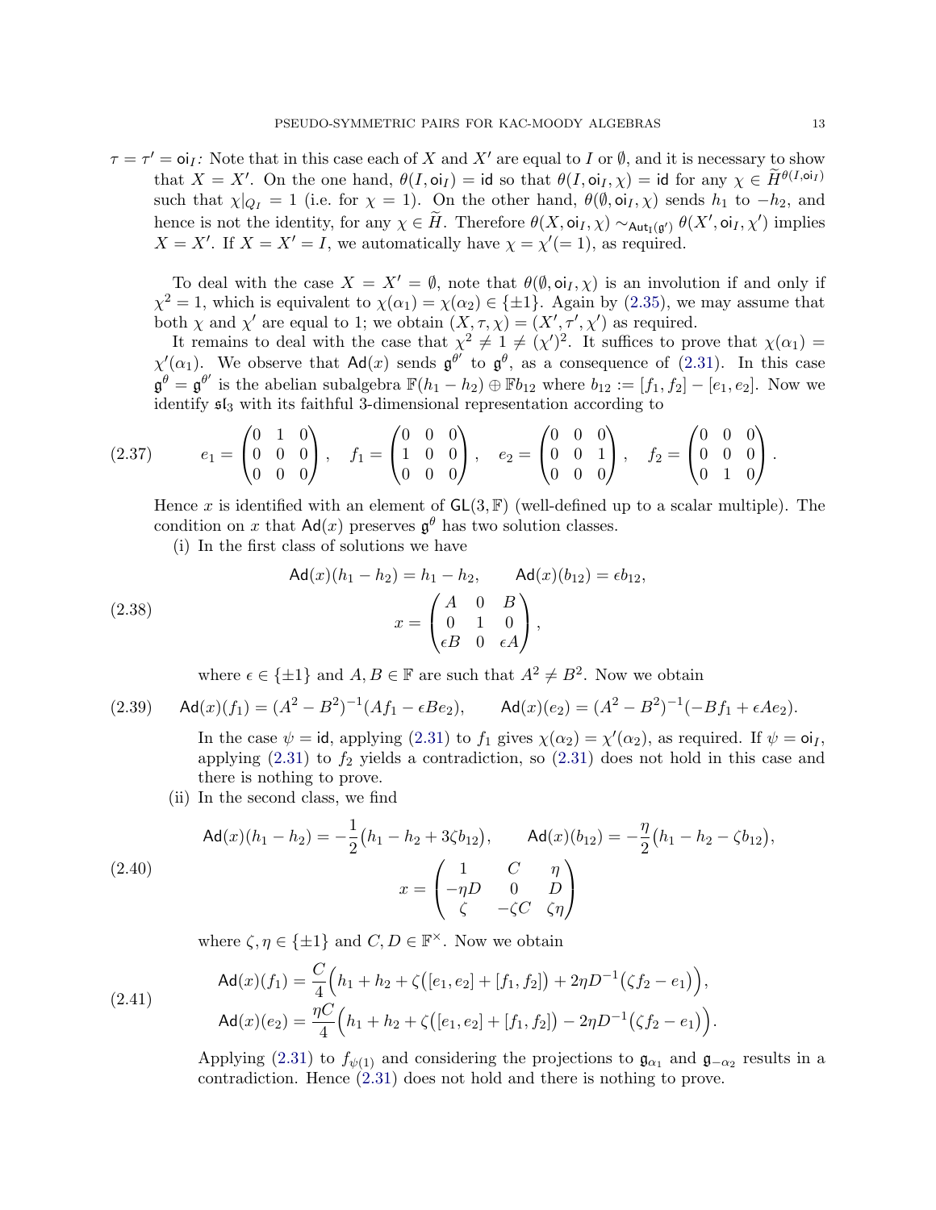$\tau = \tau' = \mathsf{oi}_I$: Note that in this case each of $X$ and $X'$ are equal to $I$ or $\emptyset$, and it is necessary to show that $X = X'$. On the one hand, $\theta(I, \mathsf{oi}_I) = \mathsf{id}$ so that $\theta(I, \mathsf{oi}_I, \chi) = \mathsf{id}$ for any $\chi \in \widetilde{H}^{\theta(I,\mathsf{oi}_I)}$ such that $\chi|_{Q_I} = 1$ (i.e. for $\chi = 1$). On the other hand, $\theta(\emptyset, \mathsf{oi}_I, \chi)$ sends $h_1$ to $-h_2$, and hence is not the identity, for any $\chi \in \widetilde{H}$. Therefore $\theta(X, \mathsf{oi}_I, \chi) \sim_{\mathsf{Aut}_1(\mathfrak{g}')} \theta(X', \mathsf{oi}_I, \chi')$ implies $X = X'$. If $X = X' = I$, we automatically have $\chi = \chi' (= 1)$, as required.

To deal with the case $X = X' = \emptyset$, note that $\theta(\emptyset, \mathsf{oi}_I, \chi)$ is an involution if and only if $\chi^2 = 1$, which is equivalent to $\chi(\alpha_1) = \chi(\alpha_2) \in \{\pm 1\}$. Again by (2.35), we may assume that both $\chi$ and $\chi'$ are equal to 1; we obtain $(X, \tau, \chi) = (X', \tau', \chi')$ as required.

It remains to deal with the case that $\chi^2 \neq 1 \neq (\chi')^2$. It suffices to prove that $\chi(\alpha_1) = \chi'(\alpha_1)$. We observe that $\mathsf{Ad}(x)$ sends $\mathfrak{g}^{\theta'}$ to $\mathfrak{g}^{\theta}$, as a consequence of (2.31). In this case $\mathfrak{g}^{\theta} = \mathfrak{g}^{\theta'}$ is the abelian subalgebra $\mathbb{F}(h_1 - h_2) \oplus \mathbb{F}b_{12}$ where $b_{12} := [f_1, f_2] - [e_1, e_2]$. Now we identify $\mathfrak{sl}_3$ with its faithful 3-dimensional representation according to

$$e_1 = \begin{pmatrix} 0 & 1 & 0 \\ 0 & 0 & 0 \\ 0 & 0 & 0 \end{pmatrix}, \quad f_1 = \begin{pmatrix} 0 & 0 & 0 \\ 1 & 0 & 0 \\ 0 & 0 & 0 \end{pmatrix}, \quad e_2 = \begin{pmatrix} 0 & 0 & 0 \\ 0 & 0 & 1 \\ 0 & 0 & 0 \end{pmatrix}, \quad f_2 = \begin{pmatrix} 0 & 0 & 0 \\ 0 & 0 & 0 \\ 0 & 1 & 0 \end{pmatrix}. \tag{2.37}$$

Hence $x$ is identified with an element of $\mathsf{GL}(3, \mathbb{F})$ (well-defined up to a scalar multiple). The condition on $x$ that $\mathsf{Ad}(x)$ preserves $\mathfrak{g}^{\theta}$ has two solution classes.

(i) In the first class of solutions we have

$$\begin{gathered} \mathsf{Ad}(x)(h_1 - h_2) = h_1 - h_2, \qquad \mathsf{Ad}(x)(b_{12}) = \epsilon b_{12}, \\ x = \begin{pmatrix} A & 0 & B \\ 0 & 1 & 0 \\ \epsilon B & 0 & \epsilon A \end{pmatrix}, \end{gathered} \tag{2.38}$$

where $\epsilon \in \{\pm 1\}$ and $A, B \in \mathbb{F}$ are such that $A^2 \neq B^2$. Now we obtain

$$\mathsf{Ad}(x)(f_1) = (A^2 - B^2)^{-1}(Af_1 - \epsilon B e_2), \qquad \mathsf{Ad}(x)(e_2) = (A^2 - B^2)^{-1}(-Bf_1 + \epsilon A e_2). \tag{2.39}$$

In the case $\psi = \mathsf{id}$, applying (2.31) to $f_1$ gives $\chi(\alpha_2) = \chi'(\alpha_2)$, as required. If $\psi = \mathsf{oi}_I$, applying (2.31) to $f_2$ yields a contradiction, so (2.31) does not hold in this case and there is nothing to prove.

(ii) In the second class, we find

$$\begin{gathered} \mathsf{Ad}(x)(h_1 - h_2) = -\frac{1}{2}\big(h_1 - h_2 + 3\zeta b_{12}\big), \qquad \mathsf{Ad}(x)(b_{12}) = -\frac{\eta}{2}\big(h_1 - h_2 - \zeta b_{12}\big), \\ x = \begin{pmatrix} 1 & C & \eta \\ -\eta D & 0 & D \\ \zeta & -\zeta C & \zeta\eta \end{pmatrix} \end{gathered} \tag{2.40}$$

where $\zeta, \eta \in \{\pm 1\}$ and $C, D \in \mathbb{F}^\times$. Now we obtain

$$\begin{aligned} \mathsf{Ad}(x)(f_1) &= \frac{C}{4}\Big(h_1 + h_2 + \zeta\big([e_1, e_2] + [f_1, f_2]\big) + 2\eta D^{-1}\big(\zeta f_2 - e_1\big)\Big), \\ \mathsf{Ad}(x)(e_2) &= \frac{\eta C}{4}\Big(h_1 + h_2 + \zeta\big([e_1, e_2] + [f_1, f_2]\big) - 2\eta D^{-1}\big(\zeta f_2 - e_1\big)\Big). \end{aligned} \tag{2.41}$$

Applying (2.31) to $f_{\psi(1)}$ and considering the projections to $\mathfrak{g}_{\alpha_1}$ and $\mathfrak{g}_{-\alpha_2}$ results in a contradiction. Hence (2.31) does not hold and there is nothing to prove.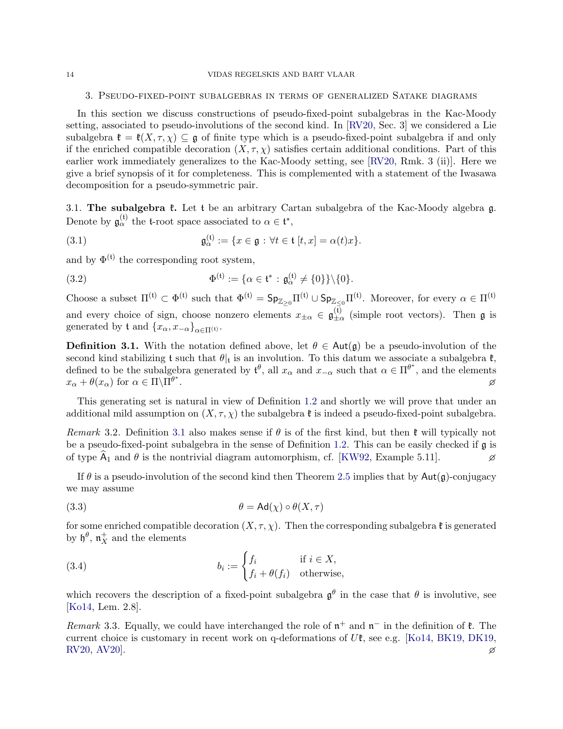## 3. Pseudo-fixed-point subalgebras in terms of generalized Satake diagrams

In this section we discuss constructions of pseudo-fixed-point subalgebras in the Kac-Moody setting, associated to pseudo-involutions of the second kind. In [RV20, Sec. 3] we considered a Lie subalgebra $\mathfrak{k} = \mathfrak{k}(X,\tau,\chi) \subseteq \mathfrak{g}$ of finite type which is a pseudo-fixed-point subalgebra if and only if the enriched compatible decoration $(X,\tau,\chi)$ satisfies certain additional conditions. Part of this earlier work immediately generalizes to the Kac-Moody setting, see [RV20, Rmk. 3 (ii)]. Here we give a brief synopsis of it for completeness. This is complemented with a statement of the Iwasawa decomposition for a pseudo-symmetric pair.

### 3.1. The subalgebra $\mathfrak{k}$.

Let $\mathfrak{t}$ be an arbitrary Cartan subalgebra of the Kac-Moody algebra $\mathfrak{g}$. Denote by $\mathfrak{g}^{(\mathfrak{t})}_\alpha$ the $\mathfrak{t}$-root space associated to $\alpha \in \mathfrak{t}^*$,

$$\mathfrak{g}^{(\mathfrak{t})}_\alpha := \{x \in \mathfrak{g} : \forall t \in \mathfrak{t}\ [t,x] = \alpha(t)x\}. \tag{3.1}$$

and by $\Phi^{(\mathfrak{t})}$ the corresponding root system,

$$\Phi^{(\mathfrak{t})} := \{\alpha \in \mathfrak{t}^* : \mathfrak{g}^{(\mathfrak{t})}_\alpha \neq \{0\}\}\backslash\{0\}. \tag{3.2}$$

Choose a subset $\Pi^{(\mathfrak{t})} \subset \Phi^{(\mathfrak{t})}$ such that $\Phi^{(\mathfrak{t})} = \mathsf{Sp}_{\mathbb{Z}_{\geq 0}}\Pi^{(\mathfrak{t})} \cup \mathsf{Sp}_{\mathbb{Z}_{\leq 0}}\Pi^{(\mathfrak{t})}$. Moreover, for every $\alpha \in \Pi^{(\mathfrak{t})}$ and every choice of sign, choose nonzero elements $x_{\pm\alpha} \in \mathfrak{g}^{(\mathfrak{t})}_{\pm\alpha}$ (simple root vectors). Then $\mathfrak{g}$ is generated by $\mathfrak{t}$ and $\{x_\alpha, x_{-\alpha}\}_{\alpha\in\Pi^{(\mathfrak{t})}}$.

**Definition 3.1.** With the notation defined above, let $\theta \in \mathsf{Aut}(\mathfrak{g})$ be a pseudo-involution of the second kind stabilizing $\mathfrak{t}$ such that $\theta|_{\mathfrak{t}}$ is an involution. To this datum we associate a subalgebra $\mathfrak{k}$, defined to be the subalgebra generated by $\mathfrak{t}^\theta$, all $x_\alpha$ and $x_{-\alpha}$ such that $\alpha \in \Pi^{\theta^*}$, and the elements $x_\alpha + \theta(x_\alpha)$ for $\alpha \in \Pi\backslash\Pi^{\theta^*}$. ⌀

This generating set is natural in view of Definition 1.2 and shortly we will prove that under an additional mild assumption on $(X,\tau,\chi)$ the subalgebra $\mathfrak{k}$ is indeed a pseudo-fixed-point subalgebra.

*Remark* 3.2. Definition 3.1 also makes sense if $\theta$ is of the first kind, but then $\mathfrak{k}$ will typically not be a pseudo-fixed-point subalgebra in the sense of Definition 1.2. This can be easily checked if $\mathfrak{g}$ is of type $\widehat{\mathsf{A}}_1$ and $\theta$ is the nontrivial diagram automorphism, cf. [KW92, Example 5.11]. ⌀

If $\theta$ is a pseudo-involution of the second kind then Theorem 2.5 implies that by $\mathsf{Aut}(\mathfrak{g})$-conjugacy we may assume

$$\theta = \mathsf{Ad}(\chi) \circ \theta(X,\tau) \tag{3.3}$$

for some enriched compatible decoration $(X,\tau,\chi)$. Then the corresponding subalgebra $\mathfrak{k}$ is generated by $\mathfrak{h}^\theta$, $\mathfrak{n}^+_X$ and the elements

$$b_i := \begin{cases} f_i & \text{if } i \in X, \\ f_i + \theta(f_i) & \text{otherwise,} \end{cases} \tag{3.4}$$

which recovers the description of a fixed-point subalgebra $\mathfrak{g}^\theta$ in the case that $\theta$ is involutive, see [Ko14, Lem. 2.8].

*Remark* 3.3. Equally, we could have interchanged the role of $\mathfrak{n}^+$ and $\mathfrak{n}^-$ in the definition of $\mathfrak{k}$. The current choice is customary in recent work on q-deformations of $U\mathfrak{k}$, see e.g. [Ko14, BK19, DK19, RV20, AV20]. ⌀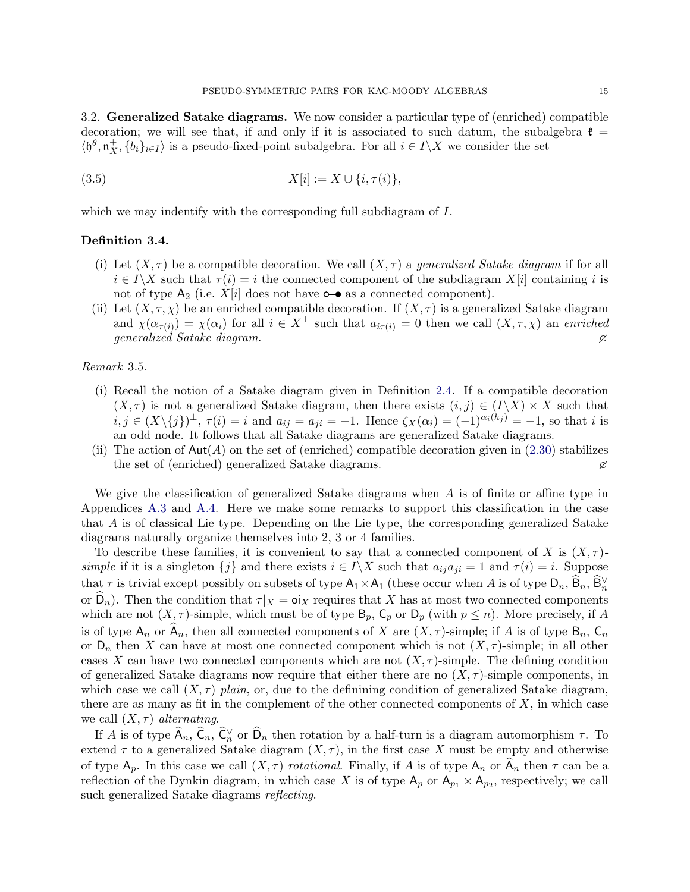3.2. **Generalized Satake diagrams.** We now consider a particular type of (enriched) compatible decoration; we will see that, if and only if it is associated to such datum, the subalgebra $\mathfrak{k} = \langle \mathfrak{h}^\theta, \mathfrak{n}_X^+, \{b_i\}_{i\in I}\rangle$ is a pseudo-fixed-point subalgebra. For all $i \in I\backslash X$ we consider the set

$$X[i] := X \cup \{i, \tau(i)\}, \tag{3.5}$$

which we may indentify with the corresponding full subdiagram of $I$.

**Definition 3.4.**

(i) Let $(X, \tau)$ be a compatible decoration. We call $(X, \tau)$ a *generalized Satake diagram* if for all $i \in I\backslash X$ such that $\tau(i) = i$ the connected component of the subdiagram $X[i]$ containing $i$ is not of type $\mathsf{A}_2$ (i.e. $X[i]$ does not have ○—● as a connected component).

(ii) Let $(X, \tau, \chi)$ be an enriched compatible decoration. If $(X, \tau)$ is a generalized Satake diagram and $\chi(\alpha_{\tau(i)}) = \chi(\alpha_i)$ for all $i \in X^\perp$ such that $a_{i\tau(i)} = 0$ then we call $(X, \tau, \chi)$ an *enriched generalized Satake diagram.* ⌀

*Remark* 3.5.

(i) Recall the notion of a Satake diagram given in Definition 2.4. If a compatible decoration $(X, \tau)$ is not a generalized Satake diagram, then there exists $(i, j) \in (I\backslash X) \times X$ such that $i, j \in (X\backslash\{j\})^\perp$, $\tau(i) = i$ and $a_{ij} = a_{ji} = -1$. Hence $\zeta_X(\alpha_i) = (-1)^{\alpha_i(h_j)} = -1$, so that $i$ is an odd node. It follows that all Satake diagrams are generalized Satake diagrams.

(ii) The action of $\mathsf{Aut}(A)$ on the set of (enriched) compatible decoration given in (2.30) stabilizes the set of (enriched) generalized Satake diagrams. ⌀

We give the classification of generalized Satake diagrams when $A$ is of finite or affine type in Appendices A.3 and A.4. Here we make some remarks to support this classification in the case that $A$ is of classical Lie type. Depending on the Lie type, the corresponding generalized Satake diagrams naturally organize themselves into 2, 3 or 4 families.

To describe these families, it is convenient to say that a connected component of $X$ is $(X, \tau)$-*simple* if it is a singleton $\{j\}$ and there exists $i \in I\backslash X$ such that $a_{ij}a_{ji} = 1$ and $\tau(i) = i$. Suppose that $\tau$ is trivial except possibly on subsets of type $\mathsf{A}_1 \times \mathsf{A}_1$ (these occur when $A$ is of type $\mathsf{D}_n$, $\widehat{\mathsf{B}}_n$, $\widehat{\mathsf{B}}_n^\vee$ or $\widehat{\mathsf{D}}_n$). Then the condition that $\tau|_X = \mathrm{oi}_X$ requires that $X$ has at most two connected components which are not $(X, \tau)$-simple, which must be of type $\mathsf{B}_p$, $\mathsf{C}_p$ or $\mathsf{D}_p$ (with $p \leq n$). More precisely, if $A$ is of type $\mathsf{A}_n$ or $\widehat{\mathsf{A}}_n$, then all connected components of $X$ are $(X, \tau)$-simple; if $A$ is of type $\mathsf{B}_n$, $\mathsf{C}_n$ or $\mathsf{D}_n$ then $X$ can have at most one connected component which is not $(X, \tau)$-simple; in all other cases $X$ can have two connected components which are not $(X, \tau)$-simple. The defining condition of generalized Satake diagrams now require that either there are no $(X, \tau)$-simple components, in which case we call $(X, \tau)$ *plain*, or, due to the definining condition of generalized Satake diagram, there are as many as fit in the complement of the other connected components of $X$, in which case we call $(X, \tau)$ *alternating*.

If $A$ is of type $\widehat{\mathsf{A}}_n$, $\widehat{\mathsf{C}}_n$, $\widehat{\mathsf{C}}_n^\vee$ or $\widehat{\mathsf{D}}_n$ then rotation by a half-turn is a diagram automorphism $\tau$. To extend $\tau$ to a generalized Satake diagram $(X, \tau)$, in the first case $X$ must be empty and otherwise of type $\mathsf{A}_p$. In this case we call $(X, \tau)$ *rotational*. Finally, if $A$ is of type $\mathsf{A}_n$ or $\widehat{\mathsf{A}}_n$ then $\tau$ can be a reflection of the Dynkin diagram, in which case $X$ is of type $\mathsf{A}_p$ or $\mathsf{A}_{p_1} \times \mathsf{A}_{p_2}$, respectively; we call such generalized Satake diagrams *reflecting*.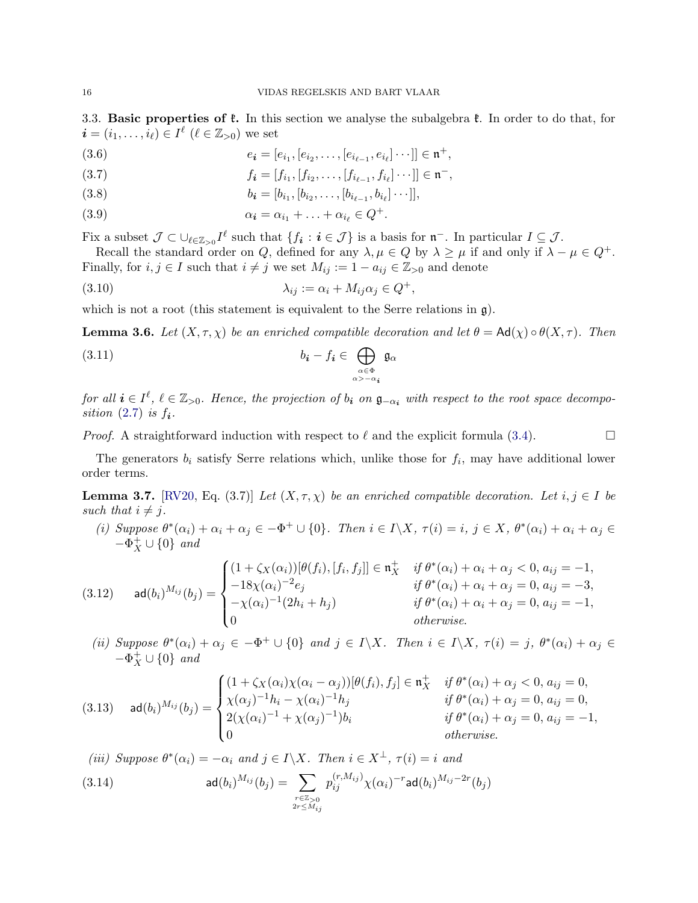3.3. **Basic properties of $\mathfrak{k}$.** In this section we analyse the subalgebra $\mathfrak{k}$. In order to do that, for $\boldsymbol{i} = (i_1, \ldots, i_\ell) \in I^\ell$ ($\ell \in \mathbb{Z}_{>0}$) we set

$$e_{\boldsymbol{i}} = [e_{i_1}, [e_{i_2}, \ldots, [e_{i_{\ell-1}}, e_{i_\ell}] \cdots]] \in \mathfrak{n}^+, \tag{3.6}$$

$$f_{\boldsymbol{i}} = [f_{i_1}, [f_{i_2}, \ldots, [f_{i_{\ell-1}}, f_{i_\ell}] \cdots]] \in \mathfrak{n}^-, \tag{3.7}$$

$$b_{\boldsymbol{i}} = [b_{i_1}, [b_{i_2}, \ldots, [b_{i_{\ell-1}}, b_{i_\ell}] \cdots]], \tag{3.8}$$

$$\alpha_{\boldsymbol{i}} = \alpha_{i_1} + \ldots + \alpha_{i_\ell} \in Q^+. \tag{3.9}$$

Fix a subset $\mathcal{J} \subset \cup_{\ell \in \mathbb{Z}_{>0}} I^\ell$ such that $\{f_{\boldsymbol{i}} : \boldsymbol{i} \in \mathcal{J}\}$ is a basis for $\mathfrak{n}^-$. In particular $I \subseteq \mathcal{J}$.

Recall the standard order on $Q$, defined for any $\lambda, \mu \in Q$ by $\lambda \geq \mu$ if and only if $\lambda - \mu \in Q^+$. Finally, for $i, j \in I$ such that $i \neq j$ we set $M_{ij} := 1 - a_{ij} \in \mathbb{Z}_{>0}$ and denote

$$\lambda_{ij} := \alpha_i + M_{ij}\alpha_j \in Q^+, \tag{3.10}$$

which is not a root (this statement is equivalent to the Serre relations in $\mathfrak{g}$).

**Lemma 3.6.** *Let $(X, \tau, \chi)$ be an enriched compatible decoration and let $\theta = \mathsf{Ad}(\chi) \circ \theta(X, \tau)$. Then*

$$b_{\boldsymbol{i}} - f_{\boldsymbol{i}} \in \bigoplus_{\substack{\alpha \in \Phi \\ \alpha > -\alpha_{\boldsymbol{i}}}} \mathfrak{g}_\alpha \tag{3.11}$$

*for all $\boldsymbol{i} \in I^\ell$, $\ell \in \mathbb{Z}_{>0}$. Hence, the projection of $b_{\boldsymbol{i}}$ on $\mathfrak{g}_{-\alpha_{\boldsymbol{i}}}$ with respect to the root space decomposition (2.7) is $f_{\boldsymbol{i}}$.*

*Proof.* A straightforward induction with respect to $\ell$ and the explicit formula (3.4). □

The generators $b_i$ satisfy Serre relations which, unlike those for $f_i$, may have additional lower order terms.

**Lemma 3.7.** [RV20, Eq. (3.7)] *Let $(X, \tau, \chi)$ be an enriched compatible decoration. Let $i, j \in I$ be such that $i \neq j$.*

*(i) Suppose $\theta^*(\alpha_i) + \alpha_i + \alpha_j \in -\Phi^+ \cup \{0\}$. Then $i \in I \backslash X$, $\tau(i) = i$, $j \in X$, $\theta^*(\alpha_i) + \alpha_i + \alpha_j \in -\Phi^+_X \cup \{0\}$ and*

$$\mathsf{ad}(b_i)^{M_{ij}}(b_j) = \begin{cases} (1 + \zeta_X(\alpha_i))[\theta(f_i), [f_i, f_j]] \in \mathfrak{n}^+_X & \text{if } \theta^*(\alpha_i) + \alpha_i + \alpha_j < 0,\ a_{ij} = -1, \\ -18\chi(\alpha_i)^{-2} e_j & \text{if } \theta^*(\alpha_i) + \alpha_i + \alpha_j = 0,\ a_{ij} = -3, \\ -\chi(\alpha_i)^{-1}(2h_i + h_j) & \text{if } \theta^*(\alpha_i) + \alpha_i + \alpha_j = 0,\ a_{ij} = -1, \\ 0 & \text{otherwise.} \end{cases} \tag{3.12}$$

*(ii) Suppose $\theta^*(\alpha_i) + \alpha_j \in -\Phi^+ \cup \{0\}$ and $j \in I \backslash X$. Then $i \in I \backslash X$, $\tau(i) = j$, $\theta^*(\alpha_i) + \alpha_j \in -\Phi^+_X \cup \{0\}$ and*

$$\mathsf{ad}(b_i)^{M_{ij}}(b_j) = \begin{cases} (1 + \zeta_X(\alpha_i)\chi(\alpha_i - \alpha_j))[\theta(f_i), f_j] \in \mathfrak{n}^+_X & \text{if } \theta^*(\alpha_i) + \alpha_j < 0,\ a_{ij} = 0, \\ \chi(\alpha_j)^{-1} h_i - \chi(\alpha_i)^{-1} h_j & \text{if } \theta^*(\alpha_i) + \alpha_j = 0,\ a_{ij} = 0, \\ 2(\chi(\alpha_i)^{-1} + \chi(\alpha_j)^{-1}) b_i & \text{if } \theta^*(\alpha_i) + \alpha_j = 0,\ a_{ij} = -1, \\ 0 & \text{otherwise.} \end{cases} \tag{3.13}$$

*(iii) Suppose $\theta^*(\alpha_i) = -\alpha_i$ and $j \in I \backslash X$. Then $i \in X^\perp$, $\tau(i) = i$ and*

$$\mathsf{ad}(b_i)^{M_{ij}}(b_j) = \sum_{\substack{r \in \mathbb{Z}_{>0} \\ 2r \leq M_{ij}}} p_{ij}^{(r, M_{ij})} \chi(\alpha_i)^{-r} \mathsf{ad}(b_i)^{M_{ij} - 2r}(b_j) \tag{3.14}$$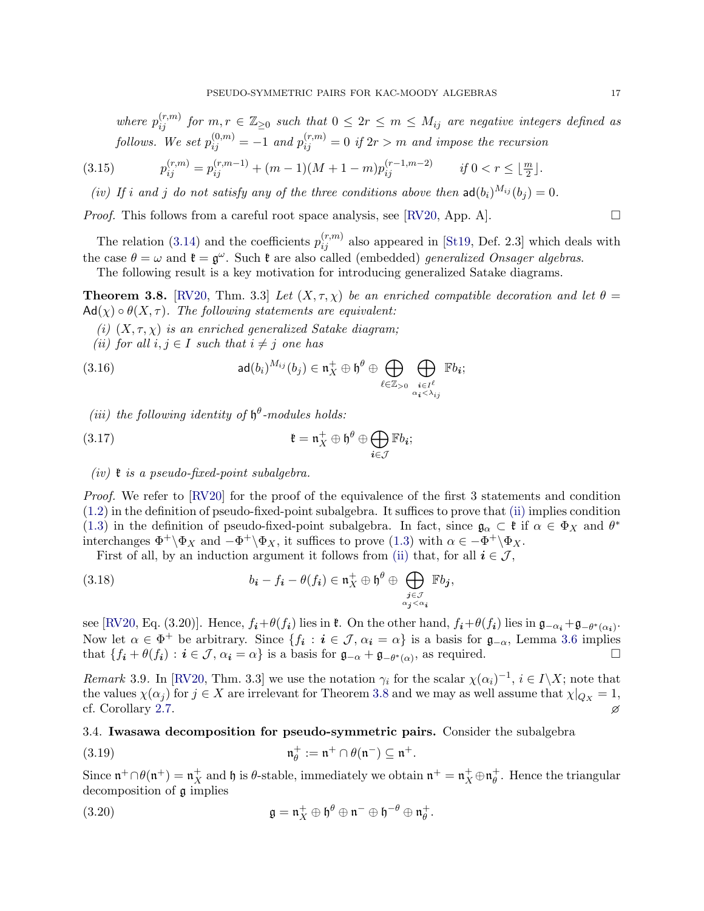*where $p_{ij}^{(r,m)}$ for $m, r \in \mathbb{Z}_{\geq 0}$ such that $0 \leq 2r \leq m \leq M_{ij}$ are negative integers defined as follows. We set $p_{ij}^{(0,m)} = -1$ and $p_{ij}^{(r,m)} = 0$ if $2r > m$ and impose the recursion*

$$p_{ij}^{(r,m)} = p_{ij}^{(r,m-1)} + (m-1)(M+1-m)p_{ij}^{(r-1,m-2)} \qquad \text{if } 0 < r \leq \lfloor \tfrac{m}{2} \rfloor. \tag{3.15}$$

*(iv) If $i$ and $j$ do not satisfy any of the three conditions above then $\mathsf{ad}(b_i)^{M_{ij}}(b_j) = 0$.*

*Proof.* This follows from a careful root space analysis, see [RV20, App. A]. □

The relation (3.14) and the coefficients $p_{ij}^{(r,m)}$ also appeared in [St19, Def. 2.3] which deals with the case $\theta = \omega$ and $\mathfrak{k} = \mathfrak{g}^{\omega}$. Such $\mathfrak{k}$ are also called (embedded) *generalized Onsager algebras*.

The following result is a key motivation for introducing generalized Satake diagrams.

**Theorem 3.8.** [RV20, Thm. 3.3] *Let $(X, \tau, \chi)$ be an enriched compatible decoration and let $\theta = \mathsf{Ad}(\chi) \circ \theta(X, \tau)$. The following statements are equivalent:*

*(i) $(X, \tau, \chi)$ is an enriched generalized Satake diagram;*

*(ii) for all $i, j \in I$ such that $i \neq j$ one has*

$$\mathsf{ad}(b_i)^{M_{ij}}(b_j) \in \mathfrak{n}_X^+ \oplus \mathfrak{h}^{\theta} \oplus \bigoplus_{\ell \in \mathbb{Z}_{>0}} \bigoplus_{\substack{\boldsymbol{i} \in I^{\ell} \\ \alpha_{\boldsymbol{i}} < \lambda_{ij}}} \mathbb{F} b_{\boldsymbol{i}}; \tag{3.16}$$

*(iii) the following identity of $\mathfrak{h}^{\theta}$-modules holds:*

$$\mathfrak{k} = \mathfrak{n}_X^+ \oplus \mathfrak{h}^{\theta} \oplus \bigoplus_{\boldsymbol{i} \in \mathcal{J}} \mathbb{F} b_{\boldsymbol{i}}; \tag{3.17}$$

*(iv) $\mathfrak{k}$ is a pseudo-fixed-point subalgebra.*

*Proof.* We refer to [RV20] for the proof of the equivalence of the first 3 statements and condition (1.2) in the definition of pseudo-fixed-point subalgebra. It suffices to prove that (ii) implies condition (1.3) in the definition of pseudo-fixed-point subalgebra. In fact, since $\mathfrak{g}_{\alpha} \subset \mathfrak{k}$ if $\alpha \in \Phi_X$ and $\theta^*$ interchanges $\Phi^+ \backslash \Phi_X$ and $-\Phi^+ \backslash \Phi_X$, it suffices to prove (1.3) with $\alpha \in -\Phi^+ \backslash \Phi_X$.

First of all, by an induction argument it follows from (ii) that, for all $\boldsymbol{i} \in \mathcal{J}$,

$$b_{\boldsymbol{i}} - f_{\boldsymbol{i}} - \theta(f_{\boldsymbol{i}}) \in \mathfrak{n}_X^+ \oplus \mathfrak{h}^{\theta} \oplus \bigoplus_{\substack{\boldsymbol{j} \in \mathcal{J} \\ \alpha_{\boldsymbol{j}} < \alpha_{\boldsymbol{i}}}} \mathbb{F} b_{\boldsymbol{j}}, \tag{3.18}$$

see [RV20, Eq. (3.20)]. Hence, $f_{\boldsymbol{i}} + \theta(f_{\boldsymbol{i}})$ lies in $\mathfrak{k}$. On the other hand, $f_{\boldsymbol{i}} + \theta(f_{\boldsymbol{i}})$ lies in $\mathfrak{g}_{-\alpha_{\boldsymbol{i}}} + \mathfrak{g}_{-\theta^*(\alpha_{\boldsymbol{i}})}$. Now let $\alpha \in \Phi^+$ be arbitrary. Since $\{f_{\boldsymbol{i}} : \boldsymbol{i} \in \mathcal{J}, \alpha_{\boldsymbol{i}} = \alpha\}$ is a basis for $\mathfrak{g}_{-\alpha}$, Lemma 3.6 implies that $\{f_{\boldsymbol{i}} + \theta(f_{\boldsymbol{i}}) : \boldsymbol{i} \in \mathcal{J}, \alpha_{\boldsymbol{i}} = \alpha\}$ is a basis for $\mathfrak{g}_{-\alpha} + \mathfrak{g}_{-\theta^*(\alpha)}$, as required. □

*Remark* 3.9. In [RV20, Thm. 3.3] we use the notation $\gamma_i$ for the scalar $\chi(\alpha_i)^{-1}$, $i \in I \backslash X$; note that the values $\chi(\alpha_j)$ for $j \in X$ are irrelevant for Theorem 3.8 and we may as well assume that $\chi|_{Q_X} = 1$, cf. Corollary 2.7. ⌀

### 3.4. Iwasawa decomposition for pseudo-symmetric pairs.

Consider the subalgebra

$$\mathfrak{n}_{\theta}^+ := \mathfrak{n}^+ \cap \theta(\mathfrak{n}^-) \subseteq \mathfrak{n}^+. \tag{3.19}$$

Since $\mathfrak{n}^+ \cap \theta(\mathfrak{n}^+) = \mathfrak{n}_X^+$ and $\mathfrak{h}$ is $\theta$-stable, immediately we obtain $\mathfrak{n}^+ = \mathfrak{n}_X^+ \oplus \mathfrak{n}_{\theta}^+$. Hence the triangular decomposition of $\mathfrak{g}$ implies

$$\mathfrak{g} = \mathfrak{n}_X^+ \oplus \mathfrak{h}^{\theta} \oplus \mathfrak{n}^- \oplus \mathfrak{h}^{-\theta} \oplus \mathfrak{n}_{\theta}^+. \tag{3.20}$$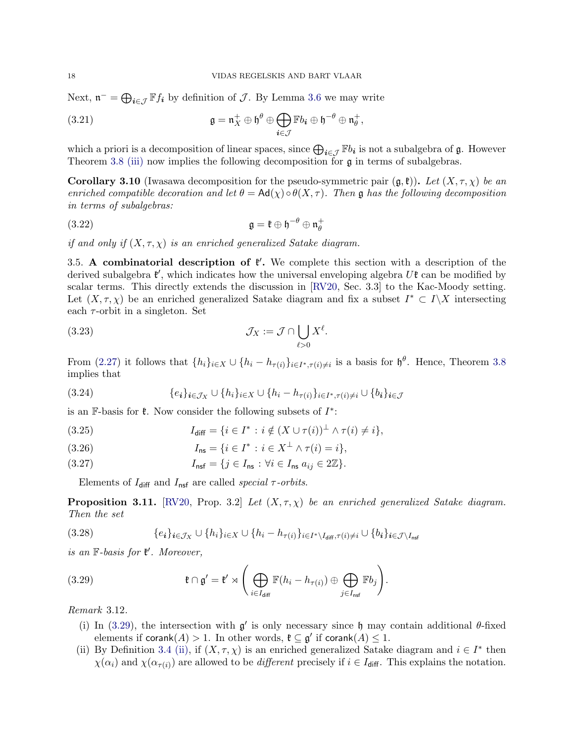Next, $\mathfrak{n}^- = \bigoplus_{\boldsymbol{i} \in \mathcal{J}} \mathbb{F} f_{\boldsymbol{i}}$ by definition of $\mathcal{J}$. By Lemma 3.6 we may write

$$\mathfrak{g} = \mathfrak{n}^+_X \oplus \mathfrak{h}^\theta \oplus \bigoplus_{\boldsymbol{i} \in \mathcal{J}} \mathbb{F} b_{\boldsymbol{i}} \oplus \mathfrak{h}^{-\theta} \oplus \mathfrak{n}^+_\theta, \tag{3.21}$$

which a priori is a decomposition of linear spaces, since $\bigoplus_{\boldsymbol{i} \in \mathcal{J}} \mathbb{F} b_{\boldsymbol{i}}$ is not a subalgebra of $\mathfrak{g}$. However Theorem 3.8 (iii) now implies the following decomposition for $\mathfrak{g}$ in terms of subalgebras.

**Corollary 3.10** (Iwasawa decomposition for the pseudo-symmetric pair $(\mathfrak{g}, \mathfrak{k})$)**.** *Let $(X, \tau, \chi)$ be an enriched compatible decoration and let $\theta = \mathsf{Ad}(\chi) \circ \theta(X, \tau)$. Then $\mathfrak{g}$ has the following decomposition in terms of subalgebras:*

$$\mathfrak{g} = \mathfrak{k} \oplus \mathfrak{h}^{-\theta} \oplus \mathfrak{n}^+_\theta \tag{3.22}$$

*if and only if $(X, \tau, \chi)$ is an enriched generalized Satake diagram.*

3.5. **A combinatorial description of $\mathfrak{k}'$.** We complete this section with a description of the derived subalgebra $\mathfrak{k}'$, which indicates how the universal enveloping algebra $U\mathfrak{k}$ can be modified by scalar terms. This directly extends the discussion in [RV20, Sec. 3.3] to the Kac-Moody setting. Let $(X, \tau, \chi)$ be an enriched generalized Satake diagram and fix a subset $I^* \subset I \backslash X$ intersecting each $\tau$-orbit in a singleton. Set

$$\mathcal{J}_X := \mathcal{J} \cap \bigcup_{\ell > 0} X^\ell. \tag{3.23}$$

From (2.27) it follows that $\{h_i\}_{i \in X} \cup \{h_i - h_{\tau(i)}\}_{i \in I^*, \tau(i) \neq i}$ is a basis for $\mathfrak{h}^\theta$. Hence, Theorem 3.8 implies that

$$\{e_{\boldsymbol{i}}\}_{\boldsymbol{i} \in \mathcal{J}_X} \cup \{h_i\}_{i \in X} \cup \{h_i - h_{\tau(i)}\}_{i \in I^*, \tau(i) \neq i} \cup \{b_{\boldsymbol{i}}\}_{\boldsymbol{i} \in \mathcal{J}} \tag{3.24}$$

is an $\mathbb{F}$-basis for $\mathfrak{k}$. Now consider the following subsets of $I^*$:

$$I_{\mathsf{diff}} = \{i \in I^* : i \notin (X \cup \tau(i))^\perp \wedge \tau(i) \neq i\}, \tag{3.25}$$

$$I_{\mathsf{ns}} = \{i \in I^* : i \in X^\perp \wedge \tau(i) = i\}, \tag{3.26}$$

$$I_{\mathsf{nsf}} = \{j \in I_{\mathsf{ns}} : \forall i \in I_{\mathsf{ns}} \; a_{ij} \in 2\mathbb{Z}\}. \tag{3.27}$$

Elements of $I_{\mathsf{diff}}$ and $I_{\mathsf{nsf}}$ are called *special $\tau$-orbits*.

**Proposition 3.11.** [RV20, Prop. 3.2] *Let $(X, \tau, \chi)$ be an enriched generalized Satake diagram. Then the set*

$$\{e_{\boldsymbol{i}}\}_{\boldsymbol{i} \in \mathcal{J}_X} \cup \{h_i\}_{i \in X} \cup \{h_i - h_{\tau(i)}\}_{i \in I^* \backslash I_{\mathsf{diff}}, \tau(i) \neq i} \cup \{b_{\boldsymbol{i}}\}_{\boldsymbol{i} \in \mathcal{J} \backslash I_{\mathsf{nsf}}} \tag{3.28}$$

*is an $\mathbb{F}$-basis for $\mathfrak{k}'$. Moreover,*

$$\mathfrak{k} \cap \mathfrak{g}' = \mathfrak{k}' \rtimes \left( \bigoplus_{i \in I_{\mathsf{diff}}} \mathbb{F}(h_i - h_{\tau(i)}) \oplus \bigoplus_{j \in I_{\mathsf{nsf}}} \mathbb{F} b_j \right). \tag{3.29}$$

*Remark* 3.12.

(i) In (3.29), the intersection with $\mathfrak{g}'$ is only necessary since $\mathfrak{h}$ may contain additional $\theta$-fixed elements if $\mathsf{corank}(A) > 1$. In other words, $\mathfrak{k} \subseteq \mathfrak{g}'$ if $\mathsf{corank}(A) \leq 1$.

(ii) By Definition 3.4 (ii), if $(X, \tau, \chi)$ is an enriched generalized Satake diagram and $i \in I^*$ then $\chi(\alpha_i)$ and $\chi(\alpha_{\tau(i)})$ are allowed to be *different* precisely if $i \in I_{\mathsf{diff}}$. This explains the notation.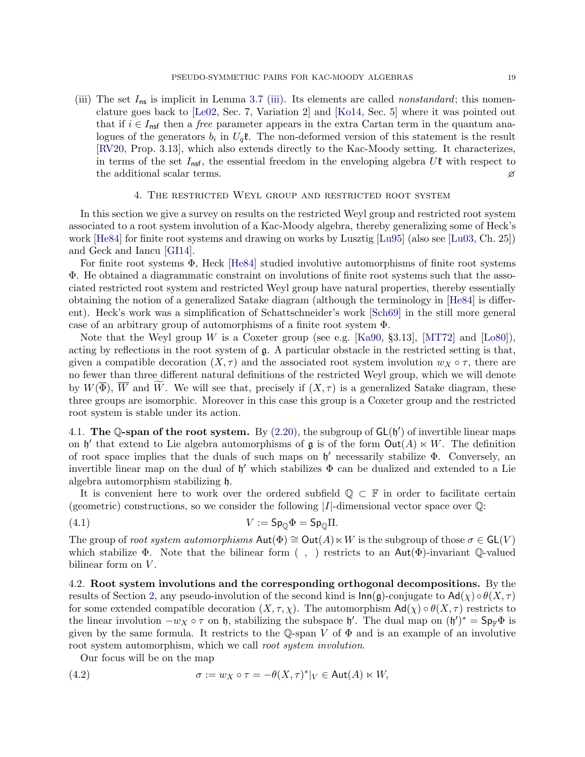(iii) The set $I_{\mathsf{ns}}$ is implicit in Lemma 3.7 (iii). Its elements are called *nonstandard*; this nomenclature goes back to [Le02, Sec. 7, Variation 2] and [Ko14, Sec. 5] where it was pointed out that if $i \in I_{\mathsf{nsf}}$ then a *free* parameter appears in the extra Cartan term in the quantum analogues of the generators $b_i$ in $U_q\mathfrak{k}$. The non-deformed version of this statement is the result [RV20, Prop. 3.13], which also extends directly to the Kac-Moody setting. It characterizes, in terms of the set $I_{\mathsf{nsf}}$, the essential freedom in the enveloping algebra $U\mathfrak{k}$ with respect to the additional scalar terms. $\varnothing$

## 4. The restricted Weyl group and restricted root system

In this section we give a survey on results on the restricted Weyl group and restricted root system associated to a root system involution of a Kac-Moody algebra, thereby generalizing some of Heck's work [He84] for finite root systems and drawing on works by Lusztig [Lu95] (also see [Lu03, Ch. 25]) and Geck and Iancu [GI14].

For finite root systems $\Phi$, Heck [He84] studied involutive automorphisms of finite root systems $\Phi$. He obtained a diagrammatic constraint on involutions of finite root systems such that the associated restricted root system and restricted Weyl group have natural properties, thereby essentially obtaining the notion of a generalized Satake diagram (although the terminology in [He84] is different). Heck's work was a simplification of Schattschneider's work [Sch69] in the still more general case of an arbitrary group of automorphisms of a finite root system $\Phi$.

Note that the Weyl group $W$ is a Coxeter group (see e.g. [Ka90, §3.13], [MT72] and [Lo80]), acting by reflections in the root system of $\mathfrak{g}$. A particular obstacle in the restricted setting is that, given a compatible decoration $(X,\tau)$ and the associated root system involution $w_X \circ \tau$, there are no fewer than three different natural definitions of the restricted Weyl group, which we will denote by $W(\overline{\Phi})$, $\overline{W}$ and $\widetilde{W}$. We will see that, precisely if $(X,\tau)$ is a generalized Satake diagram, these three groups are isomorphic. Moreover in this case this group is a Coxeter group and the restricted root system is stable under its action.

**4.1. The $\mathbb{Q}$-span of the root system.** By (2.20), the subgroup of $\mathsf{GL}(\mathfrak{h}')$ of invertible linear maps on $\mathfrak{h}'$ that extend to Lie algebra automorphisms of $\mathfrak{g}$ is of the form $\mathsf{Out}(A) \ltimes W$. The definition of root space implies that the duals of such maps on $\mathfrak{h}'$ necessarily stabilize $\Phi$. Conversely, an invertible linear map on the dual of $\mathfrak{h}'$ which stabilizes $\Phi$ can be dualized and extended to a Lie algebra automorphism stabilizing $\mathfrak{h}$.

It is convenient here to work over the ordered subfield $\mathbb{Q} \subset \mathbb{F}$ in order to facilitate certain (geometric) constructions, so we consider the following $|I|$-dimensional vector space over $\mathbb{Q}$:

$$V := \mathsf{Sp}_{\mathbb{Q}}\Phi = \mathsf{Sp}_{\mathbb{Q}}\Pi. \tag{4.1}$$

The group of *root system automorphisms* $\mathsf{Aut}(\Phi) \cong \mathsf{Out}(A) \ltimes W$ is the subgroup of those $\sigma \in \mathsf{GL}(V)$ which stabilize $\Phi$. Note that the bilinear form $(\ ,\ )$ restricts to an $\mathsf{Aut}(\Phi)$-invariant $\mathbb{Q}$-valued bilinear form on $V$.

**4.2. Root system involutions and the corresponding orthogonal decompositions.** By the results of Section 2, any pseudo-involution of the second kind is $\mathsf{Inn}(\mathfrak{g})$-conjugate to $\mathsf{Ad}(\chi) \circ \theta(X,\tau)$ for some extended compatible decoration $(X,\tau,\chi)$. The automorphism $\mathsf{Ad}(\chi) \circ \theta(X,\tau)$ restricts to the linear involution $-w_X \circ \tau$ on $\mathfrak{h}$, stabilizing the subspace $\mathfrak{h}'$. The dual map on $(\mathfrak{h}')^* = \mathsf{Sp}_{\mathbb{F}}\Phi$ is given by the same formula. It restricts to the $\mathbb{Q}$-span $V$ of $\Phi$ and is an example of an involutive root system automorphism, which we call *root system involution*.

Our focus will be on the map

$$\sigma := w_X \circ \tau = -\theta(X,\tau)^*|_V \in \mathsf{Aut}(A) \ltimes W, \tag{4.2}$$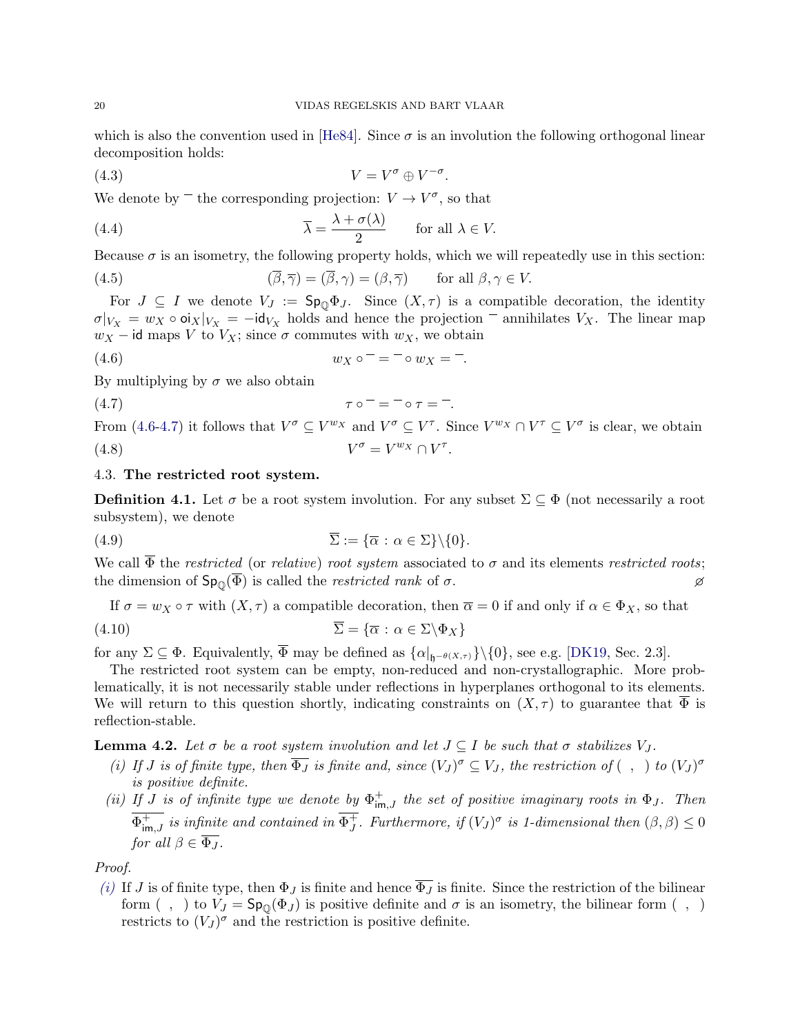which is also the convention used in [He84]. Since $\sigma$ is an involution the following orthogonal linear decomposition holds:

$$V = V^{\sigma} \oplus V^{-\sigma}. \tag{4.3}$$

We denote by $\overline{\phantom{x}}$ the corresponding projection: $V \to V^{\sigma}$, so that

$$\overline{\lambda} = \frac{\lambda + \sigma(\lambda)}{2} \qquad \text{for all } \lambda \in V. \tag{4.4}$$

Because $\sigma$ is an isometry, the following property holds, which we will repeatedly use in this section:

$$(\overline{\beta}, \overline{\gamma}) = (\overline{\beta}, \gamma) = (\beta, \overline{\gamma}) \qquad \text{for all } \beta, \gamma \in V. \tag{4.5}$$

For $J \subseteq I$ we denote $V_J := \mathsf{Sp}_{\mathbb{Q}}\Phi_J$. Since $(X, \tau)$ is a compatible decoration, the identity $\sigma|_{V_X} = w_X \circ \mathsf{oi}_X|_{V_X} = -\mathsf{id}_{V_X}$ holds and hence the projection $\overline{\phantom{x}}$ annihilates $V_X$. The linear map $w_X - \mathsf{id}$ maps $V$ to $V_X$; since $\sigma$ commutes with $w_X$, we obtain

$$w_X \circ \overline{\phantom{x}} = \overline{\phantom{x}} \circ w_X = \overline{\phantom{x}}. \tag{4.6}$$

By multiplying by $\sigma$ we also obtain

$$\tau \circ \overline{\phantom{x}} = \overline{\phantom{x}} \circ \tau = \overline{\phantom{x}}. \tag{4.7}$$

From (4.6-4.7) it follows that $V^{\sigma} \subseteq V^{w_X}$ and $V^{\sigma} \subseteq V^{\tau}$. Since $V^{w_X} \cap V^{\tau} \subseteq V^{\sigma}$ is clear, we obtain

$$V^{\sigma} = V^{w_X} \cap V^{\tau}. \tag{4.8}$$

### 4.3. The restricted root system.

**Definition 4.1.** Let $\sigma$ be a root system involution. For any subset $\Sigma \subseteq \Phi$ (not necessarily a root subsystem), we denote

$$\overline{\Sigma} := \{\overline{\alpha} \,:\, \alpha \in \Sigma\} \backslash \{0\}. \tag{4.9}$$

We call $\overline{\Phi}$ the *restricted* (or *relative*) *root system* associated to $\sigma$ and its elements *restricted roots*; the dimension of $\mathsf{Sp}_{\mathbb{Q}}(\overline{\Phi})$ is called the *restricted rank* of $\sigma$. $\varnothing$

If $\sigma = w_X \circ \tau$ with $(X, \tau)$ a compatible decoration, then $\overline{\alpha} = 0$ if and only if $\alpha \in \Phi_X$, so that

$$\overline{\Sigma} = \{\overline{\alpha} \,:\, \alpha \in \Sigma \backslash \Phi_X\} \tag{4.10}$$

for any $\Sigma \subseteq \Phi$. Equivalently, $\overline{\Phi}$ may be defined as $\{\alpha|_{\mathfrak{h}^{-\theta(X,\tau)}}\} \backslash \{0\}$, see e.g. [DK19, Sec. 2.3].

The restricted root system can be empty, non-reduced and non-crystallographic. More problematically, it is not necessarily stable under reflections in hyperplanes orthogonal to its elements. We will return to this question shortly, indicating constraints on $(X, \tau)$ to guarantee that $\overline{\Phi}$ is reflection-stable.

**Lemma 4.2.** *Let $\sigma$ be a root system involution and let $J \subseteq I$ be such that $\sigma$ stabilizes $V_J$.*

*(i) If $J$ is of finite type, then $\overline{\Phi_J}$ is finite and, since $(V_J)^{\sigma} \subseteq V_J$, the restriction of $(\ ,\ )$ to $(V_J)^{\sigma}$ is positive definite.*

*(ii) If $J$ is of infinite type we denote by $\Phi^+_{\mathsf{im},J}$ the set of positive imaginary roots in $\Phi_J$. Then $\overline{\Phi^+_{\mathsf{im},J}}$ is infinite and contained in $\overline{\Phi^+_J}$. Furthermore, if $(V_J)^{\sigma}$ is 1-dimensional then $(\beta, \beta) \leq 0$ for all $\beta \in \overline{\Phi_J}$.*

*Proof.*

(i) If $J$ is of finite type, then $\Phi_J$ is finite and hence $\overline{\Phi_J}$ is finite. Since the restriction of the bilinear form $(\ ,\ )$ to $V_J = \mathsf{Sp}_{\mathbb{Q}}(\Phi_J)$ is positive definite and $\sigma$ is an isometry, the bilinear form $(\ ,\ )$ restricts to $(V_J)^{\sigma}$ and the restriction is positive definite.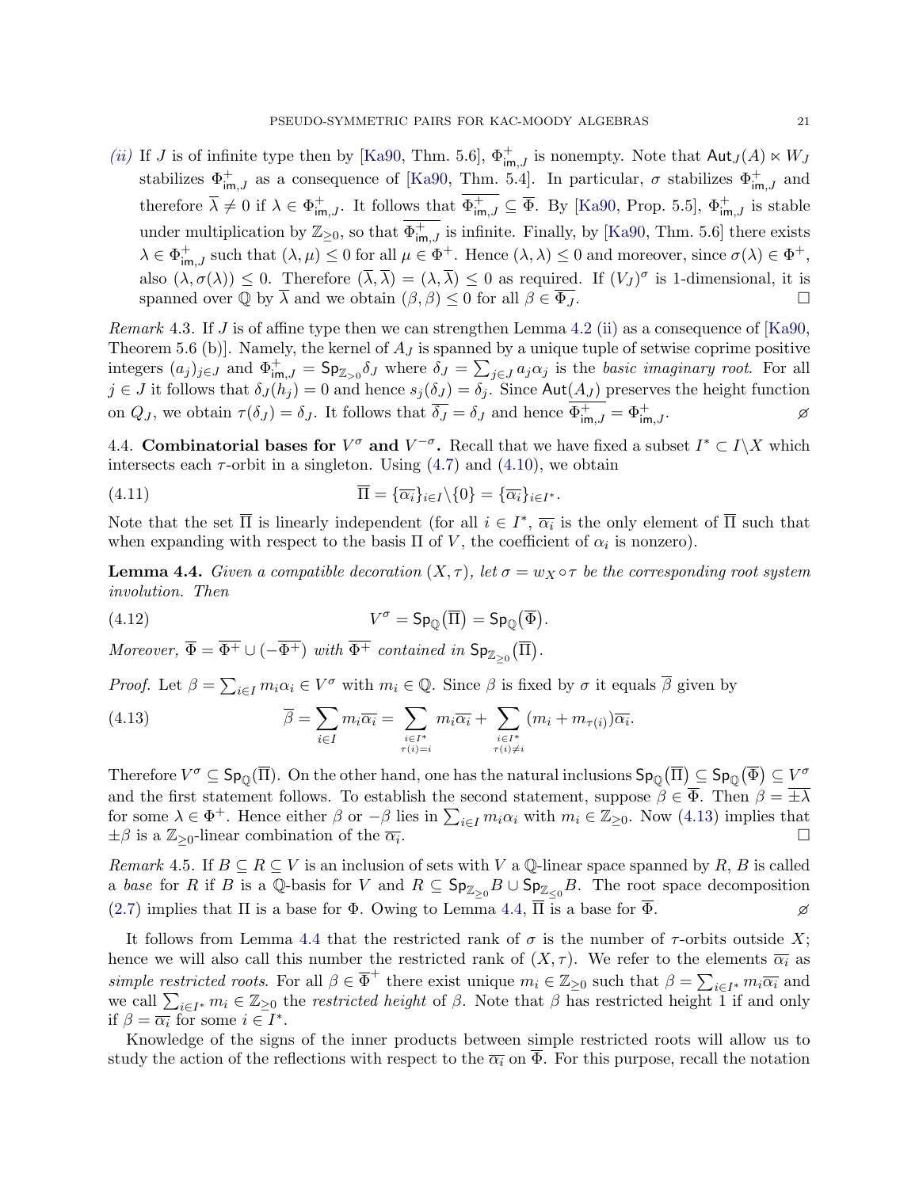*(ii)* If $J$ is of infinite type then by [Ka90, Thm. 5.6], $\Phi^+_{\mathsf{im},J}$ is nonempty. Note that $\mathsf{Aut}_J(A) \ltimes W_J$ stabilizes $\Phi^+_{\mathsf{im},J}$ as a consequence of [Ka90, Thm. 5.4]. In particular, $\sigma$ stabilizes $\Phi^+_{\mathsf{im},J}$ and therefore $\overline{\lambda} \neq 0$ if $\lambda \in \Phi^+_{\mathsf{im},J}$. It follows that $\overline{\Phi^+_{\mathsf{im},J}} \subseteq \overline{\Phi}$. By [Ka90, Prop. 5.5], $\Phi^+_{\mathsf{im},J}$ is stable under multiplication by $\mathbb{Z}_{\geq 0}$, so that $\overline{\Phi^+_{\mathsf{im},J}}$ is infinite. Finally, by [Ka90, Thm. 5.6] there exists $\lambda \in \Phi^+_{\mathsf{im},J}$ such that $(\lambda, \mu) \leq 0$ for all $\mu \in \Phi^+$. Hence $(\lambda, \lambda) \leq 0$ and moreover, since $\sigma(\lambda) \in \Phi^+$, also $(\lambda, \sigma(\lambda)) \leq 0$. Therefore $(\overline{\lambda}, \overline{\lambda}) = (\lambda, \overline{\lambda}) \leq 0$ as required. If $(V_J)^\sigma$ is 1-dimensional, it is spanned over $\mathbb{Q}$ by $\overline{\lambda}$ and we obtain $(\beta, \beta) \leq 0$ for all $\beta \in \overline{\Phi_J}$. □

*Remark* 4.3. If $J$ is of affine type then we can strengthen Lemma 4.2 (ii) as a consequence of [Ka90, Theorem 5.6 (b)]. Namely, the kernel of $A_J$ is spanned by a unique tuple of setwise coprime positive integers $(a_j)_{j \in J}$ and $\Phi^+_{\mathsf{im},J} = \mathsf{Sp}_{\mathbb{Z}_{>0}} \delta_J$ where $\delta_J = \sum_{j \in J} a_j \alpha_j$ is the *basic imaginary root*. For all $j \in J$ it follows that $\delta_J(h_j) = 0$ and hence $s_j(\delta_J) = \delta_J$. Since $\mathsf{Aut}(A_J)$ preserves the height function on $Q_J$, we obtain $\tau(\delta_J) = \delta_J$. It follows that $\overline{\delta_J} = \delta_J$ and hence $\overline{\Phi^+_{\mathsf{im},J}} = \Phi^+_{\mathsf{im},J}$. ⌀

4.4. **Combinatorial bases for $V^\sigma$ and $V^{-\sigma}$.** Recall that we have fixed a subset $I^* \subset I \backslash X$ which intersects each $\tau$-orbit in a singleton. Using (4.7) and (4.10), we obtain

$$\overline{\Pi} = \{\overline{\alpha_i}\}_{i \in I} \backslash \{0\} = \{\overline{\alpha_i}\}_{i \in I^*}. \tag{4.11}$$

Note that the set $\overline{\Pi}$ is linearly independent (for all $i \in I^*$, $\overline{\alpha_i}$ is the only element of $\overline{\Pi}$ such that when expanding with respect to the basis $\Pi$ of $V$, the coefficient of $\alpha_i$ is nonzero).

**Lemma 4.4.** *Given a compatible decoration $(X, \tau)$, let $\sigma = w_X \circ \tau$ be the corresponding root system involution. Then*

$$V^\sigma = \mathsf{Sp}_{\mathbb{Q}}\big(\overline{\Pi}\big) = \mathsf{Sp}_{\mathbb{Q}}\big(\overline{\Phi}\big). \tag{4.12}$$

*Moreover, $\overline{\Phi} = \overline{\Phi^+} \cup (-\overline{\Phi^+})$ with $\overline{\Phi^+}$ contained in $\mathsf{Sp}_{\mathbb{Z}_{\geq 0}}\big(\overline{\Pi}\big)$.*

*Proof.* Let $\beta = \sum_{i \in I} m_i \alpha_i \in V^\sigma$ with $m_i \in \mathbb{Q}$. Since $\beta$ is fixed by $\sigma$ it equals $\overline{\beta}$ given by

$$\overline{\beta} = \sum_{i \in I} m_i \overline{\alpha_i} = \sum_{\substack{i \in I^* \\ \tau(i) = i}} m_i \overline{\alpha_i} + \sum_{\substack{i \in I^* \\ \tau(i) \neq i}} (m_i + m_{\tau(i)}) \overline{\alpha_i}. \tag{4.13}$$

Therefore $V^\sigma \subseteq \mathsf{Sp}_{\mathbb{Q}}(\overline{\Pi})$. On the other hand, one has the natural inclusions $\mathsf{Sp}_{\mathbb{Q}}\big(\overline{\Pi}\big) \subseteq \mathsf{Sp}_{\mathbb{Q}}\big(\overline{\Phi}\big) \subseteq V^\sigma$ and the first statement follows. To establish the second statement, suppose $\beta \in \overline{\Phi}$. Then $\beta = \overline{\pm\lambda}$ for some $\lambda \in \Phi^+$. Hence either $\beta$ or $-\beta$ lies in $\sum_{i \in I} m_i \alpha_i$ with $m_i \in \mathbb{Z}_{\geq 0}$. Now (4.13) implies that $\pm\beta$ is a $\mathbb{Z}_{\geq 0}$-linear combination of the $\overline{\alpha_i}$. □

*Remark* 4.5. If $B \subseteq R \subseteq V$ is an inclusion of sets with $V$ a $\mathbb{Q}$-linear space spanned by $R$, $B$ is called a *base* for $R$ if $B$ is a $\mathbb{Q}$-basis for $V$ and $R \subseteq \mathsf{Sp}_{\mathbb{Z}_{\geq 0}} B \cup \mathsf{Sp}_{\mathbb{Z}_{\leq 0}} B$. The root space decomposition (2.7) implies that $\Pi$ is a base for $\Phi$. Owing to Lemma 4.4, $\overline{\Pi}$ is a base for $\overline{\Phi}$. ⌀

It follows from Lemma 4.4 that the restricted rank of $\sigma$ is the number of $\tau$-orbits outside $X$; hence we will also call this number the restricted rank of $(X, \tau)$. We refer to the elements $\overline{\alpha_i}$ as *simple restricted roots*. For all $\beta \in \overline{\Phi}^+$ there exist unique $m_i \in \mathbb{Z}_{\geq 0}$ such that $\beta = \sum_{i \in I^*} m_i \overline{\alpha_i}$ and we call $\sum_{i \in I^*} m_i \in \mathbb{Z}_{\geq 0}$ the *restricted height* of $\beta$. Note that $\beta$ has restricted height 1 if and only if $\beta = \overline{\alpha_i}$ for some $i \in I^*$.

Knowledge of the signs of the inner products between simple restricted roots will allow us to study the action of the reflections with respect to the $\overline{\alpha_i}$ on $\overline{\Phi}$. For this purpose, recall the notation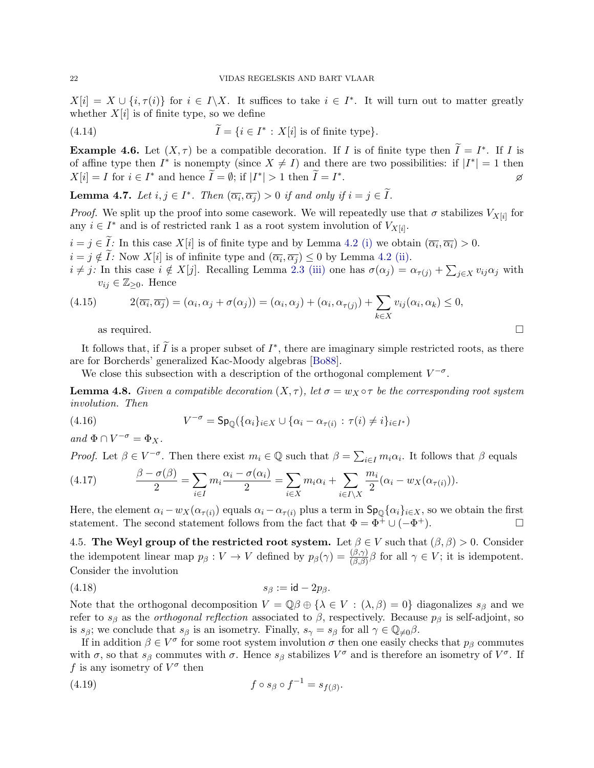$X[i] = X \cup \{i, \tau(i)\}$ for $i \in I \backslash X$. It suffices to take $i \in I^*$. It will turn out to matter greatly whether $X[i]$ is of finite type, so we define

$$\widetilde{I} = \{i \in I^* : X[i] \text{ is of finite type}\}. \tag{4.14}$$

**Example 4.6.** Let $(X, \tau)$ be a compatible decoration. If $I$ is of finite type then $\widetilde{I} = I^*$. If $I$ is of affine type then $I^*$ is nonempty (since $X \neq I$) and there are two possibilities: if $|I^*| = 1$ then $X[i] = I$ for $i \in I^*$ and hence $\widetilde{I} = \emptyset$; if $|I^*| > 1$ then $\widetilde{I} = I^*$. $\varnothing$

**Lemma 4.7.** *Let $i, j \in I^*$. Then $(\overline{\alpha_i}, \overline{\alpha_j}) > 0$ if and only if $i = j \in \widetilde{I}$.*

*Proof.* We split up the proof into some casework. We will repeatedly use that $\sigma$ stabilizes $V_{X[i]}$ for any $i \in I^*$ and is of restricted rank 1 as a root system involution of $V_{X[i]}$.

$i = j \in \widetilde{I}$*:* In this case $X[i]$ is of finite type and by Lemma 4.2 (i) we obtain $(\overline{\alpha_i}, \overline{\alpha_i}) > 0$.

$i = j \notin \widetilde{I}$*:* Now $X[i]$ is of infinite type and $(\overline{\alpha_i}, \overline{\alpha_j}) \leq 0$ by Lemma 4.2 (ii).

$i \neq j$*:* In this case $i \notin X[j]$. Recalling Lemma 2.3 (iii) one has $\sigma(\alpha_j) = \alpha_{\tau(j)} + \sum_{j \in X} v_{ij}\alpha_j$ with $v_{ij} \in \mathbb{Z}_{\geq 0}$. Hence

$$2(\overline{\alpha_i}, \overline{\alpha_j}) = (\alpha_i, \alpha_j + \sigma(\alpha_j)) = (\alpha_i, \alpha_j) + (\alpha_i, \alpha_{\tau(j)}) + \sum_{k \in X} v_{ij}(\alpha_i, \alpha_k) \leq 0, \tag{4.15}$$

as required. $\square$

It follows that, if $\widetilde{I}$ is a proper subset of $I^*$, there are imaginary simple restricted roots, as there are for Borcherds' generalized Kac-Moody algebras [Bo88].

We close this subsection with a description of the orthogonal complement $V^{-\sigma}$.

**Lemma 4.8.** *Given a compatible decoration $(X, \tau)$, let $\sigma = w_X \circ \tau$ be the corresponding root system involution. Then*

$$V^{-\sigma} = \mathsf{Sp}_{\mathbb{Q}}(\{\alpha_i\}_{i \in X} \cup \{\alpha_i - \alpha_{\tau(i)} : \tau(i) \neq i\}_{i \in I^*}) \tag{4.16}$$

*and $\Phi \cap V^{-\sigma} = \Phi_X$.*

*Proof.* Let $\beta \in V^{-\sigma}$. Then there exist $m_i \in \mathbb{Q}$ such that $\beta = \sum_{i \in I} m_i \alpha_i$. It follows that $\beta$ equals

$$\frac{\beta - \sigma(\beta)}{2} = \sum_{i \in I} m_i \frac{\alpha_i - \sigma(\alpha_i)}{2} = \sum_{i \in X} m_i \alpha_i + \sum_{i \in I \backslash X} \frac{m_i}{2}(\alpha_i - w_X(\alpha_{\tau(i)})). \tag{4.17}$$

Here, the element $\alpha_i - w_X(\alpha_{\tau(i)})$ equals $\alpha_i - \alpha_{\tau(i)}$ plus a term in $\mathsf{Sp}_{\mathbb{Q}}\{\alpha_i\}_{i \in X}$, so we obtain the first statement. The second statement follows from the fact that $\Phi = \Phi^+ \cup (-\Phi^+)$. $\square$

## 4.5. The Weyl group of the restricted root system.

Let $\beta \in V$ such that $(\beta, \beta) > 0$. Consider the idempotent linear map $p_\beta : V \to V$ defined by $p_\beta(\gamma) = \frac{(\beta,\gamma)}{(\beta,\beta)}\beta$ for all $\gamma \in V$; it is idempotent. Consider the involution

$$s_\beta := \mathsf{id} - 2p_\beta. \tag{4.18}$$

Note that the orthogonal decomposition $V = \mathbb{Q}\beta \oplus \{\lambda \in V : (\lambda, \beta) = 0\}$ diagonalizes $s_\beta$ and we refer to $s_\beta$ as the *orthogonal reflection* associated to $\beta$, respectively. Because $p_\beta$ is self-adjoint, so is $s_\beta$; we conclude that $s_\beta$ is an isometry. Finally, $s_\gamma = s_\beta$ for all $\gamma \in \mathbb{Q}_{\neq 0}\beta$.

If in addition $\beta \in V^\sigma$ for some root system involution $\sigma$ then one easily checks that $p_\beta$ commutes with $\sigma$, so that $s_\beta$ commutes with $\sigma$. Hence $s_\beta$ stabilizes $V^\sigma$ and is therefore an isometry of $V^\sigma$. If $f$ is any isometry of $V^\sigma$ then

$$f \circ s_\beta \circ f^{-1} = s_{f(\beta)}. \tag{4.19}$$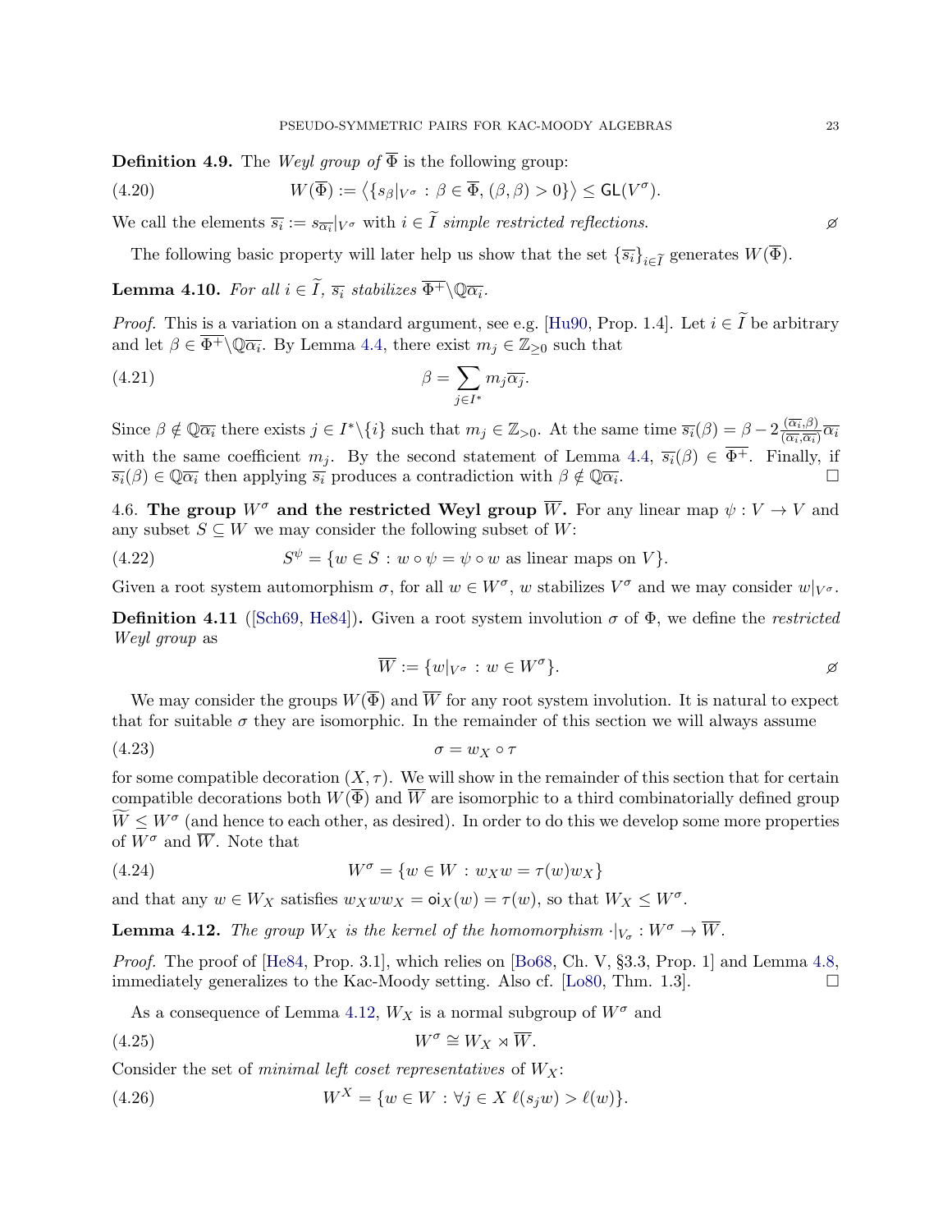**Definition 4.9.** The *Weyl group of* $\overline{\Phi}$ is the following group:

$$W(\overline{\Phi}) := \langle \{ s_\beta|_{V^\sigma} : \beta \in \overline{\Phi}, (\beta,\beta) > 0 \} \rangle \le \mathsf{GL}(V^\sigma). \tag{4.20}$$

We call the elements $\overline{s_i} := s_{\overline{\alpha_i}}|_{V^\sigma}$ with $i \in \widetilde{I}$ *simple restricted reflections.* $\varnothing$

The following basic property will later help us show that the set $\{\overline{s_i}\}_{i\in\widetilde{I}}$ generates $W(\overline{\Phi})$.

**Lemma 4.10.** *For all* $i \in \widetilde{I}$, $\overline{s_i}$ *stabilizes* $\overline{\Phi^+}\backslash\mathbb{Q}\overline{\alpha_i}$.

*Proof.* This is a variation on a standard argument, see e.g. [Hu90, Prop. 1.4]. Let $i \in \widetilde{I}$ be arbitrary and let $\beta \in \overline{\Phi^+}\backslash\mathbb{Q}\overline{\alpha_i}$. By Lemma 4.4, there exist $m_j \in \mathbb{Z}_{\ge 0}$ such that

$$\beta = \sum_{j\in I^*} m_j \overline{\alpha_j}. \tag{4.21}$$

Since $\beta \notin \mathbb{Q}\overline{\alpha_i}$ there exists $j \in I^*\backslash\{i\}$ such that $m_j \in \mathbb{Z}_{>0}$. At the same time $\overline{s_i}(\beta) = \beta - 2\frac{(\overline{\alpha_i},\beta)}{(\overline{\alpha_i},\overline{\alpha_i})}\overline{\alpha_i}$ with the same coefficient $m_j$. By the second statement of Lemma 4.4, $\overline{s_i}(\beta) \in \overline{\Phi^+}$. Finally, if $\overline{s_i}(\beta) \in \mathbb{Q}\overline{\alpha_i}$ then applying $\overline{s_i}$ produces a contradiction with $\beta \notin \mathbb{Q}\overline{\alpha_i}$. $\square$

## 4.6. The group $W^\sigma$ and the restricted Weyl group $\overline{W}$.

For any linear map $\psi : V \to V$ and any subset $S \subseteq W$ we may consider the following subset of $W$:

$$S^\psi = \{ w \in S : w \circ \psi = \psi \circ w \text{ as linear maps on } V \}. \tag{4.22}$$

Given a root system automorphism $\sigma$, for all $w \in W^\sigma$, $w$ stabilizes $V^\sigma$ and we may consider $w|_{V^\sigma}$.

**Definition 4.11** ([Sch69, He84])**.** Given a root system involution $\sigma$ of $\Phi$, we define the *restricted Weyl group* as

$$\overline{W} := \{ w|_{V^\sigma} : w \in W^\sigma \}.$$

$\varnothing$

We may consider the groups $W(\overline{\Phi})$ and $\overline{W}$ for any root system involution. It is natural to expect that for suitable $\sigma$ they are isomorphic. In the remainder of this section we will always assume

$$\sigma = w_X \circ \tau \tag{4.23}$$

for some compatible decoration $(X,\tau)$. We will show in the remainder of this section that for certain compatible decorations both $W(\overline{\Phi})$ and $\overline{W}$ are isomorphic to a third combinatorially defined group $\widetilde{W} \le W^\sigma$ (and hence to each other, as desired). In order to do this we develop some more properties of $W^\sigma$ and $\overline{W}$. Note that

$$W^\sigma = \{ w \in W : w_X w = \tau(w) w_X \} \tag{4.24}$$

and that any $w \in W_X$ satisfies $w_X w w_X = \mathsf{oi}_X(w) = \tau(w)$, so that $W_X \le W^\sigma$.

**Lemma 4.12.** *The group* $W_X$ *is the kernel of the homomorphism* $\cdot|_{V_\sigma} : W^\sigma \to \overline{W}$.

*Proof.* The proof of [He84, Prop. 3.1], which relies on [Bo68, Ch. V, §3.3, Prop. 1] and Lemma 4.8, immediately generalizes to the Kac-Moody setting. Also cf. [Lo80, Thm. 1.3]. $\square$

As a consequence of Lemma 4.12, $W_X$ is a normal subgroup of $W^\sigma$ and

$$W^\sigma \cong W_X \rtimes \overline{W}. \tag{4.25}$$

Consider the set of *minimal left coset representatives* of $W_X$:

$$W^X = \{ w \in W : \forall j \in X \; \ell(s_j w) > \ell(w) \}. \tag{4.26}$$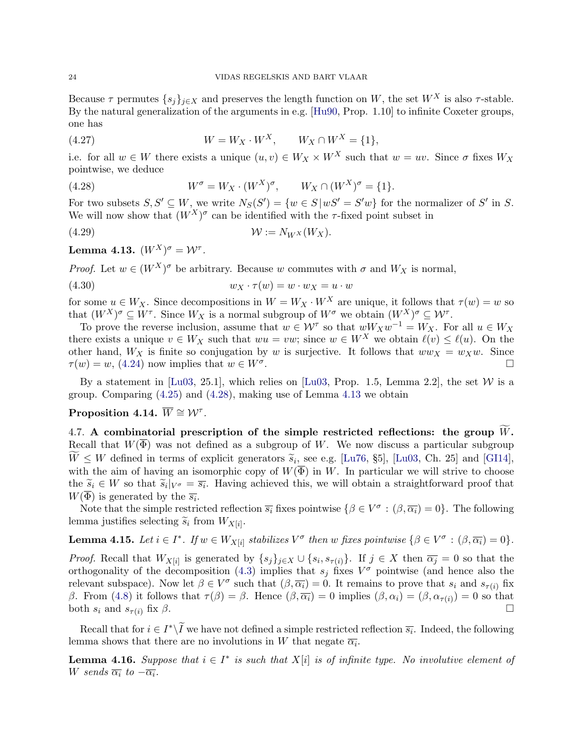Because $\tau$ permutes $\{s_j\}_{j\in X}$ and preserves the length function on $W$, the set $W^X$ is also $\tau$-stable. By the natural generalization of the arguments in e.g. [Hu90, Prop. 1.10] to infinite Coxeter groups, one has

$$W = W_X \cdot W^X, \qquad W_X \cap W^X = \{1\}, \tag{4.27}$$

i.e. for all $w \in W$ there exists a unique $(u, v) \in W_X \times W^X$ such that $w = uv$. Since $\sigma$ fixes $W_X$ pointwise, we deduce

$$W^\sigma = W_X \cdot (W^X)^\sigma, \qquad W_X \cap (W^X)^\sigma = \{1\}. \tag{4.28}$$

For two subsets $S, S' \subseteq W$, we write $N_S(S') = \{w \in S \,|\, wS' = S'w\}$ for the normalizer of $S'$ in $S$. We will now show that $(W^X)^\sigma$ can be identified with the $\tau$-fixed point subset in

$$\mathcal{W} := N_{W^X}(W_X). \tag{4.29}$$

**Lemma 4.13.** $(W^X)^\sigma = \mathcal{W}^\tau$.

*Proof.* Let $w \in (W^X)^\sigma$ be arbitrary. Because $w$ commutes with $\sigma$ and $W_X$ is normal,

$$w_X \cdot \tau(w) = w \cdot w_X = u \cdot w \tag{4.30}$$

for some $u \in W_X$. Since decompositions in $W = W_X \cdot W^X$ are unique, it follows that $\tau(w) = w$ so that $(W^X)^\sigma \subseteq W^\tau$. Since $W_X$ is a normal subgroup of $W^\sigma$ we obtain $(W^X)^\sigma \subseteq \mathcal{W}^\tau$.

To prove the reverse inclusion, assume that $w \in \mathcal{W}^\tau$ so that $wW_Xw^{-1} = W_X$. For all $u \in W_X$ there exists a unique $v \in W_X$ such that $wu = vw$; since $w \in W^X$ we obtain $\ell(v) \leq \ell(u)$. On the other hand, $W_X$ is finite so conjugation by $w$ is surjective. It follows that $ww_X = w_Xw$. Since $\tau(w) = w$, (4.24) now implies that $w \in W^\sigma$. $\square$

By a statement in [Lu03, 25.1], which relies on [Lu03, Prop. 1.5, Lemma 2.2], the set $\mathcal{W}$ is a group. Comparing (4.25) and (4.28), making use of Lemma 4.13 we obtain

**Proposition 4.14.** $\overline{W} \cong \mathcal{W}^\tau$.

4.7. **A combinatorial prescription of the simple restricted reflections: the group $\widetilde{W}$.** Recall that $W(\overline{\Phi})$ was not defined as a subgroup of $W$. We now discuss a particular subgroup $\widetilde{W} \leq W$ defined in terms of explicit generators $\widetilde{s}_i$, see e.g. [Lu76, §5], [Lu03, Ch. 25] and [GI14], with the aim of having an isomorphic copy of $W(\overline{\Phi})$ in $W$. In particular we will strive to choose the $\widetilde{s}_i \in W$ so that $\widetilde{s}_i|_{V^\sigma} = \overline{s_i}$. Having achieved this, we will obtain a straightforward proof that $W(\overline{\Phi})$ is generated by the $\overline{s_i}$.

Note that the simple restricted reflection $\overline{s_i}$ fixes pointwise $\{\beta \in V^\sigma : (\beta, \overline{\alpha_i}) = 0\}$. The following lemma justifies selecting $\widetilde{s}_i$ from $W_{X[i]}$.

**Lemma 4.15.** *Let $i \in I^*$. If $w \in W_{X[i]}$ stabilizes $V^\sigma$ then $w$ fixes pointwise $\{\beta \in V^\sigma : (\beta, \overline{\alpha_i}) = 0\}$.*

*Proof.* Recall that $W_{X[i]}$ is generated by $\{s_j\}_{j\in X} \cup \{s_i, s_{\tau(i)}\}$. If $j \in X$ then $\overline{\alpha_j} = 0$ so that the orthogonality of the decomposition (4.3) implies that $s_j$ fixes $V^\sigma$ pointwise (and hence also the relevant subspace). Now let $\beta \in V^\sigma$ such that $(\beta, \overline{\alpha_i}) = 0$. It remains to prove that $s_i$ and $s_{\tau(i)}$ fix $\beta$. From (4.8) it follows that $\tau(\beta) = \beta$. Hence $(\beta, \overline{\alpha_i}) = 0$ implies $(\beta, \alpha_i) = (\beta, \alpha_{\tau(i)}) = 0$ so that both $s_i$ and $s_{\tau(i)}$ fix $\beta$. $\square$

Recall that for $i \in I^* \backslash \widetilde{I}$ we have not defined a simple restricted reflection $\overline{s_i}$. Indeed, the following lemma shows that there are no involutions in $W$ that negate $\overline{\alpha_i}$.

**Lemma 4.16.** *Suppose that $i \in I^*$ is such that $X[i]$ is of infinite type. No involutive element of $W$ sends $\overline{\alpha_i}$ to $-\overline{\alpha_i}$.*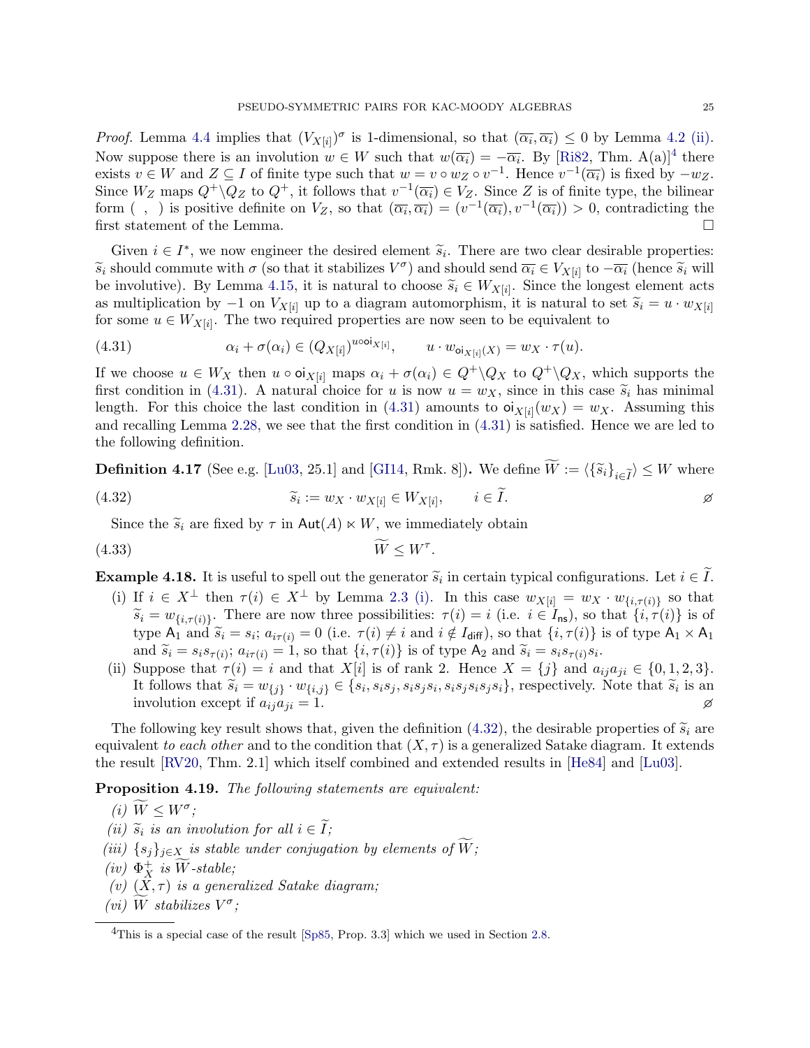*Proof.* Lemma 4.4 implies that $(V_{X[i]})^\sigma$ is 1-dimensional, so that $(\overline{\alpha_i}, \overline{\alpha_i}) \le 0$ by Lemma 4.2 (ii). Now suppose there is an involution $w \in W$ such that $w(\overline{\alpha_i}) = -\overline{\alpha_i}$. By [Ri82, Thm. A(a)][4] there exists $v \in W$ and $Z \subseteq I$ of finite type such that $w = v \circ w_Z \circ v^{-1}$. Hence $v^{-1}(\overline{\alpha_i})$ is fixed by $-w_Z$. Since $W_Z$ maps $Q^+ \backslash Q_Z$ to $Q^+$, it follows that $v^{-1}(\overline{\alpha_i}) \in V_Z$. Since $Z$ is of finite type, the bilinear form $( \ , \ )$ is positive definite on $V_Z$, so that $(\overline{\alpha_i}, \overline{\alpha_i}) = (v^{-1}(\overline{\alpha_i}), v^{-1}(\overline{\alpha_i})) > 0$, contradicting the first statement of the Lemma. $\square$

Given $i \in I^*$, we now engineer the desired element $\widetilde{s}_i$. There are two clear desirable properties: $\widetilde{s}_i$ should commute with $\sigma$ (so that it stabilizes $V^\sigma$) and should send $\overline{\alpha_i} \in V_{X[i]}$ to $-\overline{\alpha_i}$ (hence $\widetilde{s}_i$ will be involutive). By Lemma 4.15, it is natural to choose $\widetilde{s}_i \in W_{X[i]}$. Since the longest element acts as multiplication by $-1$ on $V_{X[i]}$ up to a diagram automorphism, it is natural to set $\widetilde{s}_i = u \cdot w_{X[i]}$ for some $u \in W_{X[i]}$. The two required properties are now seen to be equivalent to

$$\alpha_i + \sigma(\alpha_i) \in (Q_{X[i]})^{u \circ \mathsf{oi}_{X[i]}}, \qquad u \cdot w_{\mathsf{oi}_{X[i]}(X)} = w_X \cdot \tau(u). \tag{4.31}$$

If we choose $u \in W_X$ then $u \circ \mathsf{oi}_{X[i]}$ maps $\alpha_i + \sigma(\alpha_i) \in Q^+ \backslash Q_X$ to $Q^+ \backslash Q_X$, which supports the first condition in (4.31). A natural choice for $u$ is now $u = w_X$, since in this case $\widetilde{s}_i$ has minimal length. For this choice the last condition in (4.31) amounts to $\mathsf{oi}_{X[i]}(w_X) = w_X$. Assuming this and recalling Lemma 2.28, we see that the first condition in (4.31) is satisfied. Hence we are led to the following definition.

**Definition 4.17** (See e.g. [Lu03, 25.1] and [GI14, Rmk. 8])**.** We define $\widetilde{W} := \langle \{\widetilde{s}_i\}_{i \in \widetilde{I}} \rangle \le W$ where

$$\widetilde{s}_i := w_X \cdot w_{X[i]} \in W_{X[i]}, \qquad i \in \widetilde{I}. \tag{4.32}$$

Since the $\widetilde{s}_i$ are fixed by $\tau$ in $\mathsf{Aut}(A) \ltimes W$, we immediately obtain

$$\widetilde{W} \le W^\tau. \tag{4.33}$$

**Example 4.18.** It is useful to spell out the generator $\widetilde{s}_i$ in certain typical configurations. Let $i \in \widetilde{I}$.

(i) If $i \in X^\perp$ then $\tau(i) \in X^\perp$ by Lemma 2.3 (i). In this case $w_{X[i]} = w_X \cdot w_{\{i,\tau(i)\}}$ so that $\widetilde{s}_i = w_{\{i,\tau(i)\}}$. There are now three possibilities: $\tau(i) = i$ (i.e. $i \in I_{\mathsf{ns}}$), so that $\{i, \tau(i)\}$ is of type $\mathsf{A}_1$ and $\widetilde{s}_i = s_i$; $a_{i\tau(i)} = 0$ (i.e. $\tau(i) \neq i$ and $i \notin I_{\mathsf{diff}}$), so that $\{i, \tau(i)\}$ is of type $\mathsf{A}_1 \times \mathsf{A}_1$ and $\widetilde{s}_i = s_i s_{\tau(i)}$; $a_{i\tau(i)} = 1$, so that $\{i, \tau(i)\}$ is of type $\mathsf{A}_2$ and $\widetilde{s}_i = s_i s_{\tau(i)} s_i$.

(ii) Suppose that $\tau(i) = i$ and that $X[i]$ is of rank 2. Hence $X = \{j\}$ and $a_{ij}a_{ji} \in \{0, 1, 2, 3\}$. It follows that $\widetilde{s}_i = w_{\{j\}} \cdot w_{\{i,j\}} \in \{s_i, s_i s_j, s_i s_j s_i, s_i s_j s_i s_j s_i\}$, respectively. Note that $\widetilde{s}_i$ is an involution except if $a_{ij}a_{ji} = 1$.

The following key result shows that, given the definition (4.32), the desirable properties of $\widetilde{s}_i$ are equivalent *to each other* and to the condition that $(X, \tau)$ is a generalized Satake diagram. It extends the result [RV20, Thm. 2.1] which itself combined and extended results in [He84] and [Lu03].

**Proposition 4.19.** *The following statements are equivalent:*

*(i)* $\widetilde{W} \le W^\sigma$*;*
*(ii)* $\widetilde{s}_i$ *is an involution for all* $i \in \widetilde{I}$*;*
*(iii)* $\{s_j\}_{j \in X}$ *is stable under conjugation by elements of* $\widetilde{W}$*;*
*(iv)* $\Phi_X^+$ *is* $\widetilde{W}$*-stable;*
*(v)* $(X, \tau)$ *is a generalized Satake diagram;*
*(vi)* $\widetilde{W}$ *stabilizes* $V^\sigma$*;*

---

[4] This is a special case of the result [Sp85, Prop. 3.3] which we used in Section 2.8.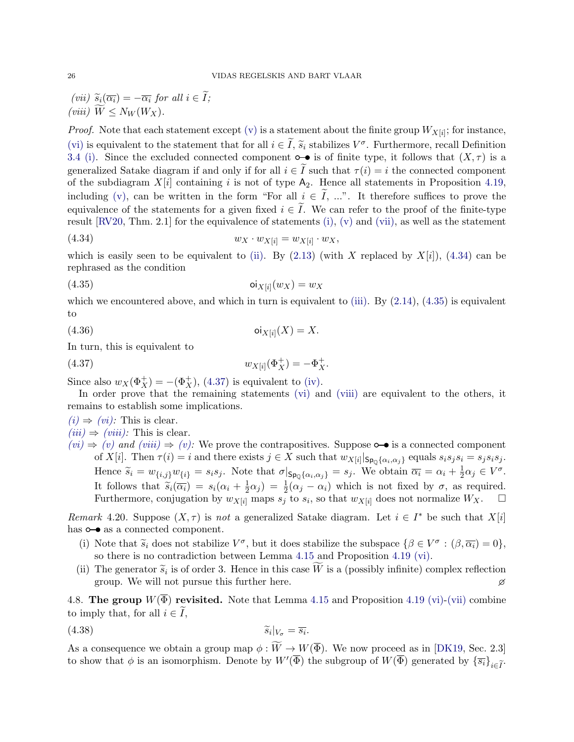*(vii)* $\widetilde{s}_i(\overline{\alpha_i}) = -\overline{\alpha_i}$ *for all* $i \in \widetilde{I}$*;*
*(viii)* $\widetilde{W} \leq N_W(W_X)$.

*Proof.* Note that each statement except (v) is a statement about the finite group $W_{X[i]}$; for instance, (vi) is equivalent to the statement that for all $i \in \widetilde{I}$, $\widetilde{s}_i$ stabilizes $V^\sigma$. Furthermore, recall Definition 3.4 (i). Since the excluded connected component ○—● is of finite type, it follows that $(X, \tau)$ is a generalized Satake diagram if and only if for all $i \in \widetilde{I}$ such that $\tau(i) = i$ the connected component of the subdiagram $X[i]$ containing $i$ is not of type $\mathsf{A}_2$. Hence all statements in Proposition 4.19, including (v), can be written in the form "For all $i \in \widetilde{I}$, ...". It therefore suffices to prove the equivalence of the statements for a given fixed $i \in \widetilde{I}$. We can refer to the proof of the finite-type result [RV20, Thm. 2.1] for the equivalence of statements (i), (v) and (vii), as well as the statement

$$w_X \cdot w_{X[i]} = w_{X[i]} \cdot w_X, \tag{4.34}$$

which is easily seen to be equivalent to (ii). By (2.13) (with $X$ replaced by $X[i]$), (4.34) can be rephrased as the condition

$$\mathsf{oi}_{X[i]}(w_X) = w_X \tag{4.35}$$

which we encountered above, and which in turn is equivalent to (iii). By (2.14), (4.35) is equivalent to

$$\mathsf{oi}_{X[i]}(X) = X. \tag{4.36}$$

In turn, this is equivalent to

$$w_{X[i]}(\Phi^+_X) = -\Phi^+_X. \tag{4.37}$$

Since also $w_X(\Phi^+_X) = -(\Phi^+_X)$, (4.37) is equivalent to (iv).

In order prove that the remaining statements (vi) and (viii) are equivalent to the others, it remains to establish some implications.

*(i) ⇒ (vi):* This is clear.
*(iii) ⇒ (viii):* This is clear.
*(vi) ⇒ (v) and (viii) ⇒ (v):* We prove the contrapositives. Suppose ○—● is a connected component of $X[i]$. Then $\tau(i) = i$ and there exists $j \in X$ such that $w_{X[i]}|_{\mathsf{Sp}_{\mathbb{Q}}\{\alpha_i,\alpha_j\}}$ equals $s_i s_j s_i = s_j s_i s_j$. Hence $\widetilde{s}_i = w_{\{i,j\}} w_{\{i\}} = s_i s_j$. Note that $\sigma|_{\mathsf{Sp}_{\mathbb{Q}}\{\alpha_i,\alpha_j\}} = s_j$. We obtain $\overline{\alpha_i} = \alpha_i + \frac{1}{2}\alpha_j \in V^\sigma$. It follows that $\widetilde{s}_i(\overline{\alpha_i}) = s_i(\alpha_i + \frac{1}{2}\alpha_j) = \frac{1}{2}(\alpha_j - \alpha_i)$ which is not fixed by $\sigma$, as required. Furthermore, conjugation by $w_{X[i]}$ maps $s_j$ to $s_i$, so that $w_{X[i]}$ does not normalize $W_X$. □

*Remark* 4.20. Suppose $(X, \tau)$ is *not* a generalized Satake diagram. Let $i \in I^*$ be such that $X[i]$ has ○—● as a connected component.

(i) Note that $\widetilde{s}_i$ does not stabilize $V^\sigma$, but it does stabilize the subspace $\{\beta \in V^\sigma : (\beta, \overline{\alpha_i}) = 0\}$, so there is no contradiction between Lemma 4.15 and Proposition 4.19 (vi).
(ii) The generator $\widetilde{s}_i$ is of order 3. Hence in this case $\widetilde{W}$ is a (possibly infinite) complex reflection group. We will not pursue this further here. ⌀

4.8. **The group $W(\overline{\Phi})$ revisited.** Note that Lemma 4.15 and Proposition 4.19 (vi)-(vii) combine to imply that, for all $i \in \widetilde{I}$,

$$\widetilde{s}_i|_{V_\sigma} = \overline{s_i}. \tag{4.38}$$

As a consequence we obtain a group map $\phi : \widetilde{W} \to W(\overline{\Phi})$. We now proceed as in [DK19, Sec. 2.3] to show that $\phi$ is an isomorphism. Denote by $W'(\overline{\Phi})$ the subgroup of $W(\overline{\Phi})$ generated by $\{\overline{s_i}\}_{i\in\widetilde{I}}$.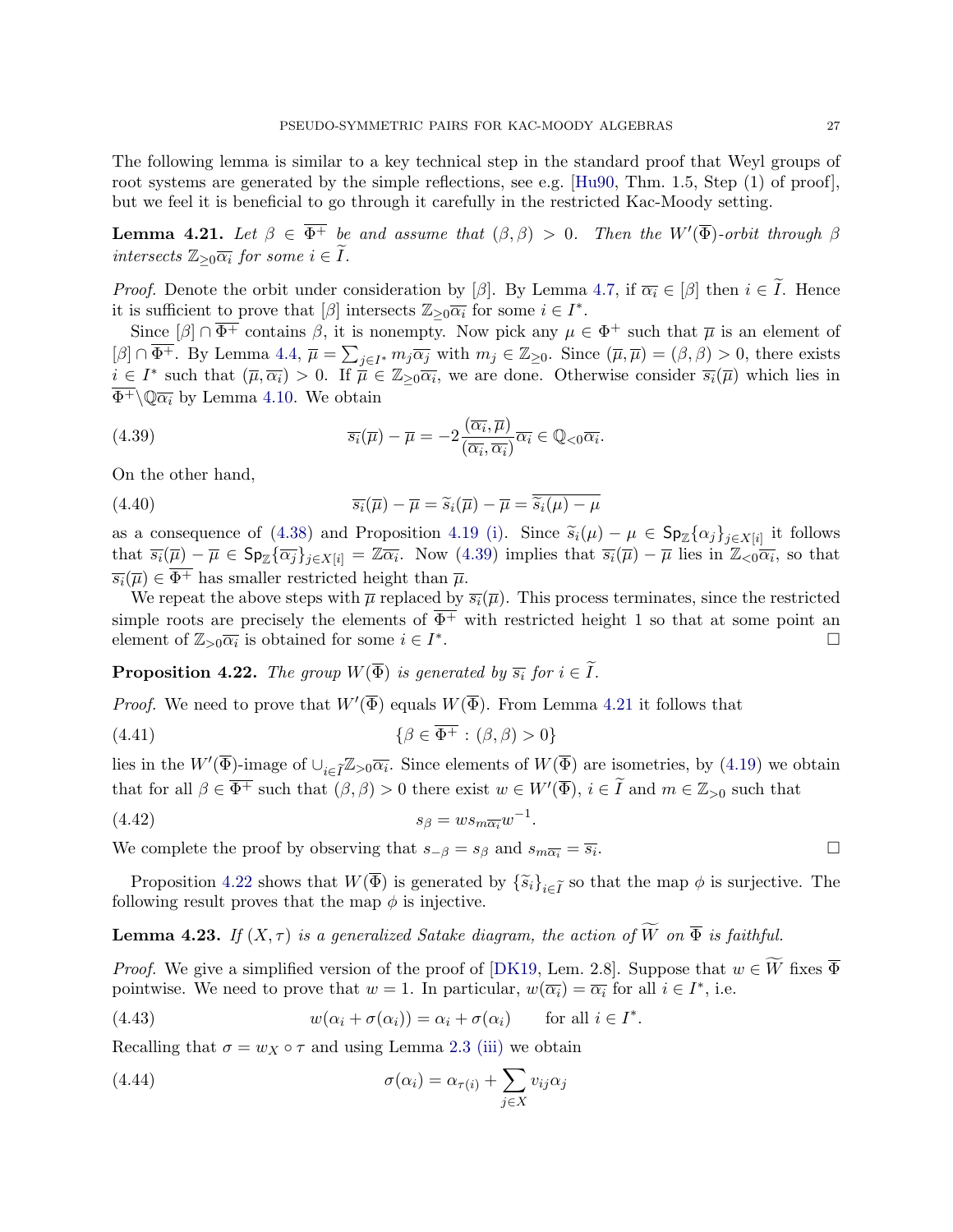The following lemma is similar to a key technical step in the standard proof that Weyl groups of root systems are generated by the simple reflections, see e.g. [Hu90, Thm. 1.5, Step (1) of proof], but we feel it is beneficial to go through it carefully in the restricted Kac-Moody setting.

**Lemma 4.21.** *Let $\beta \in \overline{\Phi^+}$ be and assume that $(\beta,\beta) > 0$. Then the $W'(\overline{\Phi})$-orbit through $\beta$ intersects $\mathbb{Z}_{\geq 0}\overline{\alpha_i}$ for some $i \in \widetilde{I}$.*

*Proof.* Denote the orbit under consideration by $[\beta]$. By Lemma 4.7, if $\overline{\alpha_i} \in [\beta]$ then $i \in \widetilde{I}$. Hence it is sufficient to prove that $[\beta]$ intersects $\mathbb{Z}_{\geq 0}\overline{\alpha_i}$ for some $i \in I^*$.

Since $[\beta] \cap \overline{\Phi^+}$ contains $\beta$, it is nonempty. Now pick any $\mu \in \Phi^+$ such that $\overline{\mu}$ is an element of $[\beta] \cap \overline{\Phi^+}$. By Lemma 4.4, $\overline{\mu} = \sum_{j \in I^*} m_j \overline{\alpha_j}$ with $m_j \in \mathbb{Z}_{\geq 0}$. Since $(\overline{\mu},\overline{\mu}) = (\beta,\beta) > 0$, there exists $i \in I^*$ such that $(\overline{\mu},\overline{\alpha_i}) > 0$. If $\overline{\mu} \in \mathbb{Z}_{\geq 0}\overline{\alpha_i}$, we are done. Otherwise consider $\overline{s_i}(\overline{\mu})$ which lies in $\overline{\Phi^+}\backslash\mathbb{Q}\overline{\alpha_i}$ by Lemma 4.10. We obtain

$$\overline{s_i}(\overline{\mu}) - \overline{\mu} = -2\frac{(\overline{\alpha_i},\overline{\mu})}{(\overline{\alpha_i},\overline{\alpha_i})}\overline{\alpha_i} \in \mathbb{Q}_{<0}\overline{\alpha_i}. \tag{4.39}$$

On the other hand,

$$\overline{s_i}(\overline{\mu}) - \overline{\mu} = \widetilde{s}_i(\overline{\mu}) - \overline{\mu} = \overline{\widetilde{s}_i(\mu) - \mu} \tag{4.40}$$

as a consequence of (4.38) and Proposition 4.19 (i). Since $\widetilde{s}_i(\mu) - \mu \in \mathsf{Sp}_{\mathbb{Z}}\{\alpha_j\}_{j \in X[i]}$ it follows that $\overline{s_i}(\overline{\mu}) - \overline{\mu} \in \mathsf{Sp}_{\mathbb{Z}}\{\overline{\alpha_j}\}_{j \in X[i]} = \mathbb{Z}\overline{\alpha_i}$. Now (4.39) implies that $\overline{s_i}(\overline{\mu}) - \overline{\mu}$ lies in $\mathbb{Z}_{<0}\overline{\alpha_i}$, so that $\overline{s_i}(\overline{\mu}) \in \overline{\Phi^+}$ has smaller restricted height than $\overline{\mu}$.

We repeat the above steps with $\overline{\mu}$ replaced by $\overline{s_i}(\overline{\mu})$. This process terminates, since the restricted simple roots are precisely the elements of $\overline{\Phi^+}$ with restricted height 1 so that at some point an element of $\mathbb{Z}_{>0}\overline{\alpha_i}$ is obtained for some $i \in I^*$. $\square$

**Proposition 4.22.** *The group $W(\overline{\Phi})$ is generated by $\overline{s_i}$ for $i \in \widetilde{I}$.*

*Proof.* We need to prove that $W'(\overline{\Phi})$ equals $W(\overline{\Phi})$. From Lemma 4.21 it follows that

$$\{\beta \in \overline{\Phi^+} : (\beta,\beta) > 0\} \tag{4.41}$$

lies in the $W'(\overline{\Phi})$-image of $\cup_{i \in \widetilde{I}}\mathbb{Z}_{>0}\overline{\alpha_i}$. Since elements of $W(\overline{\Phi})$ are isometries, by (4.19) we obtain that for all $\beta \in \overline{\Phi^+}$ such that $(\beta,\beta) > 0$ there exist $w \in W'(\overline{\Phi})$, $i \in \widetilde{I}$ and $m \in \mathbb{Z}_{>0}$ such that

$$s_\beta = w s_{m\overline{\alpha_i}} w^{-1}. \tag{4.42}$$

We complete the proof by observing that $s_{-\beta} = s_\beta$ and $s_{m\overline{\alpha_i}} = \overline{s_i}$. $\square$

Proposition 4.22 shows that $W(\overline{\Phi})$ is generated by $\{\widetilde{s}_i\}_{i \in \widetilde{I}}$ so that the map $\phi$ is surjective. The following result proves that the map $\phi$ is injective.

**Lemma 4.23.** *If $(X,\tau)$ is a generalized Satake diagram, the action of $\widetilde{W}$ on $\overline{\Phi}$ is faithful.*

*Proof.* We give a simplified version of the proof of [DK19, Lem. 2.8]. Suppose that $w \in \widetilde{W}$ fixes $\overline{\Phi}$ pointwise. We need to prove that $w = 1$. In particular, $w(\overline{\alpha_i}) = \overline{\alpha_i}$ for all $i \in I^*$, i.e.

$$w(\alpha_i + \sigma(\alpha_i)) = \alpha_i + \sigma(\alpha_i) \qquad \text{for all } i \in I^*. \tag{4.43}$$

Recalling that $\sigma = w_X \circ \tau$ and using Lemma 2.3 (iii) we obtain

$$\sigma(\alpha_i) = \alpha_{\tau(i)} + \sum_{j \in X} v_{ij}\alpha_j \tag{4.44}$$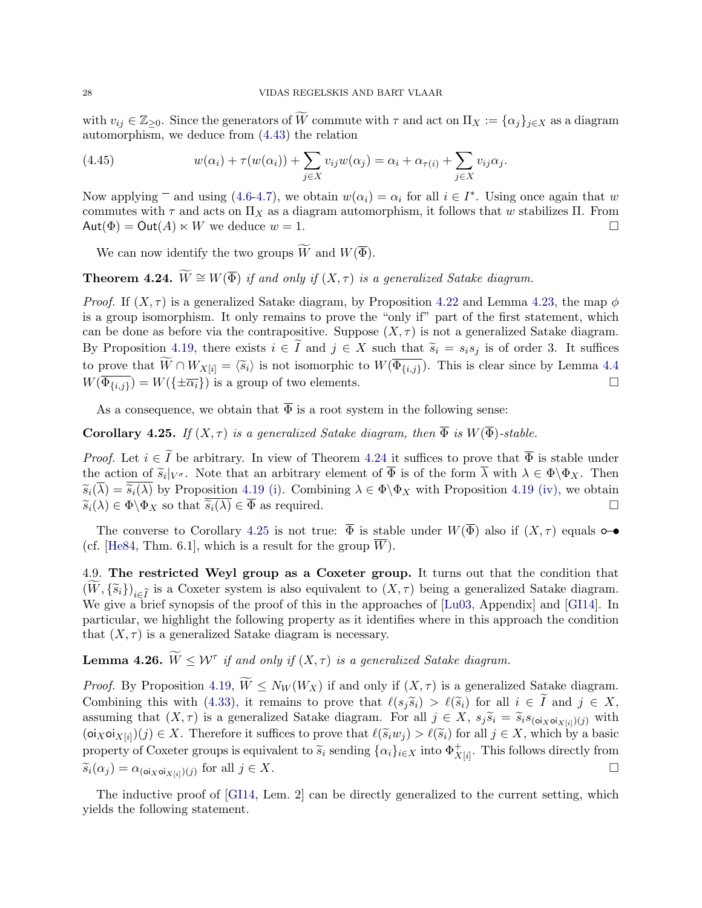with $v_{ij} \in \mathbb{Z}_{\geq 0}$. Since the generators of $\widetilde{W}$ commute with $\tau$ and act on $\Pi_X := \{\alpha_j\}_{j \in X}$ as a diagram automorphism, we deduce from (4.43) the relation

$$w(\alpha_i) + \tau(w(\alpha_i)) + \sum_{j \in X} v_{ij} w(\alpha_j) = \alpha_i + \alpha_{\tau(i)} + \sum_{j \in X} v_{ij} \alpha_j. \tag{4.45}$$

Now applying $\overline{\phantom{x}}$ and using (4.6-4.7), we obtain $w(\alpha_i) = \alpha_i$ for all $i \in I^*$. Using once again that $w$ commutes with $\tau$ and acts on $\Pi_X$ as a diagram automorphism, it follows that $w$ stabilizes $\Pi$. From $\mathsf{Aut}(\Phi) = \mathsf{Out}(A) \ltimes W$ we deduce $w = 1$. $\square$

We can now identify the two groups $\widetilde{W}$ and $W(\overline{\Phi})$.

**Theorem 4.24.** *$\widetilde{W} \cong W(\overline{\Phi})$ if and only if $(X, \tau)$ is a generalized Satake diagram.*

*Proof.* If $(X, \tau)$ is a generalized Satake diagram, by Proposition 4.22 and Lemma 4.23, the map $\phi$ is a group isomorphism. It only remains to prove the "only if" part of the first statement, which can be done as before via the contrapositive. Suppose $(X, \tau)$ is not a generalized Satake diagram. By Proposition 4.19, there exists $i \in \widetilde{I}$ and $j \in X$ such that $\widetilde{s}_i = s_i s_j$ is of order 3. It suffices to prove that $\widetilde{W} \cap W_{X[i]} = \langle \widetilde{s}_i \rangle$ is not isomorphic to $W(\overline{\Phi_{\{i,j\}}})$. This is clear since by Lemma 4.4 $W(\overline{\Phi_{\{i,j\}}}) = W(\{\pm \overline{\alpha_i}\})$ is a group of two elements. $\square$

As a consequence, we obtain that $\overline{\Phi}$ is a root system in the following sense:

**Corollary 4.25.** *If $(X, \tau)$ is a generalized Satake diagram, then $\overline{\Phi}$ is $W(\overline{\Phi})$-stable.*

*Proof.* Let $i \in \widetilde{I}$ be arbitrary. In view of Theorem 4.24 it suffices to prove that $\overline{\Phi}$ is stable under the action of $\widetilde{s}_i|_{V^\sigma}$. Note that an arbitrary element of $\overline{\Phi}$ is of the form $\overline{\lambda}$ with $\lambda \in \Phi \backslash \Phi_X$. Then $\widetilde{s}_i(\overline{\lambda}) = \overline{\widetilde{s}_i(\lambda)}$ by Proposition 4.19 (i). Combining $\lambda \in \Phi \backslash \Phi_X$ with Proposition 4.19 (iv), we obtain $\widetilde{s}_i(\lambda) \in \Phi \backslash \Phi_X$ so that $\overline{\widetilde{s}_i(\lambda)} \in \overline{\Phi}$ as required. $\square$

The converse to Corollary 4.25 is not true: $\overline{\Phi}$ is stable under $W(\overline{\Phi})$ also if $(X, \tau)$ equals ○—● (cf. [He84, Thm. 6.1], which is a result for the group $\overline{W}$).

4.9. **The restricted Weyl group as a Coxeter group.** It turns out that the condition that $(\widetilde{W}, \{\widetilde{s}_i\})_{i \in \widetilde{I}}$ is a Coxeter system is also equivalent to $(X, \tau)$ being a generalized Satake diagram. We give a brief synopsis of the proof of this in the approaches of [Lu03, Appendix] and [GI14]. In particular, we highlight the following property as it identifies where in this approach the condition that $(X, \tau)$ is a generalized Satake diagram is necessary.

**Lemma 4.26.** *$\widetilde{W} \leq \mathcal{W}^\tau$ if and only if $(X, \tau)$ is a generalized Satake diagram.*

*Proof.* By Proposition 4.19, $\widetilde{W} \leq N_W(W_X)$ if and only if $(X, \tau)$ is a generalized Satake diagram. Combining this with (4.33), it remains to prove that $\ell(s_j \widetilde{s}_i) > \ell(\widetilde{s}_i)$ for all $i \in \widetilde{I}$ and $j \in X$, assuming that $(X, \tau)$ is a generalized Satake diagram. For all $j \in X$, $s_j \widetilde{s}_i = \widetilde{s}_i s_{(\mathsf{oi}_X \mathsf{oi}_{X[i]})(j)}$ with $(\mathsf{oi}_X \mathsf{oi}_{X[i]})(j) \in X$. Therefore it suffices to prove that $\ell(\widetilde{s}_i w_j) > \ell(\widetilde{s}_i)$ for all $j \in X$, which by a basic property of Coxeter groups is equivalent to $\widetilde{s}_i$ sending $\{\alpha_i\}_{i \in X}$ into $\Phi^+_{X[i]}$. This follows directly from $\widetilde{s}_i(\alpha_j) = \alpha_{(\mathsf{oi}_X \mathsf{oi}_{X[i]})(j)}$ for all $j \in X$. $\square$

The inductive proof of [GI14, Lem. 2] can be directly generalized to the current setting, which yields the following statement.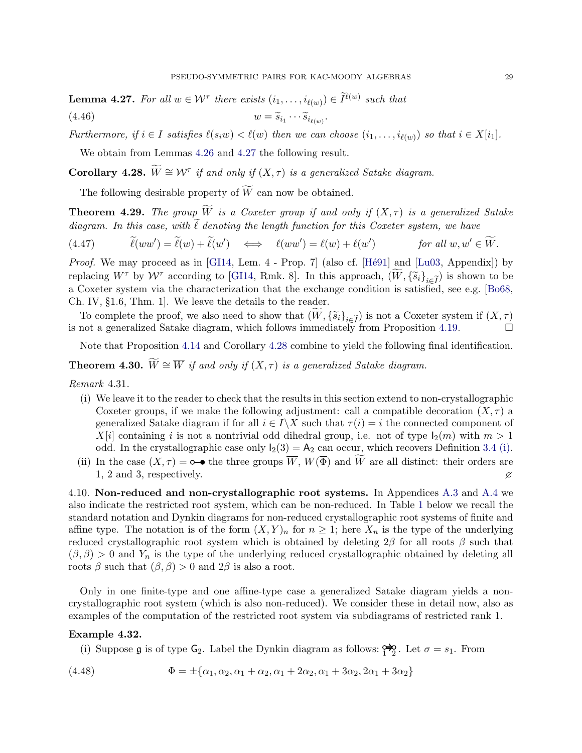**Lemma 4.27.** *For all $w \in \mathcal{W}^\tau$ there exists $(i_1, \ldots, i_{\ell(w)}) \in \widetilde{I}^{\ell(w)}$ such that*

$$w = \widetilde{s}_{i_1} \cdots \widetilde{s}_{i_{\ell(w)}}. \tag{4.46}$$

*Furthermore, if $i \in I$ satisfies $\ell(s_i w) < \ell(w)$ then we can choose $(i_1, \ldots, i_{\ell(w)})$ so that $i \in X[i_1]$.*

We obtain from Lemmas 4.26 and 4.27 the following result.

**Corollary 4.28.** *$\widetilde{W} \cong \mathcal{W}^\tau$ if and only if $(X, \tau)$ is a generalized Satake diagram.*

The following desirable property of $\widetilde{W}$ can now be obtained.

**Theorem 4.29.** *The group $\widetilde{W}$ is a Coxeter group if and only if $(X, \tau)$ is a generalized Satake diagram. In this case, with $\widetilde{\ell}$ denoting the length function for this Coxeter system, we have*

$$\widetilde{\ell}(ww') = \widetilde{\ell}(w) + \widetilde{\ell}(w') \quad \Longleftrightarrow \quad \ell(ww') = \ell(w) + \ell(w') \qquad \text{for all } w, w' \in \widetilde{W}. \tag{4.47}$$

*Proof.* We may proceed as in [GI14, Lem. 4 - Prop. 7] (also cf. [Hé91] and [Lu03, Appendix]) by replacing $W^\tau$ by $\mathcal{W}^\tau$ according to [GI14, Rmk. 8]. In this approach, $(\widetilde{W}, \{\widetilde{s}_i\}_{i \in \widetilde{I}})$ is shown to be a Coxeter system via the characterization that the exchange condition is satisfied, see e.g. [Bo68, Ch. IV, §1.6, Thm. 1]. We leave the details to the reader.

To complete the proof, we also need to show that $(\widetilde{W}, \{\widetilde{s}_i\}_{i \in \widetilde{I}})$ is not a Coxeter system if $(X, \tau)$ is not a generalized Satake diagram, which follows immediately from Proposition 4.19. □

Note that Proposition 4.14 and Corollary 4.28 combine to yield the following final identification.

**Theorem 4.30.** *$\widetilde{W} \cong \overline{W}$ if and only if $(X, \tau)$ is a generalized Satake diagram.*

*Remark* 4.31.

(i) We leave it to the reader to check that the results in this section extend to non-crystallographic Coxeter groups, if we make the following adjustment: call a compatible decoration $(X, \tau)$ a generalized Satake diagram if for all $i \in I \backslash X$ such that $\tau(i) = i$ the connected component of $X[i]$ containing $i$ is not a nontrivial odd dihedral group, i.e. not of type $\mathsf{I}_2(m)$ with $m > 1$ odd. In the crystallographic case only $\mathsf{I}_2(3) = \mathsf{A}_2$ can occur, which recovers Definition 3.4 (i).

(ii) In the case $(X, \tau) =$ ○—● the three groups $\overline{W}$, $W(\overline{\Phi})$ and $\widetilde{W}$ are all distinct: their orders are 1, 2 and 3, respectively. ⌀

4.10. **Non-reduced and non-crystallographic root systems.** In Appendices A.3 and A.4 we also indicate the restricted root system, which can be non-reduced. In Table 1 below we recall the standard notation and Dynkin diagrams for non-reduced crystallographic root systems of finite and affine type. The notation is of the form $(X, Y)_n$ for $n \geq 1$; here $X_n$ is the type of the underlying reduced crystallographic root system which is obtained by deleting $2\beta$ for all roots $\beta$ such that $(\beta, \beta) > 0$ and $Y_n$ is the type of the underlying reduced crystallographic obtained by deleting all roots $\beta$ such that $(\beta, \beta) > 0$ and $2\beta$ is also a root.

Only in one finite-type and one affine-type case a generalized Satake diagram yields a non-crystallographic root system (which is also non-reduced). We consider these in detail now, also as examples of the computation of the restricted root system via subdiagrams of restricted rank 1.

**Example 4.32.**

(i) Suppose $\mathfrak{g}$ is of type $\mathsf{G}_2$. Label the Dynkin diagram as follows: ○⇛○ (nodes labelled 1, 2). Let $\sigma = s_1$. From

$$\Phi = \pm\{\alpha_1, \alpha_2, \alpha_1 + \alpha_2, \alpha_1 + 2\alpha_2, \alpha_1 + 3\alpha_2, 2\alpha_1 + 3\alpha_2\} \tag{4.48}$$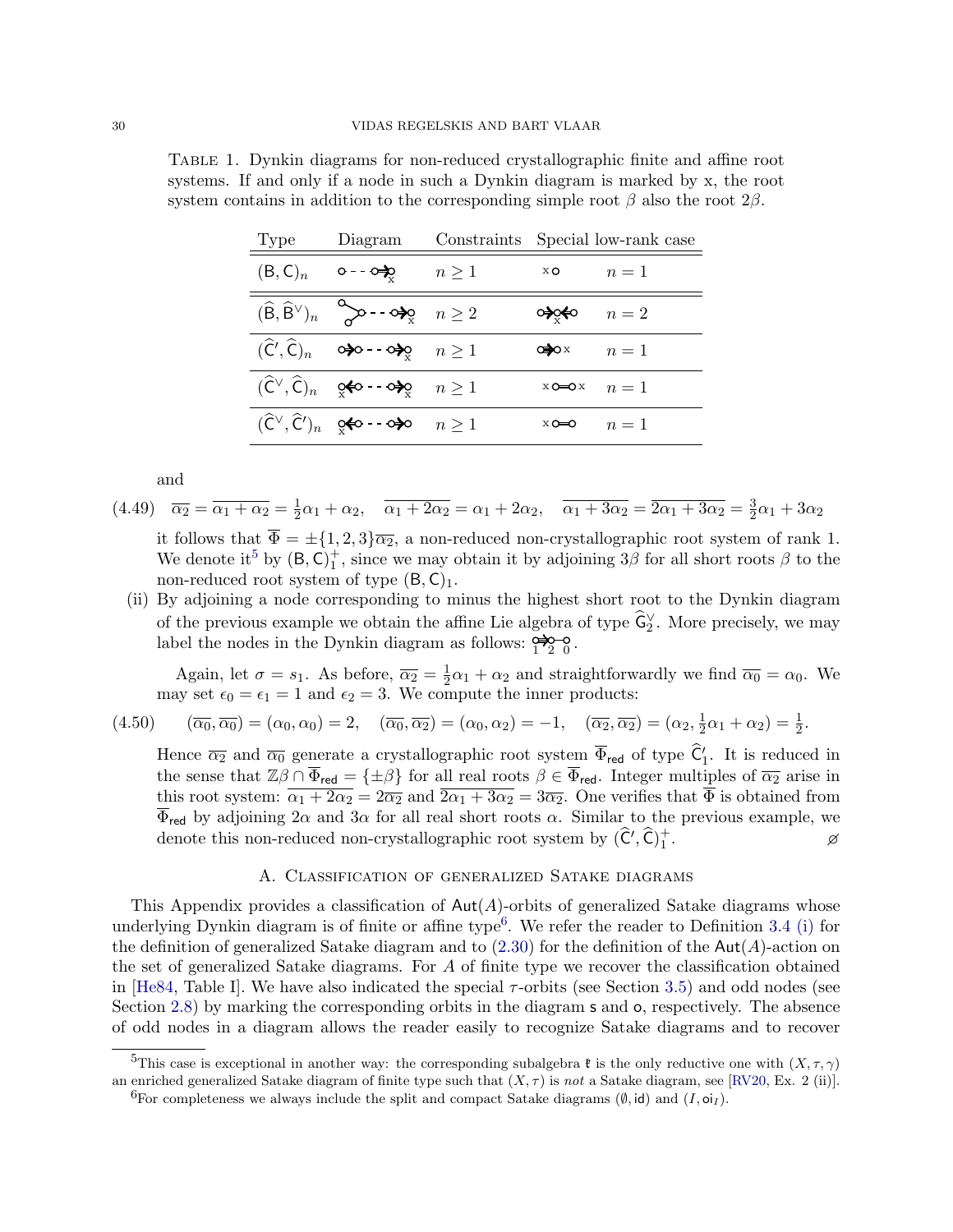Table 1. Dynkin diagrams for non-reduced crystallographic finite and affine root systems. If and only if a node in such a Dynkin diagram is marked by x, the root system contains in addition to the corresponding simple root $\beta$ also the root $2\beta$.

| Type | Diagram | Constraints | Special low-rank case | |
|---|---|---|---|---|
| $(\mathsf{B},\mathsf{C})_n$ | | $n \geq 1$ | | $n = 1$ |
| $(\widehat{\mathsf{B}},\widehat{\mathsf{B}}^\vee)_n$ | | $n \geq 2$ | | $n = 2$ |
| $(\widehat{\mathsf{C}}',\widehat{\mathsf{C}})_n$ | | $n \geq 1$ | | $n = 1$ |
| $(\widehat{\mathsf{C}}^\vee,\widehat{\mathsf{C}})_n$ | | $n \geq 1$ | | $n = 1$ |
| $(\widehat{\mathsf{C}}^\vee,\widehat{\mathsf{C}}')_n$ | | $n \geq 1$ | | $n = 1$ |

and

$$\overline{\alpha_2} = \overline{\alpha_1+\alpha_2} = \tfrac{1}{2}\alpha_1 + \alpha_2, \quad \overline{\alpha_1+2\alpha_2} = \alpha_1 + 2\alpha_2, \quad \overline{\alpha_1+3\alpha_2} = \overline{2\alpha_1+3\alpha_2} = \tfrac{3}{2}\alpha_1 + 3\alpha_2 \tag{4.49}$$

it follows that $\overline{\Phi} = \pm\{1,2,3\}\overline{\alpha_2}$, a non-reduced non-crystallographic root system of rank 1. We denote it[5] by $(\mathsf{B},\mathsf{C})_1^+$, since we may obtain it by adjoining $3\beta$ for all short roots $\beta$ to the non-reduced root system of type $(\mathsf{B},\mathsf{C})_1$.

(ii) By adjoining a node corresponding to minus the highest short root to the Dynkin diagram of the previous example we obtain the affine Lie algebra of type $\widehat{\mathsf{G}}_2^\vee$. More precisely, we may label the nodes in the Dynkin diagram as follows: (nodes labelled 1, 2, 0).

Again, let $\sigma = s_1$. As before, $\overline{\alpha_2} = \frac{1}{2}\alpha_1 + \alpha_2$ and straightforwardly we find $\overline{\alpha_0} = \alpha_0$. We may set $\epsilon_0 = \epsilon_1 = 1$ and $\epsilon_2 = 3$. We compute the inner products:

$$(\overline{\alpha_0},\overline{\alpha_0}) = (\alpha_0,\alpha_0) = 2, \quad (\overline{\alpha_0},\overline{\alpha_2}) = (\alpha_0,\alpha_2) = -1, \quad (\overline{\alpha_2},\overline{\alpha_2}) = (\alpha_2, \tfrac{1}{2}\alpha_1+\alpha_2) = \tfrac{1}{2}. \tag{4.50}$$

Hence $\overline{\alpha_2}$ and $\overline{\alpha_0}$ generate a crystallographic root system $\overline{\Phi}_{\mathsf{red}}$ of type $\widehat{\mathsf{C}}_1'$. It is reduced in the sense that $\mathbb{Z}\beta \cap \overline{\Phi}_{\mathsf{red}} = \{\pm\beta\}$ for all real roots $\beta \in \overline{\Phi}_{\mathsf{red}}$. Integer multiples of $\overline{\alpha_2}$ arise in this root system: $\overline{\alpha_1+2\alpha_2} = 2\overline{\alpha_2}$ and $\overline{2\alpha_1+3\alpha_2} = 3\overline{\alpha_2}$. One verifies that $\overline{\Phi}$ is obtained from $\overline{\Phi}_{\mathsf{red}}$ by adjoining $2\alpha$ and $3\alpha$ for all real short roots $\alpha$. Similar to the previous example, we denote this non-reduced non-crystallographic root system by $(\widehat{\mathsf{C}}',\widehat{\mathsf{C}})_1^+$. ⌀

## A. Classification of generalized Satake diagrams

This Appendix provides a classification of $\mathsf{Aut}(A)$-orbits of generalized Satake diagrams whose underlying Dynkin diagram is of finite or affine type[6]. We refer the reader to Definition 3.4 (i) for the definition of generalized Satake diagram and to (2.30) for the definition of the $\mathsf{Aut}(A)$-action on the set of generalized Satake diagrams. For $A$ of finite type we recover the classification obtained in [He84, Table I]. We have also indicated the special $\tau$-orbits (see Section 3.5) and odd nodes (see Section 2.8) by marking the corresponding orbits in the diagram s and o, respectively. The absence of odd nodes in a diagram allows the reader easily to recognize Satake diagrams and to recover

[5] This case is exceptional in another way: the corresponding subalgebra $\mathfrak{k}$ is the only reductive one with $(X,\tau,\gamma)$ an enriched generalized Satake diagram of finite type such that $(X,\tau)$ is *not* a Satake diagram, see [RV20, Ex. 2 (ii)].

[6] For completeness we always include the split and compact Satake diagrams $(\emptyset,\mathsf{id})$ and $(I,\mathsf{oi}_I)$.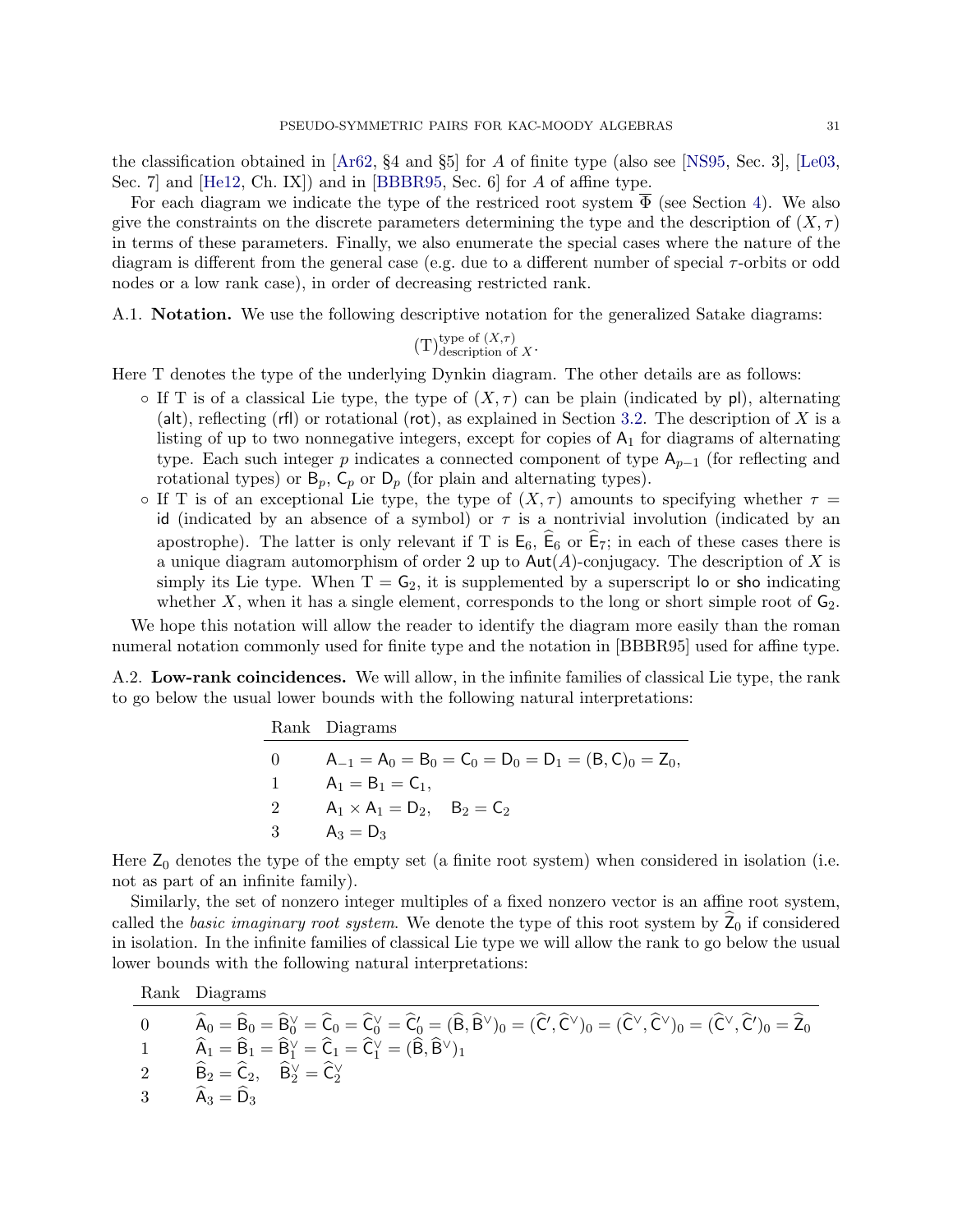the classification obtained in [Ar62, §4 and §5] for $A$ of finite type (also see [NS95, Sec. 3], [Le03, Sec. 7] and [He12, Ch. IX]) and in [BBBR95, Sec. 6] for $A$ of affine type.

For each diagram we indicate the type of the restriced root system $\overline{\Phi}$ (see Section 4). We also give the constraints on the discrete parameters determining the type and the description of $(X, \tau)$ in terms of these parameters. Finally, we also enumerate the special cases where the nature of the diagram is different from the general case (e.g. due to a different number of special $\tau$-orbits or odd nodes or a low rank case), in order of decreasing restricted rank.

A.1. **Notation.** We use the following descriptive notation for the generalized Satake diagrams:

$$(\mathrm{T})^{\text{type of } (X,\tau)}_{\text{description of } X}.$$

Here T denotes the type of the underlying Dynkin diagram. The other details are as follows:

- If T is of a classical Lie type, the type of $(X, \tau)$ can be plain (indicated by $\mathsf{pl}$), alternating ($\mathsf{alt}$), reflecting ($\mathsf{rfl}$) or rotational ($\mathsf{rot}$), as explained in Section 3.2. The description of $X$ is a listing of up to two nonnegative integers, except for copies of $\mathsf{A}_1$ for diagrams of alternating type. Each such integer $p$ indicates a connected component of type $\mathsf{A}_{p-1}$ (for reflecting and rotational types) or $\mathsf{B}_p$, $\mathsf{C}_p$ or $\mathsf{D}_p$ (for plain and alternating types).
- If T is of an exceptional Lie type, the type of $(X, \tau)$ amounts to specifying whether $\tau = \mathsf{id}$ (indicated by an absence of a symbol) or $\tau$ is a nontrivial involution (indicated by an apostrophe). The latter is only relevant if T is $\mathsf{E}_6$, $\widehat{\mathsf{E}}_6$ or $\widehat{\mathsf{E}}_7$; in each of these cases there is a unique diagram automorphism of order 2 up to $\mathsf{Aut}(A)$-conjugacy. The description of $X$ is simply its Lie type. When T $= \mathsf{G}_2$, it is supplemented by a superscript $\mathsf{lo}$ or $\mathsf{sho}$ indicating whether $X$, when it has a single element, corresponds to the long or short simple root of $\mathsf{G}_2$.

We hope this notation will allow the reader to identify the diagram more easily than the roman numeral notation commonly used for finite type and the notation in [BBBR95] used for affine type.

A.2. **Low-rank coincidences.** We will allow, in the infinite families of classical Lie type, the rank to go below the usual lower bounds with the following natural interpretations:

| Rank | Diagrams |
|---|---|
| 0 | $\mathsf{A}_{-1} = \mathsf{A}_0 = \mathsf{B}_0 = \mathsf{C}_0 = \mathsf{D}_0 = \mathsf{D}_1 = (\mathsf{B},\mathsf{C})_0 = \mathsf{Z}_0$, |
| 1 | $\mathsf{A}_1 = \mathsf{B}_1 = \mathsf{C}_1$, |
| 2 | $\mathsf{A}_1 \times \mathsf{A}_1 = \mathsf{D}_2, \quad \mathsf{B}_2 = \mathsf{C}_2$ |
| 3 | $\mathsf{A}_3 = \mathsf{D}_3$ |

Here $\mathsf{Z}_0$ denotes the type of the empty set (a finite root system) when considered in isolation (i.e. not as part of an infinite family).

Similarly, the set of nonzero integer multiples of a fixed nonzero vector is an affine root system, called the *basic imaginary root system*. We denote the type of this root system by $\widehat{\mathsf{Z}}_0$ if considered in isolation. In the infinite families of classical Lie type we will allow the rank to go below the usual lower bounds with the following natural interpretations:

| Rank | Diagrams |
|---|---|
| 0 | $\widehat{\mathsf{A}}_0 = \widehat{\mathsf{B}}_0 = \widehat{\mathsf{B}}^\vee_0 = \widehat{\mathsf{C}}_0 = \widehat{\mathsf{C}}^\vee_0 = \widehat{\mathsf{C}}'_0 = (\widehat{\mathsf{B}}, \widehat{\mathsf{B}}^\vee)_0 = (\widehat{\mathsf{C}}', \widehat{\mathsf{C}}^\vee)_0 = (\widehat{\mathsf{C}}^\vee, \widehat{\mathsf{C}}^\vee)_0 = (\widehat{\mathsf{C}}^\vee, \widehat{\mathsf{C}}')_0 = \widehat{\mathsf{Z}}_0$ |
| 1 | $\widehat{\mathsf{A}}_1 = \widehat{\mathsf{B}}_1 = \widehat{\mathsf{B}}^\vee_1 = \widehat{\mathsf{C}}_1 = \widehat{\mathsf{C}}^\vee_1 = (\widehat{\mathsf{B}}, \widehat{\mathsf{B}}^\vee)_1$ |
| 2 | $\widehat{\mathsf{B}}_2 = \widehat{\mathsf{C}}_2, \quad \widehat{\mathsf{B}}^\vee_2 = \widehat{\mathsf{C}}^\vee_2$ |
| 3 | $\widehat{\mathsf{A}}_3 = \widehat{\mathsf{D}}_3$ |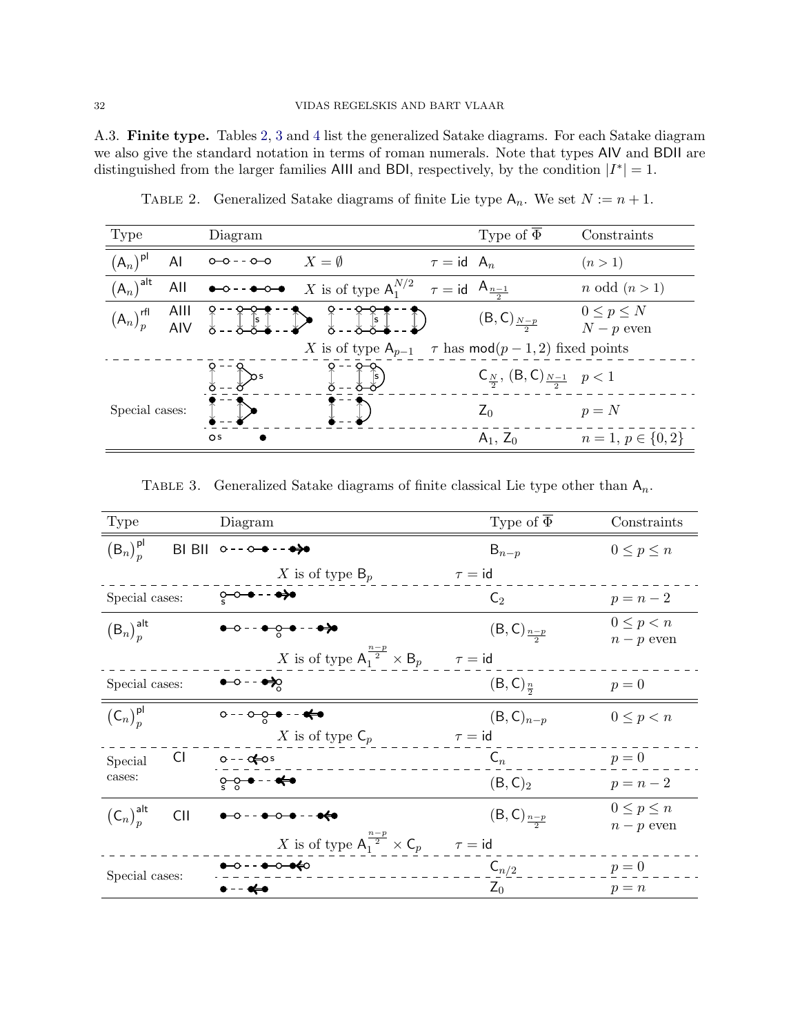A.3. **Finite type.** Tables 2, 3 and 4 list the generalized Satake diagrams. For each Satake diagram we also give the standard notation in terms of roman numerals. Note that types AIV and BDII are distinguished from the larger families AIII and BDI, respectively, by the condition $|I^*| = 1$.

TABLE 2. Generalized Satake diagrams of finite Lie type $\mathsf{A}_n$. We set $N := n+1$.

| Type | | Diagram | | | Type of $\overline{\Phi}$ | Constraints |
|---|---|---|---|---|---|---|
| $(\mathsf{A}_n)^{\mathsf{pl}}$ | AI | | $X = \emptyset$ | $\tau = \mathsf{id}$ | $\mathsf{A}_n$ | $(n > 1)$ |
| $(\mathsf{A}_n)^{\mathsf{alt}}$ | AII | | $X$ is of type $\mathsf{A}_1^{N/2}$ | $\tau = \mathsf{id}$ | $\mathsf{A}_{\frac{n-1}{2}}$ | $n$ odd $(n > 1)$ |
| $(\mathsf{A}_n)^{\mathsf{rfl}}_p$ | AIII AIV | | | | $(\mathsf{B},\mathsf{C})_{\frac{N-p}{2}}$ | $0 \le p \le N$, $N-p$ even |
| | | | $X$ is of type $\mathsf{A}_{p-1}$ | $\tau$ has $\mathsf{mod}(p-1,2)$ fixed points | | |
| Special cases: | | | | | $\mathsf{C}_{\frac{N}{2}}$, $(\mathsf{B},\mathsf{C})_{\frac{N-1}{2}}$ | $p < 1$ |
| | | | | | $\mathsf{Z}_0$ | $p = N$ |
| | | | | | $\mathsf{A}_1$, $\mathsf{Z}_0$ | $n = 1$, $p \in \{0, 2\}$ |

TABLE 3. Generalized Satake diagrams of finite classical Lie type other than $\mathsf{A}_n$.

| Type | | Diagram | | Type of $\overline{\Phi}$ | Constraints |
|---|---|---|---|---|---|
| $(\mathsf{B}_n)^{\mathsf{pl}}_p$ | BI BII | | | $\mathsf{B}_{n-p}$ | $0 \le p \le n$ |
| | | $X$ is of type $\mathsf{B}_p$ | $\tau = \mathsf{id}$ | | |
| Special cases: | | | | $\mathsf{C}_2$ | $p = n-2$ |
| $(\mathsf{B}_n)^{\mathsf{alt}}_p$ | | | | $(\mathsf{B},\mathsf{C})_{\frac{n-p}{2}}$ | $0 \le p < n$, $n-p$ even |
| | | $X$ is of type $\mathsf{A}_1^{\frac{n-p}{2}} \times \mathsf{B}_p$ | $\tau = \mathsf{id}$ | | |
| Special cases: | | | | $(\mathsf{B},\mathsf{C})_{\frac{n}{2}}$ | $p = 0$ |
| $(\mathsf{C}_n)^{\mathsf{pl}}_p$ | | | | $(\mathsf{B},\mathsf{C})_{n-p}$ | $0 \le p < n$ |
| | | $X$ is of type $\mathsf{C}_p$ | $\tau = \mathsf{id}$ | | |
| Special cases: | CI | | | $\mathsf{C}_n$ | $p = 0$ |
| | | | | $(\mathsf{B},\mathsf{C})_2$ | $p = n-2$ |
| $(\mathsf{C}_n)^{\mathsf{alt}}_p$ | CII | | | $(\mathsf{B},\mathsf{C})_{\frac{n-p}{2}}$ | $0 \le p \le n$, $n-p$ even |
| | | $X$ is of type $\mathsf{A}_1^{\frac{n-p}{2}} \times \mathsf{C}_p$ | $\tau = \mathsf{id}$ | | |
| Special cases: | | | | $\mathsf{C}_{n/2}$ | $p = 0$ |
| | | | | $\mathsf{Z}_0$ | $p = n$ |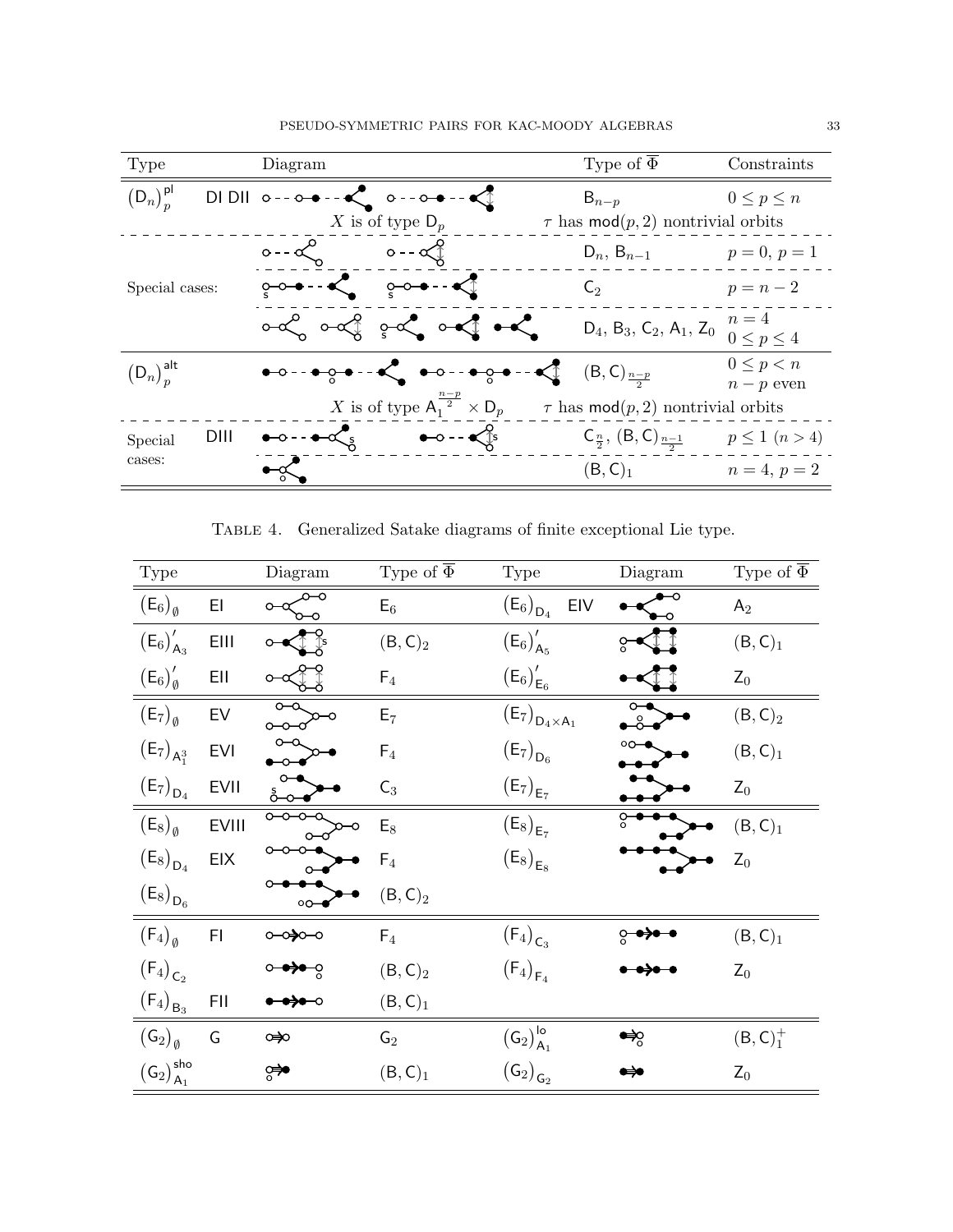| Type | | Diagram | | Type of $\overline{\Phi}$ | Constraints |
|---|---|---|---|---|---|
| $(\mathsf{D}_n)^{\mathsf{pl}}_p$ | DI DII | | | $\mathsf{B}_{n-p}$ | $0 \le p \le n$ |
| | | $X$ is of type $\mathsf{D}_p$ | | $\tau$ has $\mathsf{mod}(p,2)$ nontrivial orbits | |
| Special cases: | | | | $\mathsf{D}_n$, $\mathsf{B}_{n-1}$ | $p=0$, $p=1$ |
| | | | | $\mathsf{C}_2$ | $p = n-2$ |
| | | | | $\mathsf{D}_4$, $\mathsf{B}_3$, $\mathsf{C}_2$, $\mathsf{A}_1$, $\mathsf{Z}_0$ | $n=4$, $0 \le p \le 4$ |
| $(\mathsf{D}_n)^{\mathsf{alt}}_p$ | | | | $(\mathsf{B},\mathsf{C})_{\frac{n-p}{2}}$ | $0 \le p < n$, $n-p$ even |
| | | $X$ is of type $\mathsf{A}_1^{\frac{n-p}{2}} \times \mathsf{D}_p$ | | $\tau$ has $\mathsf{mod}(p,2)$ nontrivial orbits | |
| Special cases: | DIII | | | $\mathsf{C}_{\frac{n}{2}}$, $(\mathsf{B},\mathsf{C})_{\frac{n-1}{2}}$ | $p \le 1$ $(n>4)$ |
| | | | | $(\mathsf{B},\mathsf{C})_1$ | $n=4$, $p=2$ |

Table 4. Generalized Satake diagrams of finite exceptional Lie type.

| Type | | Diagram | Type of $\overline{\Phi}$ | Type | | Diagram | Type of $\overline{\Phi}$ |
|---|---|---|---|---|---|---|---|
| $(\mathsf{E}_6)_\emptyset$ | EI | | $\mathsf{E}_6$ | $(\mathsf{E}_6)_{\mathsf{D}_4}$ | EIV | | $\mathsf{A}_2$ |
| $(\mathsf{E}_6)'_{\mathsf{A}_3}$ | EIII | | $(\mathsf{B},\mathsf{C})_2$ | $(\mathsf{E}_6)'_{\mathsf{A}_5}$ | | | $(\mathsf{B},\mathsf{C})_1$ |
| $(\mathsf{E}_6)'_\emptyset$ | EII | | $\mathsf{F}_4$ | $(\mathsf{E}_6)'_{\mathsf{E}_6}$ | | | $\mathsf{Z}_0$ |
| $(\mathsf{E}_7)_\emptyset$ | EV | | $\mathsf{E}_7$ | $(\mathsf{E}_7)_{\mathsf{D}_4 \times \mathsf{A}_1}$ | | | $(\mathsf{B},\mathsf{C})_2$ |
| $(\mathsf{E}_7)_{\mathsf{A}_1^3}$ | EVI | | $\mathsf{F}_4$ | $(\mathsf{E}_7)_{\mathsf{D}_6}$ | | | $(\mathsf{B},\mathsf{C})_1$ |
| $(\mathsf{E}_7)_{\mathsf{D}_4}$ | EVII | | $\mathsf{C}_3$ | $(\mathsf{E}_7)_{\mathsf{E}_7}$ | | | $\mathsf{Z}_0$ |
| $(\mathsf{E}_8)_\emptyset$ | EVIII | | $\mathsf{E}_8$ | $(\mathsf{E}_8)_{\mathsf{E}_7}$ | | | $(\mathsf{B},\mathsf{C})_1$ |
| $(\mathsf{E}_8)_{\mathsf{D}_4}$ | EIX | | $\mathsf{F}_4$ | $(\mathsf{E}_8)_{\mathsf{E}_8}$ | | | $\mathsf{Z}_0$ |
| $(\mathsf{E}_8)_{\mathsf{D}_6}$ | | | $(\mathsf{B},\mathsf{C})_2$ | | | | |
| $(\mathsf{F}_4)_\emptyset$ | FI | | $\mathsf{F}_4$ | $(\mathsf{F}_4)_{\mathsf{C}_3}$ | | | $(\mathsf{B},\mathsf{C})_1$ |
| $(\mathsf{F}_4)_{\mathsf{C}_2}$ | | | $(\mathsf{B},\mathsf{C})_2$ | $(\mathsf{F}_4)_{\mathsf{F}_4}$ | | | $\mathsf{Z}_0$ |
| $(\mathsf{F}_4)_{\mathsf{B}_3}$ | FII | | $(\mathsf{B},\mathsf{C})_1$ | | | | |
| $(\mathsf{G}_2)_\emptyset$ | G | | $\mathsf{G}_2$ | $(\mathsf{G}_2)^{\mathsf{lo}}_{\mathsf{A}_1}$ | | | $(\mathsf{B},\mathsf{C})_1^+$ |
| $(\mathsf{G}_2)^{\mathsf{sho}}_{\mathsf{A}_1}$ | | | $(\mathsf{B},\mathsf{C})_1$ | $(\mathsf{G}_2)_{\mathsf{G}_2}$ | | | $\mathsf{Z}_0$ |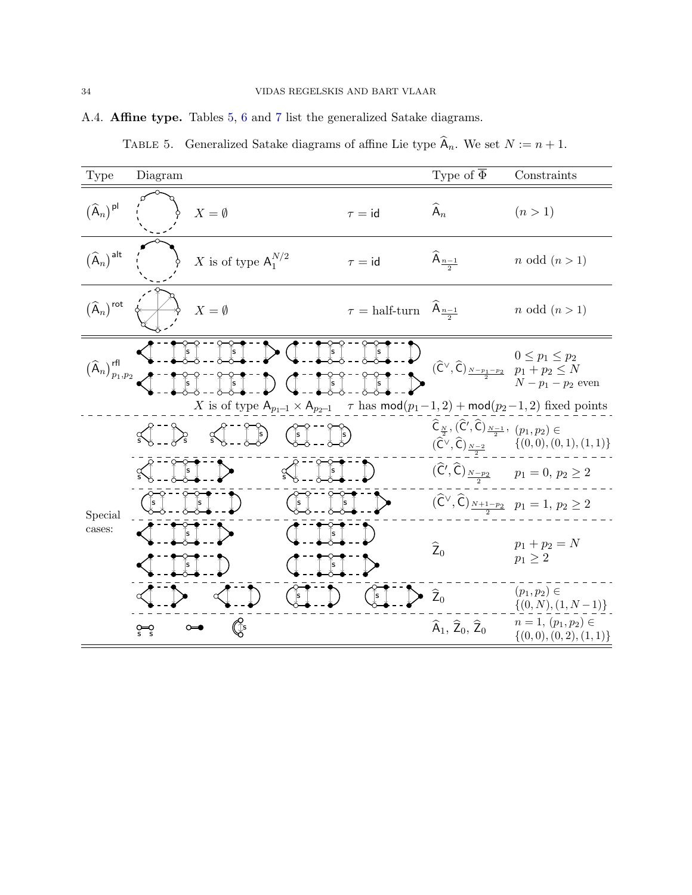A.4. **Affine type.** Tables 5, 6 and 7 list the generalized Satake diagrams.

TABLE 5. Generalized Satake diagrams of affine Lie type $\widehat{\mathsf{A}}_n$. We set $N := n+1$.

| Type | Diagram | | | Type of $\overline{\Phi}$ | Constraints |
|---|---|---|---|---|---|
| $(\widehat{\mathsf{A}}_n)^{\mathsf{pl}}$ | | $X = \emptyset$ | $\tau = \mathsf{id}$ | $\widehat{\mathsf{A}}_n$ | $(n > 1)$ |
| $(\widehat{\mathsf{A}}_n)^{\mathsf{alt}}$ | | $X$ is of type $\mathsf{A}_1^{N/2}$ | $\tau = \mathsf{id}$ | $\widehat{\mathsf{A}}_{\frac{n-1}{2}}$ | $n$ odd $(n > 1)$ |
| $(\widehat{\mathsf{A}}_n)^{\mathsf{rot}}$ | | $X = \emptyset$ | $\tau =$ half-turn | $\widehat{\mathsf{A}}_{\frac{n-1}{2}}$ | $n$ odd $(n > 1)$ |
| $(\widehat{\mathsf{A}}_n)^{\mathsf{rfl}}_{p_1,p_2}$ | | $X$ is of type $\mathsf{A}_{p_1-1} \times \mathsf{A}_{p_2-1}$ | $\tau$ has $\mathsf{mod}(p_1-1,2) + \mathsf{mod}(p_2-1,2)$ fixed points | $(\widehat{\mathsf{C}}^\vee, \widehat{\mathsf{C}})_{\frac{N-p_1-p_2}{2}}$ | $0 \le p_1 \le p_2$, $p_1 + p_2 \le N$, $N - p_1 - p_2$ even |
| Special cases: | | | | $\widehat{\mathsf{C}}_{\frac{N}{2}}$, $(\widehat{\mathsf{C}}', \widehat{\mathsf{C}})_{\frac{N-1}{2}}$, $(\widehat{\mathsf{C}}^\vee, \widehat{\mathsf{C}})_{\frac{N-2}{2}}$ | $(p_1, p_2) \in \{(0,0),(0,1),(1,1)\}$ |
| | | | | $(\widehat{\mathsf{C}}', \widehat{\mathsf{C}})_{\frac{N-p_2}{2}}$ | $p_1 = 0$, $p_2 \ge 2$ |
| | | | | $(\widehat{\mathsf{C}}^\vee, \widehat{\mathsf{C}})_{\frac{N+1-p_2}{2}}$ | $p_1 = 1$, $p_2 \ge 2$ |
| | | | | $\widehat{\mathsf{Z}}_0$ | $p_1 + p_2 = N$, $p_1 \ge 2$ |
| | | | | $\widehat{\mathsf{Z}}_0$ | $(p_1, p_2) \in \{(0,N),(1,N-1)\}$ |
| | | | | $\widehat{\mathsf{A}}_1$, $\widehat{\mathsf{Z}}_0$, $\widehat{\mathsf{Z}}_0$ | $n = 1$, $(p_1, p_2) \in \{(0,0),(0,2),(1,1)\}$ |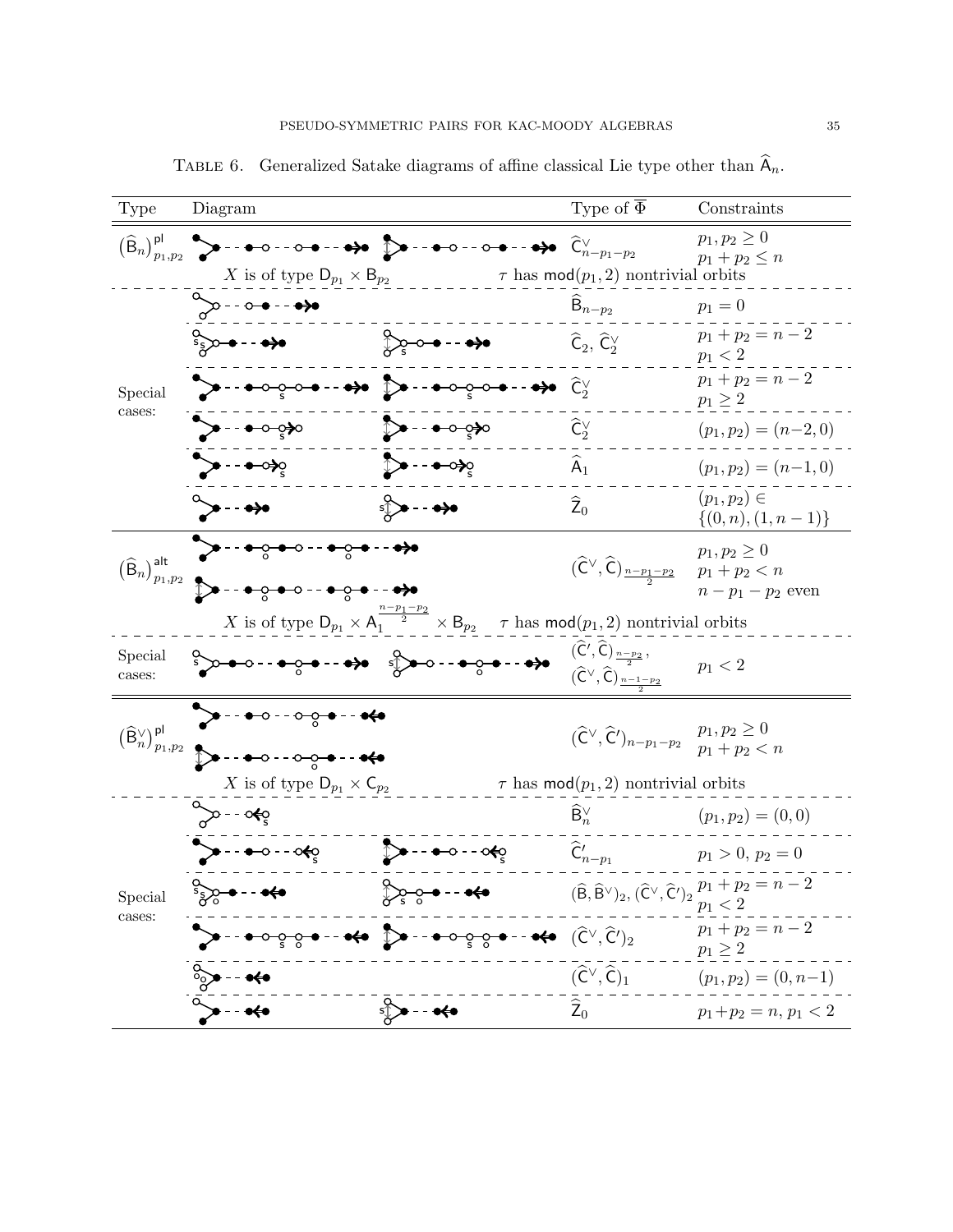Table 6. Generalized Satake diagrams of affine classical Lie type other than $\widehat{\mathsf{A}}_n$.

| Type | Diagram | | Type of $\overline{\Phi}$ | Constraints |
|---|---|---|---|---|
| $(\widehat{\mathsf{B}}_n)^{\mathsf{pl}}_{p_1,p_2}$ | | | $\widehat{\mathsf{C}}^\vee_{n-p_1-p_2}$ | $p_1, p_2 \geq 0$, $p_1 + p_2 \leq n$ |
| | $X$ is of type $\mathsf{D}_{p_1} \times \mathsf{B}_{p_2}$ | | $\tau$ has $\mathsf{mod}(p_1, 2)$ nontrivial orbits | |
| Special cases: | | | $\widehat{\mathsf{B}}_{n-p_2}$ | $p_1 = 0$ |
| | | | $\widehat{\mathsf{C}}_2$, $\widehat{\mathsf{C}}^\vee_2$ | $p_1 + p_2 = n-2$, $p_1 < 2$ |
| | | | $\widehat{\mathsf{C}}^\vee_2$ | $p_1 + p_2 = n-2$, $p_1 \geq 2$ |
| | | | $\widehat{\mathsf{C}}^\vee_2$ | $(p_1, p_2) = (n-2, 0)$ |
| | | | $\widehat{\mathsf{A}}_1$ | $(p_1, p_2) = (n-1, 0)$ |
| | | | $\widehat{\mathsf{Z}}_0$ | $(p_1, p_2) \in \{(0, n), (1, n-1)\}$ |
| $(\widehat{\mathsf{B}}_n)^{\mathsf{alt}}_{p_1,p_2}$ | | | $(\widehat{\mathsf{C}}^\vee, \widehat{\mathsf{C}})_{\frac{n-p_1-p_2}{2}}$ | $p_1, p_2 \geq 0$, $p_1 + p_2 < n$, $n - p_1 - p_2$ even |
| | $X$ is of type $\mathsf{D}_{p_1} \times \mathsf{A}_1^{\frac{n-p_1-p_2}{2}} \times \mathsf{B}_{p_2}$ | | $\tau$ has $\mathsf{mod}(p_1, 2)$ nontrivial orbits | |
| Special cases: | | | $(\widehat{\mathsf{C}}', \widehat{\mathsf{C}})_{\frac{n-p_2}{2}}$, $(\widehat{\mathsf{C}}^\vee, \widehat{\mathsf{C}})_{\frac{n-1-p_2}{2}}$ | $p_1 < 2$ |
| $(\widehat{\mathsf{B}}^\vee_n)^{\mathsf{pl}}_{p_1,p_2}$ | | | $(\widehat{\mathsf{C}}^\vee, \widehat{\mathsf{C}}')_{n-p_1-p_2}$ | $p_1, p_2 \geq 0$, $p_1 + p_2 < n$ |
| | $X$ is of type $\mathsf{D}_{p_1} \times \mathsf{C}_{p_2}$ | | $\tau$ has $\mathsf{mod}(p_1, 2)$ nontrivial orbits | |
| Special cases: | | | $\widehat{\mathsf{B}}^\vee_n$ | $(p_1, p_2) = (0, 0)$ |
| | | | $\widehat{\mathsf{C}}'_{n-p_1}$ | $p_1 > 0$, $p_2 = 0$ |
| | | | $(\widehat{\mathsf{B}}, \widehat{\mathsf{B}}^\vee)_2$, $(\widehat{\mathsf{C}}^\vee, \widehat{\mathsf{C}}')_2$ | $p_1 + p_2 = n-2$, $p_1 < 2$ |
| | | | $(\widehat{\mathsf{C}}^\vee, \widehat{\mathsf{C}}')_2$ | $p_1 + p_2 = n-2$, $p_1 \geq 2$ |
| | | | $(\widehat{\mathsf{C}}^\vee, \widehat{\mathsf{C}})_1$ | $(p_1, p_2) = (0, n-1)$ |
| | | | $\widehat{\mathsf{Z}}_0$ | $p_1 + p_2 = n$, $p_1 < 2$ |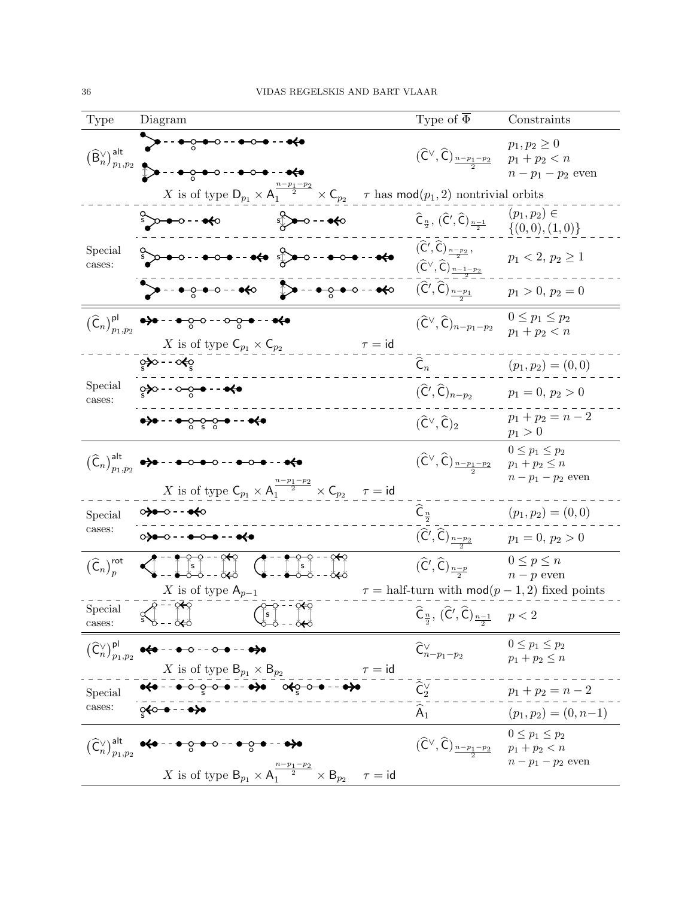| Type | Diagram | Type of $\overline{\Phi}$ | Constraints |
| --- | --- | --- | --- |
| $(\widehat{\mathsf{B}}_n^\vee)^{\mathsf{alt}}_{p_1,p_2}$ | | $(\widehat{\mathsf{C}}^\vee,\widehat{\mathsf{C}})_{\frac{n-p_1-p_2}{2}}$ | $p_1,p_2\geq 0$; $p_1+p_2<n$; $n-p_1-p_2$ even |
| | $X$ is of type $\mathsf{D}_{p_1}\times\mathsf{A}_1^{\frac{n-p_1-p_2}{2}}\times\mathsf{C}_{p_2}$ | $\tau$ has $\mathsf{mod}(p_1,2)$ nontrivial orbits | |
| Special cases: | | $\widehat{\mathsf{C}}_{\frac{n}{2}}$, $(\widehat{\mathsf{C}}',\widehat{\mathsf{C}})_{\frac{n-1}{2}}$ | $(p_1,p_2)\in\{(0,0),(1,0)\}$ |
| | | $(\widehat{\mathsf{C}}',\widehat{\mathsf{C}})_{\frac{n-p_2}{2}}$, $(\widehat{\mathsf{C}}^\vee,\widehat{\mathsf{C}})_{\frac{n-1-p_2}{2}}$ | $p_1<2$, $p_2\geq 1$ |
| | | $(\widehat{\mathsf{C}}',\widehat{\mathsf{C}})_{\frac{n-p_1}{2}}$ | $p_1>0$, $p_2=0$ |
| $(\widehat{\mathsf{C}}_n)^{\mathsf{pl}}_{p_1,p_2}$ | | $(\widehat{\mathsf{C}}^\vee,\widehat{\mathsf{C}})_{n-p_1-p_2}$ | $0\leq p_1\leq p_2$; $p_1+p_2<n$ |
| | $X$ is of type $\mathsf{C}_{p_1}\times\mathsf{C}_{p_2}$ | $\tau=\mathsf{id}$ | |
| Special cases: | | $\widehat{\mathsf{C}}_n$ | $(p_1,p_2)=(0,0)$ |
| | | $(\widehat{\mathsf{C}}',\widehat{\mathsf{C}})_{n-p_2}$ | $p_1=0$, $p_2>0$ |
| | | $(\widehat{\mathsf{C}}^\vee,\widehat{\mathsf{C}})_2$ | $p_1+p_2=n-2$; $p_1>0$ |
| $(\widehat{\mathsf{C}}_n)^{\mathsf{alt}}_{p_1,p_2}$ | | $(\widehat{\mathsf{C}}^\vee,\widehat{\mathsf{C}})_{\frac{n-p_1-p_2}{2}}$ | $0\leq p_1\leq p_2$; $p_1+p_2\leq n$; $n-p_1-p_2$ even |
| | $X$ is of type $\mathsf{C}_{p_1}\times\mathsf{A}_1^{\frac{n-p_1-p_2}{2}}\times\mathsf{C}_{p_2}$ | $\tau=\mathsf{id}$ | |
| Special cases: | | $\widehat{\mathsf{C}}_{\frac{n}{2}}$ | $(p_1,p_2)=(0,0)$ |
| | | $(\widehat{\mathsf{C}}',\widehat{\mathsf{C}})_{\frac{n-p_2}{2}}$ | $p_1=0$, $p_2>0$ |
| $(\widehat{\mathsf{C}}_n)^{\mathsf{rot}}_p$ | | $(\widehat{\mathsf{C}}',\widehat{\mathsf{C}})_{\frac{n-p}{2}}$ | $0\leq p\leq n$; $n-p$ even |
| | $X$ is of type $\mathsf{A}_{p-1}$ | $\tau=$ half-turn with $\mathsf{mod}(p-1,2)$ fixed points | |
| Special cases: | | $\widehat{\mathsf{C}}_{\frac{n}{2}}$, $(\widehat{\mathsf{C}}',\widehat{\mathsf{C}})_{\frac{n-1}{2}}$ | $p<2$ |
| $(\widehat{\mathsf{C}}_n^\vee)^{\mathsf{pl}}_{p_1,p_2}$ | | $\widehat{\mathsf{C}}^\vee_{n-p_1-p_2}$ | $0\leq p_1\leq p_2$; $p_1+p_2\leq n$ |
| | $X$ is of type $\mathsf{B}_{p_1}\times\mathsf{B}_{p_2}$ | $\tau=\mathsf{id}$ | |
| Special cases: | | $\widehat{\mathsf{C}}^\vee_2$ | $p_1+p_2=n-2$ |
| | | $\widehat{\mathsf{A}}_1$ | $(p_1,p_2)=(0,n-1)$ |
| $(\widehat{\mathsf{C}}_n^\vee)^{\mathsf{alt}}_{p_1,p_2}$ | | $(\widehat{\mathsf{C}}^\vee,\widehat{\mathsf{C}})_{\frac{n-p_1-p_2}{2}}$ | $0\leq p_1\leq p_2$; $p_1+p_2<n$; $n-p_1-p_2$ even |
| | $X$ is of type $\mathsf{B}_{p_1}\times\mathsf{A}_1^{\frac{n-p_1-p_2}{2}}\times\mathsf{B}_{p_2}$ | $\tau=\mathsf{id}$ | |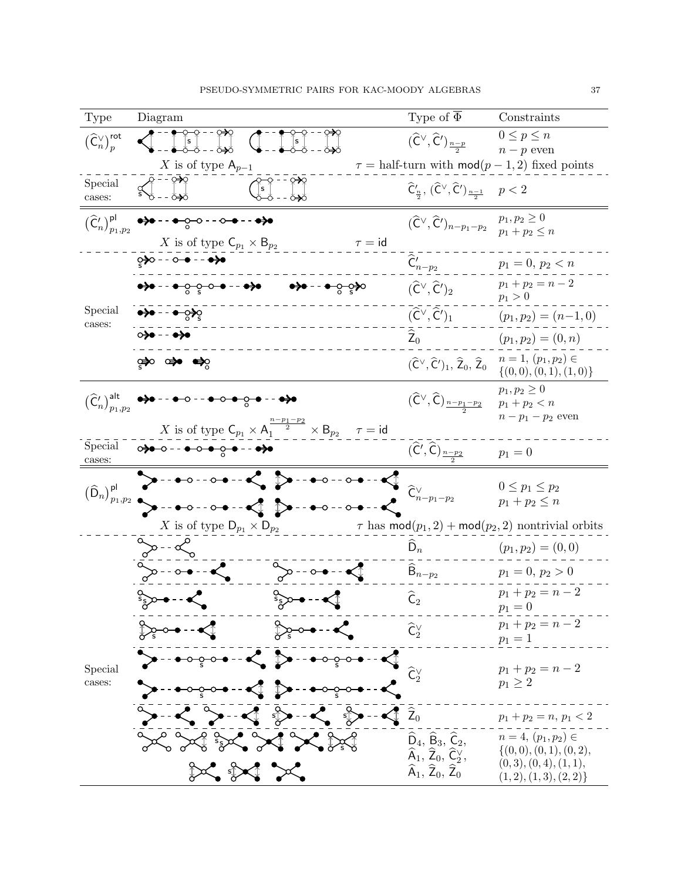| Type | Diagram | Type of $\overline{\Phi}$ | Constraints |
|---|---|---|---|
| $(\widehat{\mathsf{C}}^\vee_n)^{\mathsf{rot}}_p$ | | $(\widehat{\mathsf{C}}^\vee, \widehat{\mathsf{C}}')_{\frac{n-p}{2}}$ | $0 \leq p \leq n$, $n-p$ even |
| | $X$ is of type $\mathsf{A}_{p-1}$ | $\tau =$ half-turn with $\mathsf{mod}(p-1,2)$ fixed points | |
| Special cases: | | $\widehat{\mathsf{C}}'_{\frac{n}{2}}$, $(\widehat{\mathsf{C}}^\vee, \widehat{\mathsf{C}}')_{\frac{n-1}{2}}$ | $p < 2$ |
| $(\widehat{\mathsf{C}}'_n)^{\mathsf{pl}}_{p_1,p_2}$ | | $(\widehat{\mathsf{C}}^\vee, \widehat{\mathsf{C}}')_{n-p_1-p_2}$ | $p_1, p_2 \geq 0$, $p_1 + p_2 \leq n$ |
| | $X$ is of type $\mathsf{C}_{p_1} \times \mathsf{B}_{p_2}$ | $\tau = \mathsf{id}$ | |
| Special cases: | | $\widehat{\mathsf{C}}'_{n-p_2}$ | $p_1 = 0$, $p_2 < n$ |
| | | $(\widehat{\mathsf{C}}^\vee, \widehat{\mathsf{C}}')_2$ | $p_1 + p_2 = n-2$, $p_1 > 0$ |
| | | $(\widehat{\mathsf{C}}^\vee, \widehat{\mathsf{C}}')_1$ | $(p_1, p_2) = (n-1, 0)$ |
| | | $\widehat{\mathsf{Z}}_0$ | $(p_1, p_2) = (0, n)$ |
| | | $(\widehat{\mathsf{C}}^\vee, \widehat{\mathsf{C}}')_1$, $\widehat{\mathsf{Z}}_0$, $\widehat{\mathsf{Z}}_0$ | $n = 1$, $(p_1, p_2) \in \{(0,0), (0,1), (1,0)\}$ |
| $(\widehat{\mathsf{C}}'_n)^{\mathsf{alt}}_{p_1,p_2}$ | | $(\widehat{\mathsf{C}}^\vee, \widehat{\mathsf{C}})_{\frac{n-p_1-p_2}{2}}$ | $p_1, p_2 \geq 0$, $p_1 + p_2 < n$, $n - p_1 - p_2$ even |
| | $X$ is of type $\mathsf{C}_{p_1} \times \mathsf{A}_1^{\frac{n-p_1-p_2}{2}} \times \mathsf{B}_{p_2}$ | $\tau = \mathsf{id}$ | |
| Special cases: | | $(\widehat{\mathsf{C}}', \widehat{\mathsf{C}})_{\frac{n-p_2}{2}}$ | $p_1 = 0$ |
| $(\widehat{\mathsf{D}}_n)^{\mathsf{pl}}_{p_1,p_2}$ | | $\widehat{\mathsf{C}}^\vee_{n-p_1-p_2}$ | $0 \leq p_1 \leq p_2$, $p_1 + p_2 \leq n$ |
| | $X$ is of type $\mathsf{D}_{p_1} \times \mathsf{D}_{p_2}$ | $\tau$ has $\mathsf{mod}(p_1,2) + \mathsf{mod}(p_2,2)$ nontrivial orbits | |
| Special cases: | | $\widehat{\mathsf{D}}_n$ | $(p_1, p_2) = (0, 0)$ |
| | | $\widehat{\mathsf{B}}_{n-p_2}$ | $p_1 = 0$, $p_2 > 0$ |
| | | $\widehat{\mathsf{C}}_2$ | $p_1 + p_2 = n-2$, $p_1 = 0$ |
| | | $\widehat{\mathsf{C}}^\vee_2$ | $p_1 + p_2 = n-2$, $p_1 = 1$ |
| | | $\widehat{\mathsf{C}}^\vee_2$ | $p_1 + p_2 = n-2$, $p_1 \geq 2$ |
| | | $\widehat{\mathsf{Z}}_0$ | $p_1 + p_2 = n$, $p_1 < 2$ |
| | | $\widehat{\mathsf{D}}_4$, $\widehat{\mathsf{B}}_3$, $\widehat{\mathsf{C}}_2$, $\widehat{\mathsf{A}}_1$, $\widehat{\mathsf{Z}}_0$, $\widehat{\mathsf{C}}^\vee_2$, $\widehat{\mathsf{A}}_1$, $\widehat{\mathsf{Z}}_0$, $\widehat{\mathsf{Z}}_0$ | $n = 4$, $(p_1, p_2) \in \{(0,0), (0,1), (0,2), (0,3), (0,4), (1,1), (1,2), (1,3), (2,2)\}$ |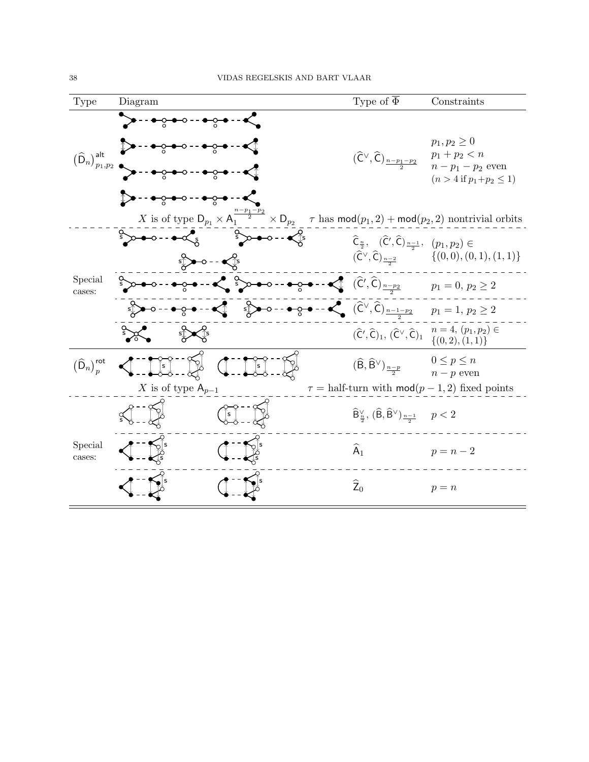| Type | Diagram | Type of $\overline{\Phi}$ | Constraints |
|---|---|---|---|
| $(\widehat{\mathsf{D}}_n)^{\mathsf{alt}}_{p_1,p_2}$ | | $(\widehat{\mathsf{C}}^\vee, \widehat{\mathsf{C}})_{\frac{n-p_1-p_2}{2}}$ | $p_1, p_2 \geq 0$ <br> $p_1 + p_2 < n$ <br> $n - p_1 - p_2$ even <br> $(n > 4$ if $p_1+p_2 \leq 1)$ |
| | $X$ is of type $\mathsf{D}_{p_1} \times \mathsf{A}_1^{\frac{n-p_1-p_2}{2}} \times \mathsf{D}_{p_2}$ | $\tau$ has $\mathsf{mod}(p_1, 2) + \mathsf{mod}(p_2, 2)$ nontrivial orbits | |
| Special cases: | | $\widehat{\mathsf{C}}_{\frac{n}{2}}$, $(\widehat{\mathsf{C}}', \widehat{\mathsf{C}})_{\frac{n-1}{2}}$, $(\widehat{\mathsf{C}}^\vee, \widehat{\mathsf{C}})_{\frac{n-2}{2}}$ | $(p_1, p_2) \in \{(0,0),(0,1),(1,1)\}$ |
| | | $(\widehat{\mathsf{C}}', \widehat{\mathsf{C}})_{\frac{n-p_2}{2}}$ | $p_1 = 0$, $p_2 \geq 2$ |
| | | $(\widehat{\mathsf{C}}^\vee, \widehat{\mathsf{C}})_{\frac{n-1-p_2}{2}}$ | $p_1 = 1$, $p_2 \geq 2$ |
| | | $(\widehat{\mathsf{C}}', \widehat{\mathsf{C}})_1$, $(\widehat{\mathsf{C}}^\vee, \widehat{\mathsf{C}})_1$ | $n = 4$, $(p_1, p_2) \in \{(0,2),(1,1)\}$ |
| $(\widehat{\mathsf{D}}_n)^{\mathsf{rot}}_p$ | | $(\widehat{\mathsf{B}}, \widehat{\mathsf{B}}^\vee)_{\frac{n-p}{2}}$ | $0 \leq p \leq n$ <br> $n - p$ even |
| | $X$ is of type $\mathsf{A}_{p-1}$ | $\tau =$ half-turn with $\mathsf{mod}(p-1, 2)$ fixed points | |
| Special cases: | | $\widehat{\mathsf{B}}^\vee_{\frac{n}{2}}$, $(\widehat{\mathsf{B}}, \widehat{\mathsf{B}}^\vee)_{\frac{n-1}{2}}$ | $p < 2$ |
| | | $\widehat{\mathsf{A}}_1$ | $p = n - 2$ |
| | | $\widehat{\mathsf{Z}}_0$ | $p = n$ |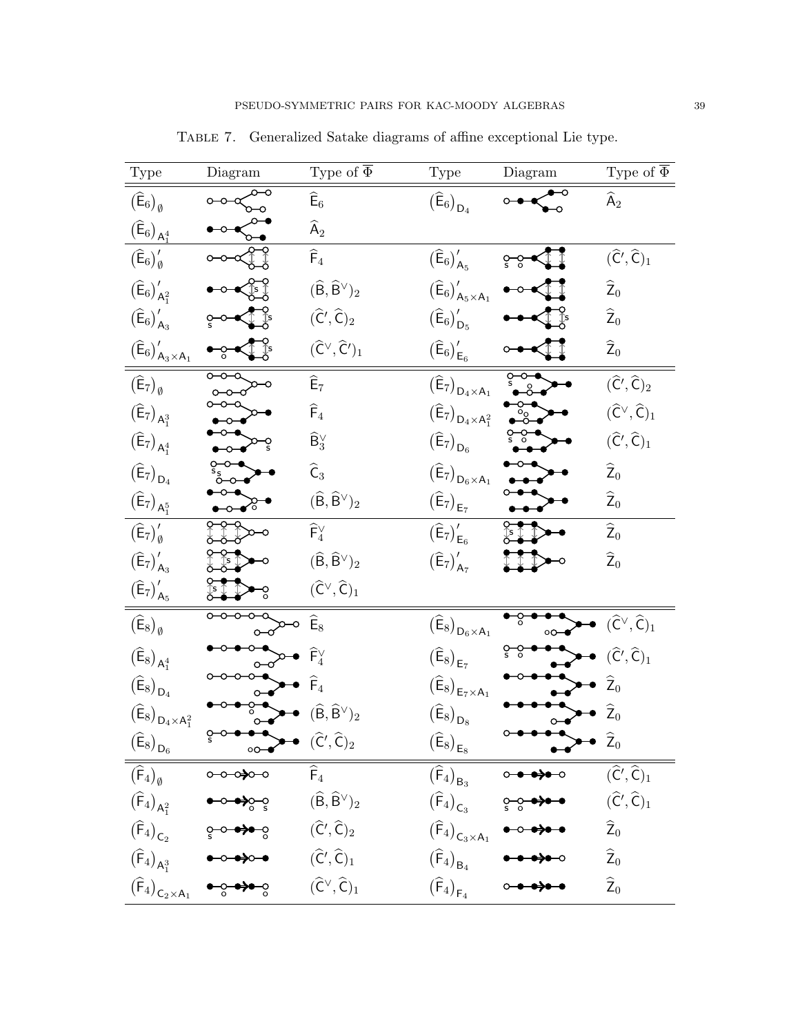Table 7. Generalized Satake diagrams of affine exceptional Lie type.

| Type | Diagram | Type of $\overline{\Phi}$ | Type | Diagram | Type of $\overline{\Phi}$ |
|---|---|---|---|---|---|
| $(\widehat{\mathsf{E}}_6)_{\emptyset}$ | | $\widehat{\mathsf{E}}_6$ | $(\widehat{\mathsf{E}}_6)_{\mathsf{D}_4}$ | | $\widehat{\mathsf{A}}_2$ |
| $(\widehat{\mathsf{E}}_6)_{\mathsf{A}_1^4}$ | | $\widehat{\mathsf{A}}_2$ | | | |
| $(\widehat{\mathsf{E}}_6)'_{\emptyset}$ | | $\widehat{\mathsf{F}}_4$ | $(\widehat{\mathsf{E}}_6)'_{\mathsf{A}_5}$ | | $(\widehat{\mathsf{C}}', \widehat{\mathsf{C}})_1$ |
| $(\widehat{\mathsf{E}}_6)'_{\mathsf{A}_1^2}$ | | $(\widehat{\mathsf{B}}, \widehat{\mathsf{B}}^\vee)_2$ | $(\widehat{\mathsf{E}}_6)'_{\mathsf{A}_5 \times \mathsf{A}_1}$ | | $\widehat{\mathsf{Z}}_0$ |
| $(\widehat{\mathsf{E}}_6)'_{\mathsf{A}_3}$ | | $(\widehat{\mathsf{C}}', \widehat{\mathsf{C}})_2$ | $(\widehat{\mathsf{E}}_6)'_{\mathsf{D}_5}$ | | $\widehat{\mathsf{Z}}_0$ |
| $(\widehat{\mathsf{E}}_6)'_{\mathsf{A}_3 \times \mathsf{A}_1}$ | | $(\widehat{\mathsf{C}}^\vee, \widehat{\mathsf{C}}')_1$ | $(\widehat{\mathsf{E}}_6)'_{\mathsf{E}_6}$ | | $\widehat{\mathsf{Z}}_0$ |
| $(\widehat{\mathsf{E}}_7)_{\emptyset}$ | | $\widehat{\mathsf{E}}_7$ | $(\widehat{\mathsf{E}}_7)_{\mathsf{D}_4 \times \mathsf{A}_1}$ | | $(\widehat{\mathsf{C}}', \widehat{\mathsf{C}})_2$ |
| $(\widehat{\mathsf{E}}_7)_{\mathsf{A}_1^3}$ | | $\widehat{\mathsf{F}}_4$ | $(\widehat{\mathsf{E}}_7)_{\mathsf{D}_4 \times \mathsf{A}_1^2}$ | | $(\widehat{\mathsf{C}}^\vee, \widehat{\mathsf{C}})_1$ |
| $(\widehat{\mathsf{E}}_7)_{\mathsf{A}_1^4}$ | | $\widehat{\mathsf{B}}_3^\vee$ | $(\widehat{\mathsf{E}}_7)_{\mathsf{D}_6}$ | | $(\widehat{\mathsf{C}}', \widehat{\mathsf{C}})_1$ |
| $(\widehat{\mathsf{E}}_7)_{\mathsf{D}_4}$ | | $\widehat{\mathsf{C}}_3$ | $(\widehat{\mathsf{E}}_7)_{\mathsf{D}_6 \times \mathsf{A}_1}$ | | $\widehat{\mathsf{Z}}_0$ |
| $(\widehat{\mathsf{E}}_7)_{\mathsf{A}_1^5}$ | | $(\widehat{\mathsf{B}}, \widehat{\mathsf{B}}^\vee)_2$ | $(\widehat{\mathsf{E}}_7)_{\mathsf{E}_7}$ | | $\widehat{\mathsf{Z}}_0$ |
| $(\widehat{\mathsf{E}}_7)'_{\emptyset}$ | | $\widehat{\mathsf{F}}_4^\vee$ | $(\widehat{\mathsf{E}}_7)'_{\mathsf{E}_6}$ | | $\widehat{\mathsf{Z}}_0$ |
| $(\widehat{\mathsf{E}}_7)'_{\mathsf{A}_3}$ | | $(\widehat{\mathsf{B}}, \widehat{\mathsf{B}}^\vee)_2$ | $(\widehat{\mathsf{E}}_7)'_{\mathsf{A}_7}$ | | $\widehat{\mathsf{Z}}_0$ |
| $(\widehat{\mathsf{E}}_7)'_{\mathsf{A}_5}$ | | $(\widehat{\mathsf{C}}^\vee, \widehat{\mathsf{C}})_1$ | | | |
| $(\widehat{\mathsf{E}}_8)_{\emptyset}$ | | $\widehat{\mathsf{E}}_8$ | $(\widehat{\mathsf{E}}_8)_{\mathsf{D}_6 \times \mathsf{A}_1}$ | | $(\widehat{\mathsf{C}}^\vee, \widehat{\mathsf{C}})_1$ |
| $(\widehat{\mathsf{E}}_8)_{\mathsf{A}_1^4}$ | | $\widehat{\mathsf{F}}_4^\vee$ | $(\widehat{\mathsf{E}}_8)_{\mathsf{E}_7}$ | | $(\widehat{\mathsf{C}}', \widehat{\mathsf{C}})_1$ |
| $(\widehat{\mathsf{E}}_8)_{\mathsf{D}_4}$ | | $\widehat{\mathsf{F}}_4$ | $(\widehat{\mathsf{E}}_8)_{\mathsf{E}_7 \times \mathsf{A}_1}$ | | $\widehat{\mathsf{Z}}_0$ |
| $(\widehat{\mathsf{E}}_8)_{\mathsf{D}_4 \times \mathsf{A}_1^2}$ | | $(\widehat{\mathsf{B}}, \widehat{\mathsf{B}}^\vee)_2$ | $(\widehat{\mathsf{E}}_8)_{\mathsf{D}_8}$ | | $\widehat{\mathsf{Z}}_0$ |
| $(\widehat{\mathsf{E}}_8)_{\mathsf{D}_6}$ | | $(\widehat{\mathsf{C}}', \widehat{\mathsf{C}})_2$ | $(\widehat{\mathsf{E}}_8)_{\mathsf{E}_8}$ | | $\widehat{\mathsf{Z}}_0$ |
| $(\widehat{\mathsf{F}}_4)_{\emptyset}$ | | $\widehat{\mathsf{F}}_4$ | $(\widehat{\mathsf{F}}_4)_{\mathsf{B}_3}$ | | $(\widehat{\mathsf{C}}', \widehat{\mathsf{C}})_1$ |
| $(\widehat{\mathsf{F}}_4)_{\mathsf{A}_1^2}$ | | $(\widehat{\mathsf{B}}, \widehat{\mathsf{B}}^\vee)_2$ | $(\widehat{\mathsf{F}}_4)_{\mathsf{C}_3}$ | | $(\widehat{\mathsf{C}}', \widehat{\mathsf{C}})_1$ |
| $(\widehat{\mathsf{F}}_4)_{\mathsf{C}_2}$ | | $(\widehat{\mathsf{C}}', \widehat{\mathsf{C}})_2$ | $(\widehat{\mathsf{F}}_4)_{\mathsf{C}_3 \times \mathsf{A}_1}$ | | $\widehat{\mathsf{Z}}_0$ |
| $(\widehat{\mathsf{F}}_4)_{\mathsf{A}_1^3}$ | | $(\widehat{\mathsf{C}}', \widehat{\mathsf{C}})_1$ | $(\widehat{\mathsf{F}}_4)_{\mathsf{B}_4}$ | | $\widehat{\mathsf{Z}}_0$ |
| $(\widehat{\mathsf{F}}_4)_{\mathsf{C}_2 \times \mathsf{A}_1}$ | | $(\widehat{\mathsf{C}}^\vee, \widehat{\mathsf{C}})_1$ | $(\widehat{\mathsf{F}}_4)_{\mathsf{F}_4}$ | | $\widehat{\mathsf{Z}}_0$ |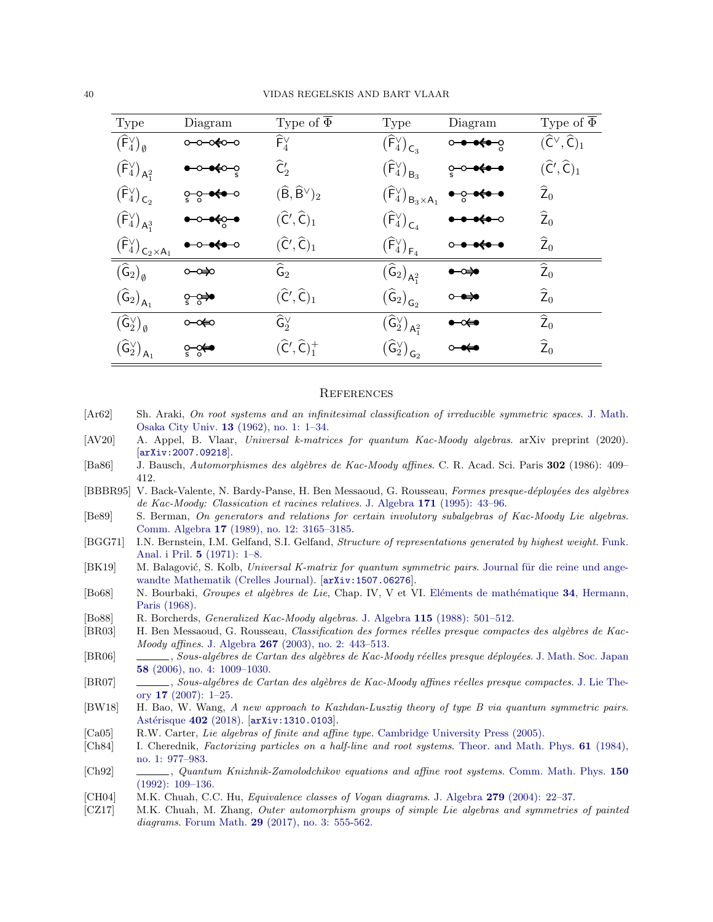| Type | Diagram | Type of $\overline{\Phi}$ | Type | Diagram | Type of $\overline{\Phi}$ |
|---|---|---|---|---|---|
| $(\widehat{\mathsf{F}}_4^\vee)_\emptyset$ | | $\widehat{\mathsf{F}}_4^\vee$ | $(\widehat{\mathsf{F}}_4^\vee)_{\mathsf{C}_3}$ | | $(\widehat{\mathsf{C}}^\vee, \widehat{\mathsf{C}})_1$ |
| $(\widehat{\mathsf{F}}_4^\vee)_{\mathsf{A}_1^2}$ | | $\widehat{\mathsf{C}}_2'$ | $(\widehat{\mathsf{F}}_4^\vee)_{\mathsf{B}_3}$ | | $(\widehat{\mathsf{C}}', \widehat{\mathsf{C}})_1$ |
| $(\widehat{\mathsf{F}}_4^\vee)_{\mathsf{C}_2}$ | | $(\widehat{\mathsf{B}}, \widehat{\mathsf{B}}^\vee)_2$ | $(\widehat{\mathsf{F}}_4^\vee)_{\mathsf{B}_3 \times \mathsf{A}_1}$ | | $\widehat{\mathsf{Z}}_0$ |
| $(\widehat{\mathsf{F}}_4^\vee)_{\mathsf{A}_1^3}$ | | $(\widehat{\mathsf{C}}', \widehat{\mathsf{C}})_1$ | $(\widehat{\mathsf{F}}_4^\vee)_{\mathsf{C}_4}$ | | $\widehat{\mathsf{Z}}_0$ |
| $(\widehat{\mathsf{F}}_4^\vee)_{\mathsf{C}_2 \times \mathsf{A}_1}$ | | $(\widehat{\mathsf{C}}', \widehat{\mathsf{C}})_1$ | $(\widehat{\mathsf{F}}_4^\vee)_{\mathsf{F}_4}$ | | $\widehat{\mathsf{Z}}_0$ |
| $(\widehat{\mathsf{G}}_2)_\emptyset$ | | $\widehat{\mathsf{G}}_2$ | $(\widehat{\mathsf{G}}_2)_{\mathsf{A}_1^2}$ | | $\widehat{\mathsf{Z}}_0$ |
| $(\widehat{\mathsf{G}}_2)_{\mathsf{A}_1}$ | | $(\widehat{\mathsf{C}}', \widehat{\mathsf{C}})_1$ | $(\widehat{\mathsf{G}}_2)_{\mathsf{G}_2}$ | | $\widehat{\mathsf{Z}}_0$ |
| $(\widehat{\mathsf{G}}_2^\vee)_\emptyset$ | | $\widehat{\mathsf{G}}_2^\vee$ | $(\widehat{\mathsf{G}}_2^\vee)_{\mathsf{A}_1^2}$ | | $\widehat{\mathsf{Z}}_0$ |
| $(\widehat{\mathsf{G}}_2^\vee)_{\mathsf{A}_1}$ | | $(\widehat{\mathsf{C}}', \widehat{\mathsf{C}})_1^+$ | $(\widehat{\mathsf{G}}_2^\vee)_{\mathsf{G}_2}$ | | $\widehat{\mathsf{Z}}_0$ |

## References

[Ar62] Sh. Araki, *On root systems and an infinitesimal classification of irreducible symmetric spaces*. J. Math. Osaka City Univ. **13** (1962), no. 1: 1–34.

[AV20] A. Appel, B. Vlaar, *Universal k-matrices for quantum Kac-Moody algebras*. arXiv preprint (2020). [arXiv:2007.09218].

[Ba86] J. Bausch, *Automorphismes des algèbres de Kac-Moody affines*. C. R. Acad. Sci. Paris **302** (1986): 409–412.

[BBBR95] V. Back-Valente, N. Bardy-Panse, H. Ben Messaoud, G. Rousseau, *Formes presque-déployées des algèbres de Kac-Moody: Classication et racines relatives*. J. Algebra **171** (1995): 43–96.

[Be89] S. Berman, *On generators and relations for certain involutory subalgebras of Kac-Moody Lie algebras*. Comm. Algebra **17** (1989), no. 12: 3165–3185.

[BGG71] I.N. Bernstein, I.M. Gelfand, S.I. Gelfand, *Structure of representations generated by highest weight*. Funk. Anal. i Pril. **5** (1971): 1–8.

[BK19] M. Balagović, S. Kolb, *Universal K-matrix for quantum symmetric pairs*. Journal für die reine und angewandte Mathematik (Crelles Journal). [arXiv:1507.06276].

[Bo68] N. Bourbaki, *Groupes et algèbres de Lie*, Chap. IV, V et VI. Eléments de mathématique **34**, Hermann, Paris (1968).

[Bo88] R. Borcherds, *Generalized Kac-Moody algebras*. J. Algebra **115** (1988): 501–512.

[BR03] H. Ben Messaoud, G. Rousseau, *Classification des formes réelles presque compactes des algèbres de Kac-Moody affines*. J. Algebra **267** (2003), no. 2: 443–513.

[BR06] ———, *Sous-algébres de Cartan des algèbres de Kac-Moody réelles presque déployées*. J. Math. Soc. Japan **58** (2006), no. 4: 1009–1030.

[BR07] ———, *Sous-algébres de Cartan des algèbres de Kac-Moody affines réelles presque compactes*. J. Lie Theory **17** (2007): 1–25.

[BW18] H. Bao, W. Wang, *A new approach to Kazhdan-Lusztig theory of type B via quantum symmetric pairs*. Astérisque **402** (2018). [arXiv:1310.0103].

[Ca05] R.W. Carter, *Lie algebras of finite and affine type*. Cambridge University Press (2005).

[Ch84] I. Cherednik, *Factorizing particles on a half-line and root systems*. Theor. and Math. Phys. **61** (1984), no. 1: 977–983.

[Ch92] ———, *Quantum Knizhnik-Zamolodchikov equations and affine root systems*. Comm. Math. Phys. **150** (1992): 109–136.

[CH04] M.K. Chuah, C.C. Hu, *Equivalence classes of Vogan diagrams*. J. Algebra **279** (2004): 22–37.

[CZ17] M.K. Chuah, M. Zhang, *Outer automorphism groups of simple Lie algebras and symmetries of painted diagrams*. Forum Math. **29** (2017), no. 3: 555-562.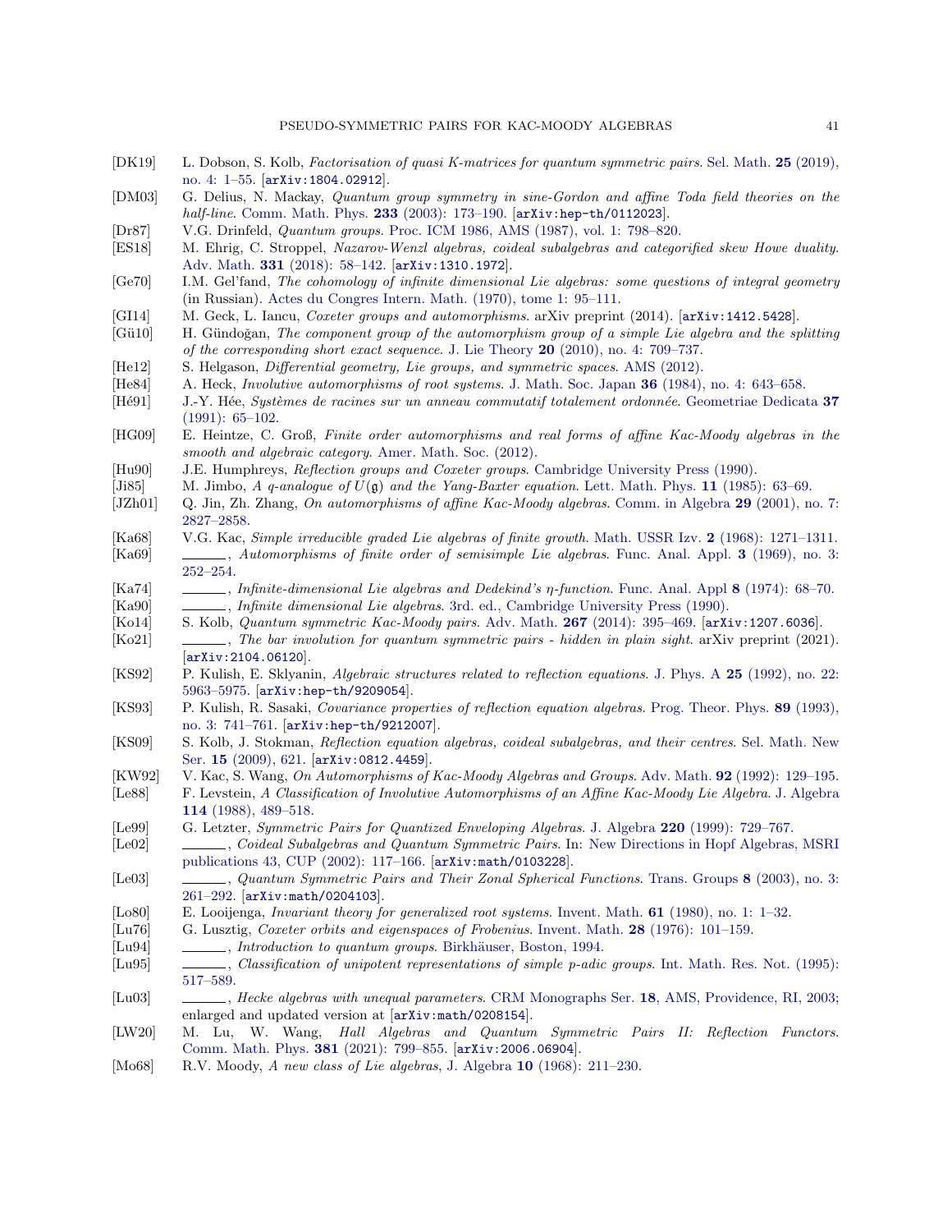- [DK19] L. Dobson, S. Kolb, *Factorisation of quasi K-matrices for quantum symmetric pairs*. Sel. Math. **25** (2019), no. 4: 1–55. [arXiv:1804.02912].
- [DM03] G. Delius, N. Mackay, *Quantum group symmetry in sine-Gordon and affine Toda field theories on the half-line*. Comm. Math. Phys. **233** (2003): 173–190. [arXiv:hep-th/0112023].
- [Dr87] V.G. Drinfeld, *Quantum groups*. Proc. ICM 1986, AMS (1987), vol. 1: 798–820.
- [ES18] M. Ehrig, C. Stroppel, *Nazarov-Wenzl algebras, coideal subalgebras and categorified skew Howe duality*. Adv. Math. **331** (2018): 58–142. [arXiv:1310.1972].
- [Ge70] I.M. Gel'fand, *The cohomology of infinite dimensional Lie algebras: some questions of integral geometry* (in Russian). Actes du Congres Intern. Math. (1970), tome 1: 95–111.
- [GI14] M. Geck, L. Iancu, *Coxeter groups and automorphisms*. arXiv preprint (2014). [arXiv:1412.5428].
- [Gü10] H. Gündoğan, *The component group of the automorphism group of a simple Lie algebra and the splitting of the corresponding short exact sequence*. J. Lie Theory **20** (2010), no. 4: 709–737.
- [He12] S. Helgason, *Differential geometry, Lie groups, and symmetric spaces*. AMS (2012).
- [He84] A. Heck, *Involutive automorphisms of root systems*. J. Math. Soc. Japan **36** (1984), no. 4: 643–658.
- [Hé91] J.-Y. Hée, *Systèmes de racines sur un anneau commutatif totalement ordonnée*. Geometriae Dedicata **37** (1991): 65–102.
- [HG09] E. Heintze, C. Groß, *Finite order automorphisms and real forms of affine Kac-Moody algebras in the smooth and algebraic category*. Amer. Math. Soc. (2012).
- [Hu90] J.E. Humphreys, *Reflection groups and Coxeter groups*. Cambridge University Press (1990).
- [Ji85] M. Jimbo, *A q-analogue of $U(\mathfrak{g})$ and the Yang-Baxter equation*. Lett. Math. Phys. **11** (1985): 63–69.
- [JZh01] Q. Jin, Zh. Zhang, *On automorphisms of affine Kac-Moody algebras*. Comm. in Algebra **29** (2001), no. 7: 2827–2858.
- [Ka68] V.G. Kac, *Simple irreducible graded Lie algebras of finite growth*. Math. USSR Izv. **2** (1968): 1271–1311.
- [Ka69] ———, *Automorphisms of finite order of semisimple Lie algebras*. Func. Anal. Appl. **3** (1969), no. 3: 252–254.
- [Ka74] ———, *Infinite-dimensional Lie algebras and Dedekind's η-function*. Func. Anal. Appl **8** (1974): 68–70.
- [Ka90] ———, *Infinite dimensional Lie algebras*. 3rd. ed., Cambridge University Press (1990).
- [Ko14] S. Kolb, *Quantum symmetric Kac-Moody pairs*. Adv. Math. **267** (2014): 395–469. [arXiv:1207.6036].
- [Ko21] ———, *The bar involution for quantum symmetric pairs - hidden in plain sight*. arXiv preprint (2021). [arXiv:2104.06120].
- [KS92] P. Kulish, E. Sklyanin, *Algebraic structures related to reflection equations*. J. Phys. A **25** (1992), no. 22: 5963–5975. [arXiv:hep-th/9209054].
- [KS93] P. Kulish, R. Sasaki, *Covariance properties of reflection equation algebras*. Prog. Theor. Phys. **89** (1993), no. 3: 741–761. [arXiv:hep-th/9212007].
- [KS09] S. Kolb, J. Stokman, *Reflection equation algebras, coideal subalgebras, and their centres*. Sel. Math. New Ser. **15** (2009), 621. [arXiv:0812.4459].
- [KW92] V. Kac, S. Wang, *On Automorphisms of Kac-Moody Algebras and Groups*. Adv. Math. **92** (1992): 129–195.
- [Le88] F. Levstein, *A Classification of Involutive Automorphisms of an Affine Kac-Moody Lie Algebra*. J. Algebra **114** (1988), 489–518.
- [Le99] G. Letzter, *Symmetric Pairs for Quantized Enveloping Algebras*. J. Algebra **220** (1999): 729–767.
- [Le02] ———, *Coideal Subalgebras and Quantum Symmetric Pairs*. In: New Directions in Hopf Algebras, MSRI publications 43, CUP (2002): 117–166. [arXiv:math/0103228].
- [Le03] ———, *Quantum Symmetric Pairs and Their Zonal Spherical Functions*. Trans. Groups **8** (2003), no. 3: 261–292. [arXiv:math/0204103].
- [Lo80] E. Looijenga, *Invariant theory for generalized root systems*. Invent. Math. **61** (1980), no. 1: 1–32.
- [Lu76] G. Lusztig, *Coxeter orbits and eigenspaces of Frobenius*. Invent. Math. **28** (1976): 101–159.
- [Lu94] ———, *Introduction to quantum groups*. Birkhäuser, Boston, 1994.
- [Lu95] ———, *Classification of unipotent representations of simple p-adic groups*. Int. Math. Res. Not. (1995): 517–589.
- [Lu03] ———, *Hecke algebras with unequal parameters*. CRM Monographs Ser. **18**, AMS, Providence, RI, 2003; enlarged and updated version at [arXiv:math/0208154].
- [LW20] M. Lu, W. Wang, *Hall Algebras and Quantum Symmetric Pairs II: Reflection Functors*. Comm. Math. Phys. **381** (2021): 799–855. [arXiv:2006.06904].
- [Mo68] R.V. Moody, *A new class of Lie algebras*, J. Algebra **10** (1968): 211–230.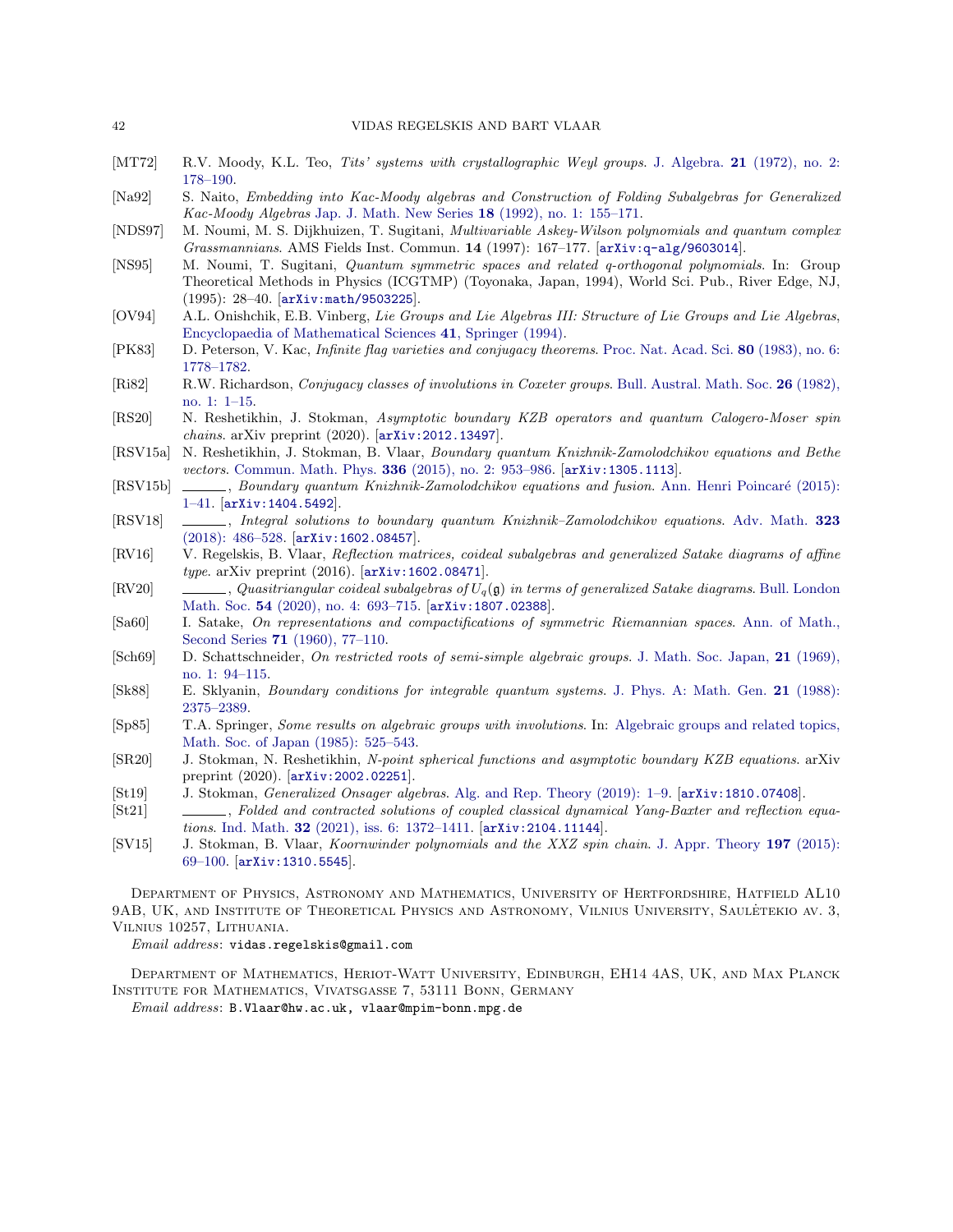[MT72] R.V. Moody, K.L. Teo, *Tits' systems with crystallographic Weyl groups*. J. Algebra. **21** (1972), no. 2: 178–190.

[Na92] S. Naito, *Embedding into Kac-Moody algebras and Construction of Folding Subalgebras for Generalized Kac-Moody Algebras* Jap. J. Math. New Series **18** (1992), no. 1: 155–171.

[NDS97] M. Noumi, M. S. Dijkhuizen, T. Sugitani, *Multivariable Askey-Wilson polynomials and quantum complex Grassmannians*. AMS Fields Inst. Commun. **14** (1997): 167–177. [arXiv:q-alg/9603014].

[NS95] M. Noumi, T. Sugitani, *Quantum symmetric spaces and related q-orthogonal polynomials*. In: Group Theoretical Methods in Physics (ICGTMP) (Toyonaka, Japan, 1994), World Sci. Pub., River Edge, NJ, (1995): 28–40. [arXiv:math/9503225].

[OV94] A.L. Onishchik, E.B. Vinberg, *Lie Groups and Lie Algebras III: Structure of Lie Groups and Lie Algebras*, Encyclopaedia of Mathematical Sciences **41**, Springer (1994).

[PK83] D. Peterson, V. Kac, *Infinite flag varieties and conjugacy theorems*. Proc. Nat. Acad. Sci. **80** (1983), no. 6: 1778–1782.

[Ri82] R.W. Richardson, *Conjugacy classes of involutions in Coxeter groups*. Bull. Austral. Math. Soc. **26** (1982), no. 1: 1–15.

[RS20] N. Reshetikhin, J. Stokman, *Asymptotic boundary KZB operators and quantum Calogero-Moser spin chains*. arXiv preprint (2020). [arXiv:2012.13497].

[RSV15a] N. Reshetikhin, J. Stokman, B. Vlaar, *Boundary quantum Knizhnik-Zamolodchikov equations and Bethe vectors*. Commun. Math. Phys. **336** (2015), no. 2: 953–986. [arXiv:1305.1113].

[RSV15b] ______, *Boundary quantum Knizhnik-Zamolodchikov equations and fusion*. Ann. Henri Poincaré (2015): 1–41. [arXiv:1404.5492].

[RSV18] ______, *Integral solutions to boundary quantum Knizhnik–Zamolodchikov equations*. Adv. Math. **323** (2018): 486–528. [arXiv:1602.08457].

[RV16] V. Regelskis, B. Vlaar, *Reflection matrices, coideal subalgebras and generalized Satake diagrams of affine type*. arXiv preprint (2016). [arXiv:1602.08471].

[RV20] ______, *Quasitriangular coideal subalgebras of $U_q(\mathfrak{g})$ in terms of generalized Satake diagrams*. Bull. London Math. Soc. **54** (2020), no. 4: 693–715. [arXiv:1807.02388].

[Sa60] I. Satake, *On representations and compactifications of symmetric Riemannian spaces*. Ann. of Math., Second Series **71** (1960), 77–110.

[Sch69] D. Schattschneider, *On restricted roots of semi-simple algebraic groups*. J. Math. Soc. Japan, **21** (1969), no. 1: 94–115.

[Sk88] E. Sklyanin, *Boundary conditions for integrable quantum systems*. J. Phys. A: Math. Gen. **21** (1988): 2375–2389.

[Sp85] T.A. Springer, *Some results on algebraic groups with involutions*. In: Algebraic groups and related topics, Math. Soc. of Japan (1985): 525–543.

[SR20] J. Stokman, N. Reshetikhin, *N-point spherical functions and asymptotic boundary KZB equations*. arXiv preprint (2020). [arXiv:2002.02251].

[St19] J. Stokman, *Generalized Onsager algebras*. Alg. and Rep. Theory (2019): 1–9. [arXiv:1810.07408].

[St21] ______, *Folded and contracted solutions of coupled classical dynamical Yang-Baxter and reflection equations*. Ind. Math. **32** (2021), iss. 6: 1372–1411. [arXiv:2104.11144].

[SV15] J. Stokman, B. Vlaar, *Koornwinder polynomials and the XXZ spin chain*. J. Appr. Theory **197** (2015): 69–100. [arXiv:1310.5545].

Department of Physics, Astronomy and Mathematics, University of Hertfordshire, Hatfield AL10 9AB, UK, and Institute of Theoretical Physics and Astronomy, Vilnius University, Saulėtekio av. 3, Vilnius 10257, Lithuania.

*Email address*: vidas.regelskis@gmail.com

Department of Mathematics, Heriot-Watt University, Edinburgh, EH14 4AS, UK, and Max Planck Institute for Mathematics, Vivatsgasse 7, 53111 Bonn, Germany

*Email address*: B.Vlaar@hw.ac.uk, vlaar@mpim-bonn.mpg.de